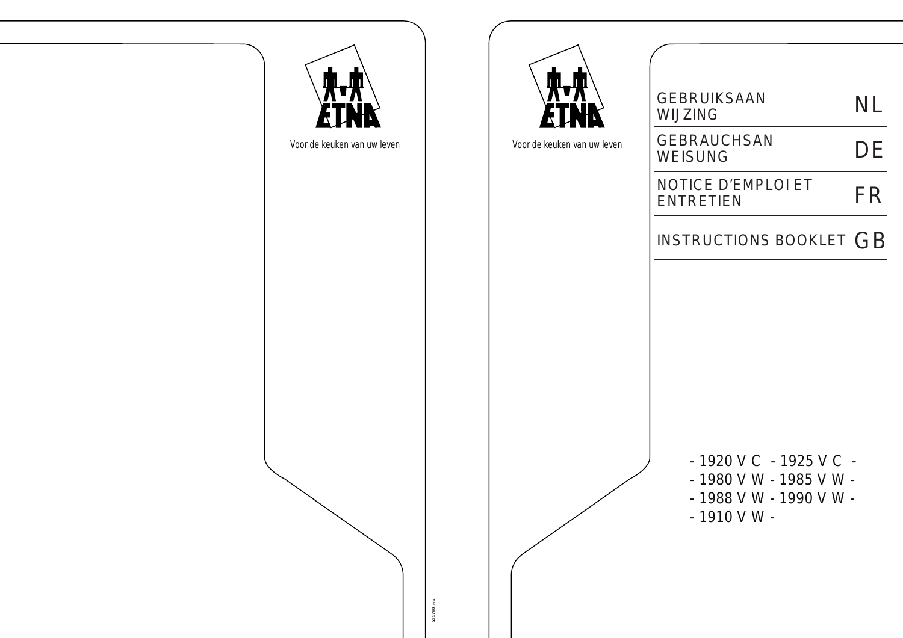ETNA

Voor de keuken van uw leven

ETNA

Voor de keuken van uw leven

| | |
|---|---|
| GEBRUIKSAANWIJZING | NL |
| GEBRAUCHSANWEISUNG | DE |
| NOTICE D'EMPLOI ET ENTRETIEN | FR |
| INSTRUCTIONS BOOKLET | GB |

- 1920 V C - 1925 V C -
- 1980 V W - 1985 V W -
- 1988 V W - 1990 V W -
- 1910 V W -

535790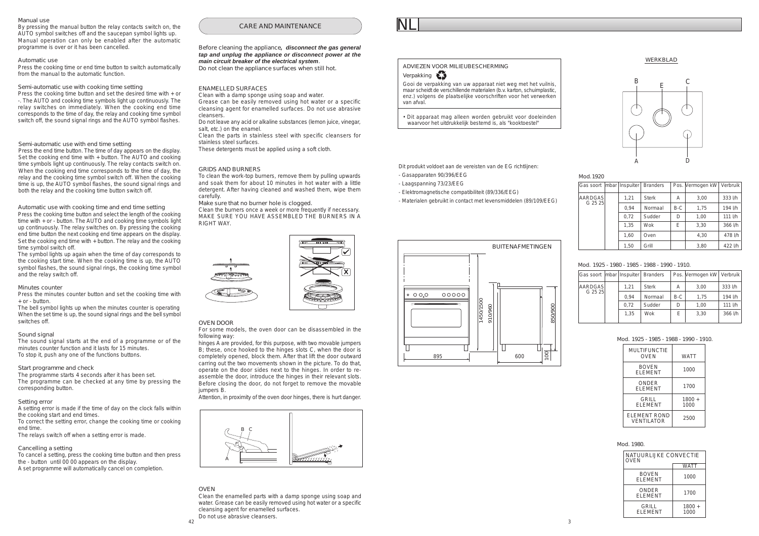### Manual use

By pressing the manual button the relay contacts switch on, the AUTO symbol switches off and the saucepan symbol lights up. Manual operation can only be enabled after the automatic programme is over or it has been cancelled.

### Automatic use

Press the cooking time or end time button to switch automatically from the manual to the automatic function.

### Semi-automatic use with cooking time setting

Press the cooking time button and set the desired time with + or -. The AUTO and cooking time symbols light up continuously. The relay switches on immediately. When the cooking end time corresponds to the time of day, the relay and cooking time symbol switch off, the sound signal rings and the AUTO symbol flashes.

### Semi-automatic use with end time setting

Press the end time button. The time of day appears on the display. Set the cooking end time with + button. The AUTO and cooking time symbols light up continuously. The relay contacts switch on. When the cooking end time corresponds to the time of the day, the relay and the cooking time symbol switch off. When the cooking time is up, the AUTO symbol flashes, the sound signal rings and both the relay and the cooking time button switch off.

### Automatic use with cooking time and end time setting

Press the cooking time button and select the length of the cooking time with + or - button. The AUTO and cooking time symbols light up continuously. The relay switches on. By pressing the cooking end time button the next cooking end time appears on the display. Set the cooking end time with + button. The relay and the cooking time symbol switch off.

The symbol lights up again when the time of day corresponds to the cooking start time. When the cooking time is up, the AUTO symbol flashes, the sound signal rings, the cooking time symbol and the relay switch off.

### Minutes counter

Press the minutes counter button and set the cooking time with + or - button.

The bell symbol lights up when the minutes counter is operating When the set time is up, the sound signal rings and the bell symbol switches off.

### Sound signal

The sound signal starts at the end of a programme or of the minutes counter function and it lasts for 15 minutes.

To stop it, push any one of the functions buttons.

### Start programme and check

The programme starts 4 seconds after it has been set.

The programme can be checked at any time by pressing the corresponding button.

### Setting error

A setting error is made if the time of day on the clock falls within the cooking start and end times.

To correct the setting error, change the cooking time or cooking end time.

The relays switch off when a setting error is made.

### Cancelling a setting

To cancel a setting, press the cooking time button and then press the - button until 00 00 appears on the display.

A set programme will automatically cancel on completion.

## CARE AND MAINTENANCE

Before cleaning the appliance, ***disconnect the gas general tap and unplug the appliance or disconnect power at the main circuit breaker of the electrical system***.

Do not clean the appliance surfaces when still hot.

### ENAMELLED SURFACES

Clean with a damp sponge using soap and water.

Grease can be easily removed using hot water or a specific cleansing agent for enamelled surfaces. Do not use abrasive cleansers.

Do not leave any acid or alkaline substances (lemon juice, vinegar, salt, etc.) on the enamel.

Clean the parts in stainless steel with specific cleansers for stainless steel surfaces.

These detergents must be applied using a soft cloth.

### GRIDS AND BURNERS

To clean the work-top burners, remove them by pulling upwards and soak them for about 10 minutes in hot water with a little detergent. After having cleaned and washed them, wipe them carefully.

Make sure that no burner hole is clogged.

Clean the burners once a week or more frequently if necessary. MAKE SURE YOU HAVE ASSEMBLED THE BURNERS IN A RIGHT WAY.

### OVEN DOOR

For some models, the oven door can be disassembled in the following way:

hinges A are provided, for this purpose, with two movable jumpers B; these, once hooked to the hinges slots C, when the door is completely opened, block them. After that lift the door outward carring out the two movements shown in the picture. To do that, operate on the door sides next to the hinges. In order to re-assemble the door, introduce the hinges in their relevant slots. Before closing the door, do not forget to remove the movable jumpers B.

Attention, in proximity of the oven door hinges, there is hurt danger.

### OVEN

Clean the enamelled parts with a damp sponge using soap and water. Grease can be easily removed using hot water or a specific cleansing agent for enamelled surfaces.

Do not use abrasive cleansers.

# NL

### ADVIEZEN VOOR MILIEUBESCHERMING

Verpakking

Gooi de verpakking van uw apparaat niet weg met het vuilnis, maar scheidt de verschillende materialen (b.v. karton, schuimplastic, enz.) volgens de plaatselijke voorschriften voor het verwerken van afval.

- Dit apparaat mag alleen worden gebruikt voor doeleinden waarvoor het uitdrukkelijk bestemd is, als "kooktoestel"

Dit produkt voldoet aan de vereisten van de EG richtlijnen:

- Gasapparaten 90/396/EEG
- Laagspanning 73/23/EEG
- Elektromagnetische compatibiliteit (89/336/EEG)
- Materialen gebruikt in contact met levensmiddelen (89/109/EEG)

BUITENAFMETINGEN

895 — 600 — 1450/1500 — 910/960 — 850/900 — 100

WERKBLAD

B — E — C — A — D

Mod. 1920

| Gas soort | mbar | Inspuiter | Branders | Pos. | Vermogen kW | Verbruik |
|---|---|---|---|---|---|---|
| AARDGAS G 25 25 | | 1,21 | Sterk | A | 3,00 | 333 l/h |
| | | 0,94 | Normaal | B-C | 1,75 | 194 l/h |
| | | 0,72 | Sudder | D | 1,00 | 111 l/h |
| | | 1,35 | Wok | E | 3,30 | 366 l/h |
| | | 1,60 | Oven | | 4,30 | 478 l/h |
| | | 1,50 | Grill | | 3,80 | 422 l/h |

Mod. 1925 - 1980 - 1985 - 1988 - 1990 - 1910.

| Gas soort | mbar | Inspuiter | Branders | Pos. | Vermogen kW | Verbruik |
|---|---|---|---|---|---|---|
| AARDGAS G 25 25 | | 1,21 | Sterk | A | 3,00 | 333 l/h |
| | | 0,94 | Normaal | B-C | 1,75 | 194 l/h |
| | | 0,72 | Sudder | D | 1,00 | 111 l/h |
| | | 1,35 | Wok | E | 3,30 | 366 l/h |

Mod. 1925 - 1985 - 1988 - 1990 - 1910.

| MULTIFUNCTIE OVEN | WATT |
|---|---|
| BOVEN ELEMENT | 1000 |
| ONDER ELEMENT | 1700 |
| GRILL ELEMENT | 1800 + 1000 |
| ELEMENT ROND VENTILATOR | 2500 |

Mod. 1980.

| NATUURLIJKE CONVECTIE OVEN | WATT |
|---|---|
| BOVEN ELEMENT | 1000 |
| ONDER ELEMENT | 1700 |
| GRILL ELEMENT | 1800 + 1000 |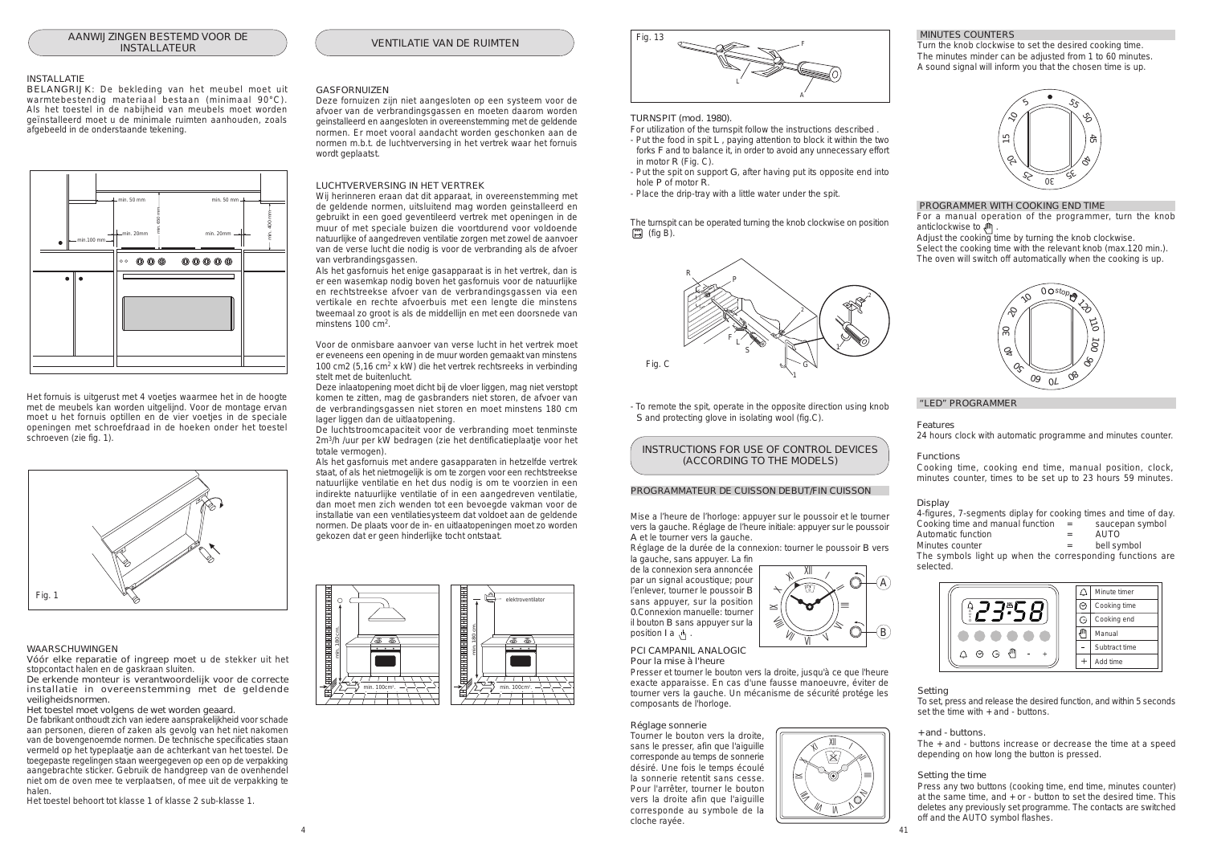## AANWIJZINGEN BESTEMD VOOR DE INSTALLATEUR

### INSTALLATIE

BELANGRIJK: De bekleding van het meubel moet uit warmtebestendig materiaal bestaan (minimaal 90°C). Als het toestel in de nabijheid van meubels moet worden geïnstalleerd moet u de minimale ruimten aanhouden, zoals afgebeeld in de onderstaande tekening.

min. 50 mm — min. 50 mm — min. 650 mm — min. 400 mm — min.100 mm — min. 20mm — min. 20mm

Het fornuis is uitgerust met 4 voetjes waarmee het in de hoogte met de meubels kan worden uitgelijnd. Voor de montage ervan moet u het fornuis optillen en de vier voetjes in de speciale openingen met schroefdraad in de hoeken onder het toestel schroeven (zie fig. 1).

Fig. 1

### WAARSCHUWINGEN

Vóór elke reparatie of ingreep moet u de stekker uit het stopcontact halen en de gaskraan sluiten.

De erkende monteur is verantwoordelijk voor de correcte installatie in overeenstemming met de geldende veiligheidsnormen.

Het toestel moet volgens de wet worden geaard.

De fabrikant onthoudt zich van iedere aansprakelijkheid voor schade aan personen, dieren of zaken als gevolg van het niet nakomen van de bovengenoemde normen. De technische specificaties staan vermeld op het typeplaatje aan de achterkant van het toestel. De toegepaste regelingen staan weergegeven op een op de verpakking aangebrachte sticker. Gebruik de handgreep van de ovenhendel niet om de oven mee te verplaatsen, of mee uit de verpakking te halen.

Het toestel behoort tot klasse 1 of klasse 2 sub-klasse 1.

## VENTILATIE VAN DE RUIMTEN

### GASFORNUIZEN

Deze fornuizen zijn niet aangesloten op een systeem voor de afvoer van de verbrandingsgassen en moeten daarom worden geïnstalleerd en aangesloten in overeenstemming met de geldende normen. Er moet vooral aandacht worden geschonken aan de normen m.b.t. de luchtverversing in het vertrek waar het fornuis wordt geplaatst.

### LUCHTVERVERSING IN HET VERTREK

Wij herinneren eraan dat dit apparaat, in overeenstemming met de geldende normen, uitsluitend mag worden geïnstalleerd en gebruikt in een goed geventileerd vertrek met openingen in de muur of met speciale buizen die voortdurend voor voldoende natuurlijke of aangedreven ventilatie zorgen met zowel de aanvoer van de verse lucht die nodig is voor de verbranding als de afvoer van verbrandingsgassen.

Als het gasfornuis het enige gasapparaat is in het vertrek, dan is er een wasemkap nodig boven het gasfornuis voor de natuurlijke en rechtstreekse afvoer van de verbrandingsgassen via een vertikale en rechte afvoerbuis met een lengte die minstens tweemaal zo groot is als de middellijn en met een doorsnede van minstens 100 $cm^2$.

Voor de onmisbare aanvoer van verse lucht in het vertrek moet er eveneens een opening in de muur worden gemaakt van minstens 100 cm2 (5,16 $cm^2$ x kW) die het vertrek rechtsreeks in verbinding stelt met de buitenlucht.

Deze inlaatopening moet dicht bij de vloer liggen, mag niet verstopt komen te zitten, mag de gasbranders niet storen, de afvoer van de verbrandingsgassen niet storen en moet minstens 180 cm lager liggen dan de uitlaatopening.

De luchtstroomcapaciteit voor de verbranding moet tenminste $2m^3/h$ /uur per kW bedragen (zie het dentificatieplaatje voor het totale vermogen).

Als het gasfornuis met andere gasapparaten in hetzelfde vertrek staat, of als het nietmogelijk is om te zorgen voor een rechtstreekse natuurlijke ventilatie en het dus nodig is om te voorzien in een indirekte natuurlijke ventilatie of in een aangedreven ventilatie, dan moet men zich wenden tot een bevoegde vakman voor de installatie van een ventilatiesysteem dat voldoet aan de geldende normen. De plaats voor de in- en uitlaatopeningen moet zo worden gekozen dat er geen hinderlijke tocht ontstaat.

min. 180 cm. — min. 100cm². — elektroventilator — min. 180 cm. — min. 100cm².

Fig. 13

### TURNSPIT (mod. 1980).

For utilization of the turnspit follow the instructions described .

- Put the food in spit L , paying attention to block it within the two forks F and to balance it, in order to avoid any unnecessary effort in motor R (Fig. C).
- Put the spit on support G, after having put its opposite end into hole P of motor R.
- Place the drip-tray with a little water under the spit.

The turnspit can be operated turning the knob clockwise on position (fig B).

Fig. C

- To remote the spit, operate in the opposite direction using knob S and protecting glove in isolating wool (fig.C).

## INSTRUCTIONS FOR USE OF CONTROL DEVICES (ACCORDING TO THE MODELS)

### PROGRAMMATEUR DE CUISSON DEBUT/FIN CUISSON

Mise a l'heure de l'horloge: appuyer sur le poussoir et le tourner vers la gauche. Réglage de l'heure initiale: appuyer sur le poussoir A et le tourner vers la gauche.

Réglage de la durée de la connexion: tourner le poussoir B vers la gauche, sans appuyer. La fin de la connexion sera annoncée par un signal acoustique; pour l'enlever, tourner le poussoir B sans appuyer, sur la position 0.Connexion manuelle: tourner il bouton B sans appuyer sur la position I a .

### PCI CAMPANIL ANALOGIC

Pour la mise à l'heure

Presser et tourner le bouton vers la droite, jusqu'à ce que l'heure exacte apparaisse. En cas d'une fausse manoeuvre, éviter de tourner vers la gauche. Un mécanisme de sécurité protége les composants de l'horloge.

Réglage sonnerie

Tourner le bouton vers la droite, sans le presser, afin que l'aiguille corresponde au temps de sonnerie désiré. Une fois le temps écoulé la sonnerie retentit sans cesse. Pour l'arrêter, tourner le bouton vers la droite afin que l'aiguille corresponde au symbole de la cloche rayée.

### MINUTES COUNTERS

Turn the knob clockwise to set the desired cooking time. The minutes minder can be adjusted from 1 to 60 minutes. A sound signal will inform you that the chosen time is up.

### PROGRAMMER WITH COOKING END TIME

For a manual operation of the programmer, turn the knob anticlockwise to .

Adjust the cooking time by turning the knob clockwise.

Select the cooking time with the relevant knob (max.120 min.). The oven will switch off automatically when the cooking is up.

### "LED" PROGRAMMER

#### Features

24 hours clock with automatic programme and minutes counter.

#### Functions

Cooking time, cooking end time, manual position, clock, minutes counter, times to be set up to 23 hours 59 minutes.

#### Display

4-figures, 7-segments diplay for cooking times and time of day.

| | | |
|---|---|---|
| Cooking time and manual function | = | saucepan symbol |
| Automatic function | = | AUTO |
| Minutes counter | = | bell symbol |

The symbols light up when the corresponding functions are selected.

| | |
|---|---|
| | Minute timer |
| | Cooking time |
| | Cooking end |
| | Manual |
| – | Subtract time |
| + | Add time |

#### Setting

To set, press and release the desired function, and within 5 seconds set the time with + and - buttons.

#### + and - buttons.

The + and - buttons increase or decrease the time at a speed depending on how long the button is pressed.

#### Setting the time

Press any two buttons (cooking time, end time, minutes counter) at the same time, and + or - button to set the desired time. This deletes any previously set programme. The contacts are switched off and the AUTO symbol flashes.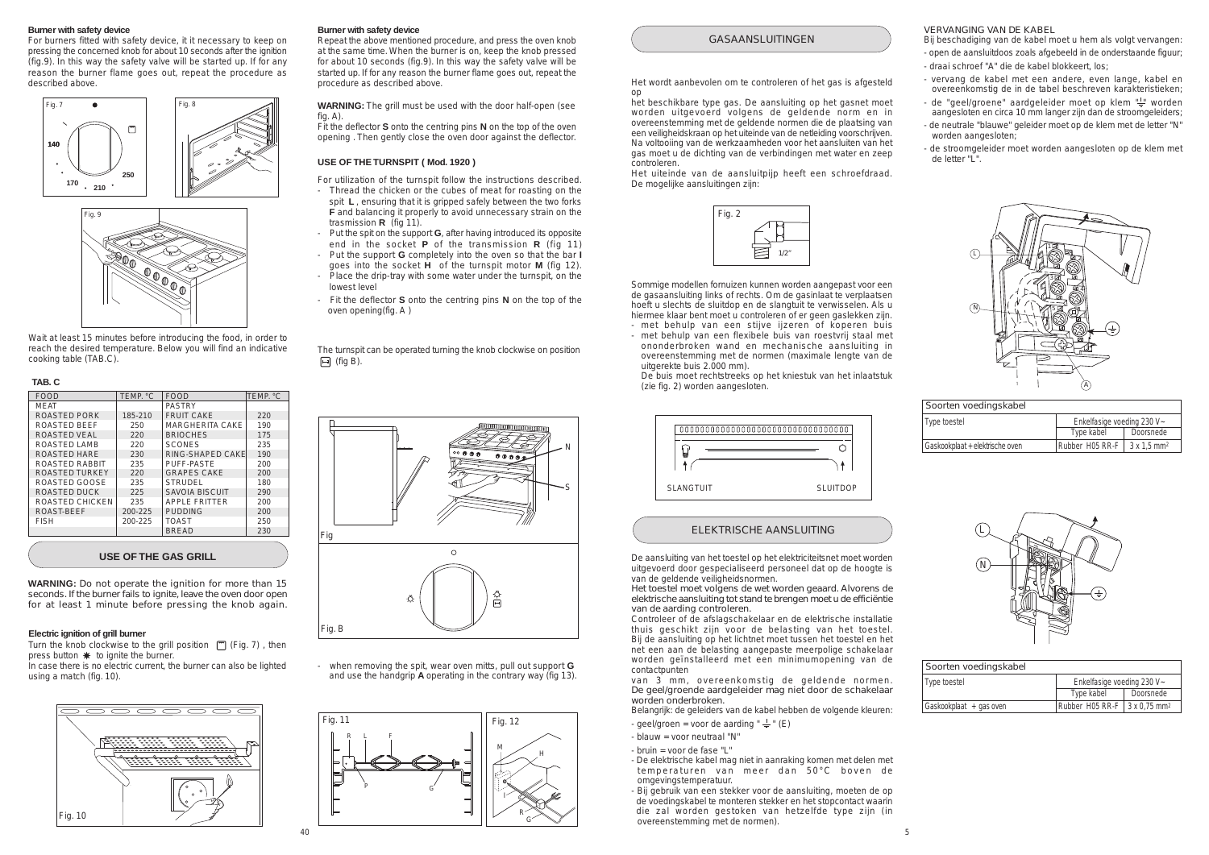**Burner with safety device**

For burners fitted with safety device, it it necessary to keep on pressing the concerned knob for about 10 seconds after the ignition (fig.9). In this way the safety valve will be started up. If for any reason the burner flame goes out, repeat the procedure as described above.

Fig. 7

Fig. 8

Fig. 9

Wait at least 15 minutes before introducing the food, in order to reach the desired temperature. Below you will find an indicative cooking table (TAB.C).

**TAB. C**

| FOOD | TEMP. °C | FOOD | TEMP. °C |
|---|---|---|---|
| MEAT | | PASTRY | |
| ROASTED PORK | 185-210 | FRUIT CAKE | 220 |
| ROASTED BEEF | 250 | MARGHERITA CAKE | 190 |
| ROASTED VEAL | 220 | BRIOCHES | 175 |
| ROASTED LAMB | 220 | SCONES | 235 |
| ROASTED HARE | 230 | RING-SHAPED CAKE | 190 |
| ROASTED RABBIT | 235 | PUFF-PASTE | 200 |
| ROASTED TURKEY | 220 | GRAPES CAKE | 200 |
| ROASTED GOOSE | 235 | STRUDEL | 180 |
| ROASTED DUCK | 225 | SAVOIA BISCUIT | 290 |
| ROASTED CHICKEN | 235 | APPLE FRITTER | 200 |
| ROAST-BEEF | 200-225 | PUDDING | 200 |
| FISH | 200-225 | TOAST | 250 |
| | | BREAD | 230 |

## USE OF THE GAS GRILL

**WARNING:** Do not operate the ignition for more than 15 seconds. If the burner fails to ignite, leave the oven door open for at least 1 minute before pressing the knob again.

**Electric ignition of grill burner**

Turn the knob clockwise to the grill position (Fig. 7) , then press button ✱ to ignite the burner.

In case there is no electric current, the burner can also be lighted using a match (fig. 10).

Fig. 10

**Burner with safety device**

Repeat the above mentioned procedure, and press the oven knob at the same time. When the burner is on, keep the knob pressed for about 10 seconds (fig.9). In this way the safety valve will be started up. If for any reason the burner flame goes out, repeat the procedure as described above.

**WARNING:** The grill must be used with the door half-open (see fig. A).

Fit the deflector **S** onto the centring pins **N** on the top of the oven opening . Then gently close the oven door against the deflector.

### USE OF THE TURNSPIT ( Mod. 1920 )

For utilization of the turnspit follow the instructions described.

- Thread the chicken or the cubes of meat for roasting on the spit **L** , ensuring that it is gripped safely between the two forks **F** and balancing it properly to avoid unnecessary strain on the trasmission **R** (fig 11).
- Put the spit on the support **G**, after having introduced its opposite end in the socket **P** of the transmission **R** (fig 11)
- Put the support **G** completely into the oven so that the bar **I** goes into the socket **H** of the turnspit motor **M** (fig 12).
- Place the drip-tray with some water under the turnspit, on the lowest level
- Fit the deflector **S** onto the centring pins **N** on the top of the oven opening(fig. A )

The turnspit can be operated turning the knob clockwise on position (fig B).

Fig

Fig. B

- when removing the spit, wear oven mitts, pull out support **G** and use the handgrip **A** operating in the contrary way (fig 13).

Fig. 11

Fig. 12

## GASAANSLUITINGEN

Het wordt aanbevolen om te controleren of het gas is afgesteld op het beschikbare type gas. De aansluiting op het gasnet moet worden uitgevoerd volgens de geldende norm en in overeenstemming met de geldende normen die de plaatsing van een veiligheidskraan op het uiteinde van de netleiding voorschrijven. Na voltooiing van de werkzaamheden voor het aansluiten van het gas moet u de dichting van de verbindingen met water en zeep controleren.

Het uiteinde van de aansluitpijp heeft een schroefdraad. De mogelijke aansluitingen zijn:

Fig. 2

Sommige modellen fornuizen kunnen worden aangepast voor een de gasaansluiting links of rechts. Om de gasinlaat te verplaatsen hoeft u slechts de sluitdop en de slangtuit te verwisselen. Als u hiermee klaar bent moet u controleren of er geen gaslekken zijn.

- met behulp van een stijve ijzeren of koperen buis
- met behulp van een flexibele buis van roestvrij staal met ononderbroken wand en mechanische aansluiting in overeenstemming met de normen (maximale lengte van de uitgerekte buis 2.000 mm).

De buis moet rechtstreeks op het kniestuk van het inlaatstuk (zie fig. 2) worden aangesloten.

SLANGTUIT SLUITDOP

## ELEKTRISCHE AANSLUITING

De aansluiting van het toestel op het elektriciteitsnet moet worden uitgevoerd door gespecialiseerd personeel dat op de hoogte is van de geldende veiligheidsnormen.

Het toestel moet volgens de wet worden geaard. Alvorens de elektrische aansluiting tot stand te brengen moet u de efficiëntie van de aarding controleren.

Controleer of de afslagschakelaar en de elektrische installatie thuis geschikt zijn voor de belasting van het toestel. Bij de aansluiting op het lichtnet moet tussen het toestel en het net een aan de belasting aangepaste meerpolige schakelaar worden geïnstalleerd met een minimumopening van de contactpunten van 3 mm, overeenkomstig de geldende normen. De geel/groende aardgeleider mag niet door de schakelaar worden onderbroken.

Belangrijk: de geleiders van de kabel hebben de volgende kleuren:

- geel/groen = voor de aarding "⏚" (E)
- blauw = voor neutraal "N"
- bruin = voor de fase "L"
- De elektrische kabel mag niet in aanraking komen met delen met temperaturen van meer dan 50°C boven de omgevingstemperatuur.
- Bij gebruik van een stekker voor de aansluiting, moeten de op de voedingskabel te monteren stekker en het stopcontact waarin die zal worden gestoken van hetzelfde type zijn (in overeenstemming met de normen).

VERVANGING VAN DE KABEL

Bij beschadiging van de kabel moet u hem als volgt vervangen:

- open de aansluitdoos zoals afgebeeld in de onderstaande figuur;
- draai schroef "A" die de kabel blokkeert, los;
- vervang de kabel met een andere, even lange, kabel en overeenkomstig de in de tabel beschreven karakteristieken;
- de "geel/groene" aardgeleider moet op klem "⏚" worden aangesloten en circa 10 mm langer zijn dan de stroomgeleiders;
- de neutrale "blauwe" geleider moet op de klem met de letter "N" worden aangesloten;
- de stroomgeleider moet worden aangesloten op de klem met de letter "L".

| Soorten voedingskabel | | |
|---|---|---|
| Type toestel | Enkelfasige voeding 230 V~ | |
| | Type kabel | Doorsnede |
| Gaskookplaat + elektrische oven | Rubber H05 RR-F | 3 x 1,5 mm² |

| Soorten voedingskabel | | |
|---|---|---|
| Type toestel | Enkelfasige voeding 230 V~ | |
| | Type kabel | Doorsnede |
| Gaskookplaat + gas oven | Rubber H05 RR-F | 3 x 0,75 mm² |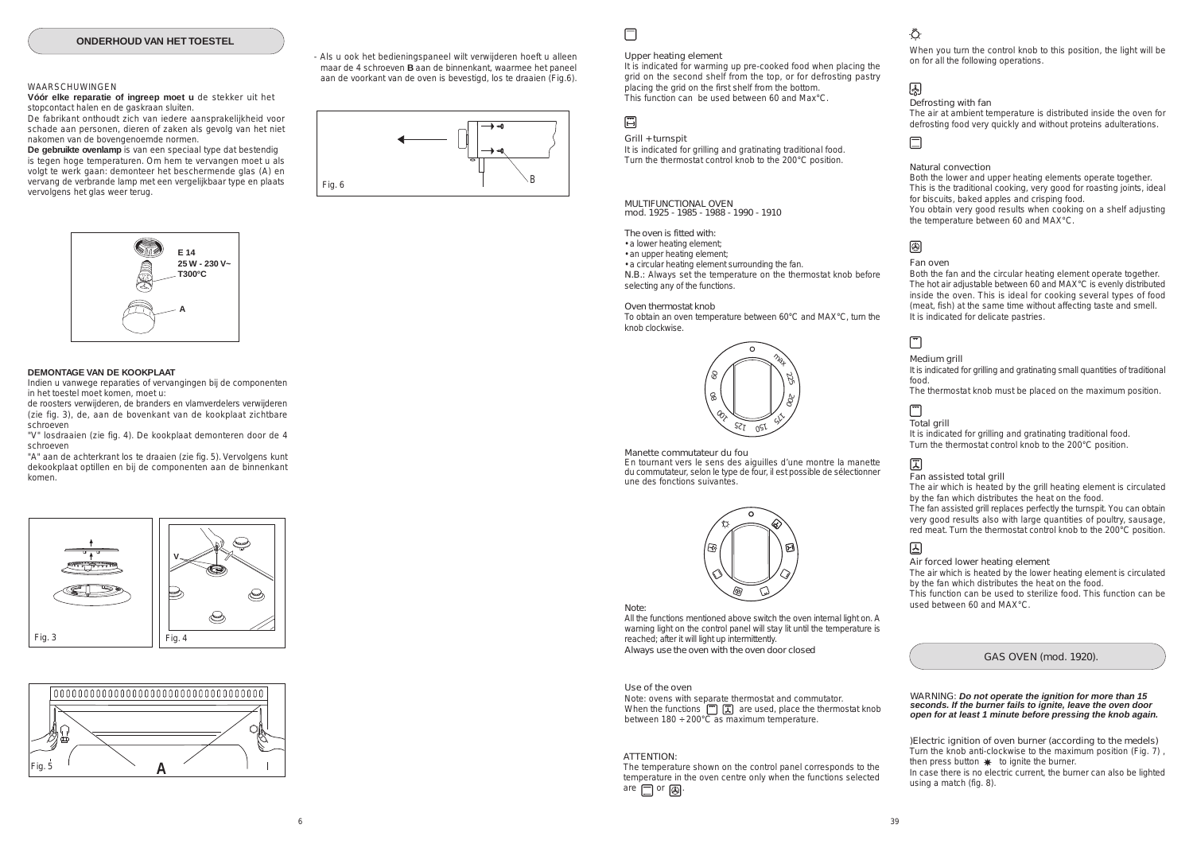## ONDERHOUD VAN HET TOESTEL

WAARSCHUWINGEN

**Vóór elke reparatie of ingreep moet u** de stekker uit het stopcontact halen en de gaskraan sluiten.

De fabrikant onthoudt zich van iedere aansprakelijkheid voor schade aan personen, dieren of zaken als gevolg van het niet nakomen van de bovengenoemde normen.

**De gebruikte ovenlamp** is van een speciaal type dat bestendig is tegen hoge temperaturen. Om hem te vervangen moet u als volgt te werk gaan: demonteer het beschermende glas (A) en vervang de verbrande lamp met een vergelijkbaar type en plaats vervolgens het glas weer terug.

E 14
25 W - 230 V~
T300°C

A

**DEMONTAGE VAN DE KOOKPLAAT**

Indien u vanwege reparaties of vervangingen bij de componenten in het toestel moet komen, moet u:

de roosters verwijderen, de branders en vlamverdelers verwijderen (zie fig. 3), de, aan de bovenkant van de kookplaat zichtbare schroeven

"V" losdraaien (zie fig. 4). De kookplaat demonteren door de 4 schroeven

"A" aan de achterkrant los te draaien (zie fig. 5). Vervolgens kunt dekookplaat optillen en bij de componenten aan de binnenkant komen.

Fig. 3

Fig. 4

Fig. 5

- Als u ook het bedieningspaneel wilt verwijderen hoeft u alleen maar de 4 schroeven **B** aan de binnenkant, waarmee het paneel aan de voorkant van de oven is bevestigd, los te draaien (Fig.6).

Fig. 6

Upper heating element

It is indicated for warming up pre-cooked food when placing the grid on the second shelf from the top, or for defrosting pastry placing the grid on the first shelf from the bottom.
This function can be used between 60 and Max°C.

Grill + turnspit

It is indicated for grilling and gratinating traditional food.
Turn the thermostat control knob to the 200°C position.

MULTIFUNCTIONAL OVEN
mod. 1925 - 1985 - 1988 - 1990 - 1910

The oven is fitted with:

- a lower heating element;
- an upper heating element;
- a circular heating element surrounding the fan.

N.B.: Always set the temperature on the thermostat knob before selecting any of the functions.

Oven thermostat knob

To obtain an oven temperature between 60°C and MAX°C, turn the knob clockwise.

Manette commutateur du fou

En tournant vers le sens des aiguilles d'une montre la manette du commutateur, selon le type de four, il est possible de sélectionner une des fonctions suivantes.

Note:

All the functions mentioned above switch the oven internal light on. A warning light on the control panel will stay lit until the temperature is reached; after it will light up intermittently.

Always use the oven with the oven door closed

Use of the oven

Note: ovens with separate thermostat and commutator.
When the functions are used, place the thermostat knob between 180 ÷ 200°C as maximum temperature.

ATTENTION:

The temperature shown on the control panel corresponds to the temperature in the oven centre only when the functions selected are or .

When you turn the control knob to this position, the light will be on for all the following operations.

Defrosting with fan

The air at ambient temperature is distributed inside the oven for defrosting food very quickly and without proteins adulterations.

Natural convection

Both the lower and upper heating elements operate together. This is the traditional cooking, very good for roasting joints, ideal for biscuits, baked apples and crisping food.
You obtain very good results when cooking on a shelf adjusting the temperature between 60 and MAX°C.

Fan oven

Both the fan and the circular heating element operate together. The hot air adjustable between 60 and MAX°C is evenly distributed inside the oven. This is ideal for cooking several types of food (meat, fish) at the same time without affecting taste and smell.
It is indicated for delicate pastries.

Medium grill

It is indicated for grilling and gratinating small quantities of traditional food.
The thermostat knob must be placed on the maximum position.

Total grill

It is indicated for grilling and gratinating traditional food.
Turn the thermostat control knob to the 200°C position.

Fan assisted total grill

The air which is heated by the grill heating element is circulated by the fan which distributes the heat on the food.
The fan assisted grill replaces perfectly the turnspit. You can obtain very good results also with large quantities of poultry, sausage, red meat. Turn the thermostat control knob to the 200°C position.

Air forced lower heating element

The air which is heated by the lower heating element is circulated by the fan which distributes the heat on the food.
This function can be used to sterilize food. This function can be used between 60 and MAX°C.

## GAS OVEN (mod. 1920).

WARNING: ***Do not operate the ignition for more than 15 seconds. If the burner fails to ignite, leave the oven door open for at least 1 minute before pressing the knob again.***

)Electric ignition of oven burner (according to the medels)
Turn the knob anti-clockwise to the maximum position (Fig. 7) , then press button ✱ to ignite the burner.
In case there is no electric current, the burner can also be lighted using a match (fig. 8).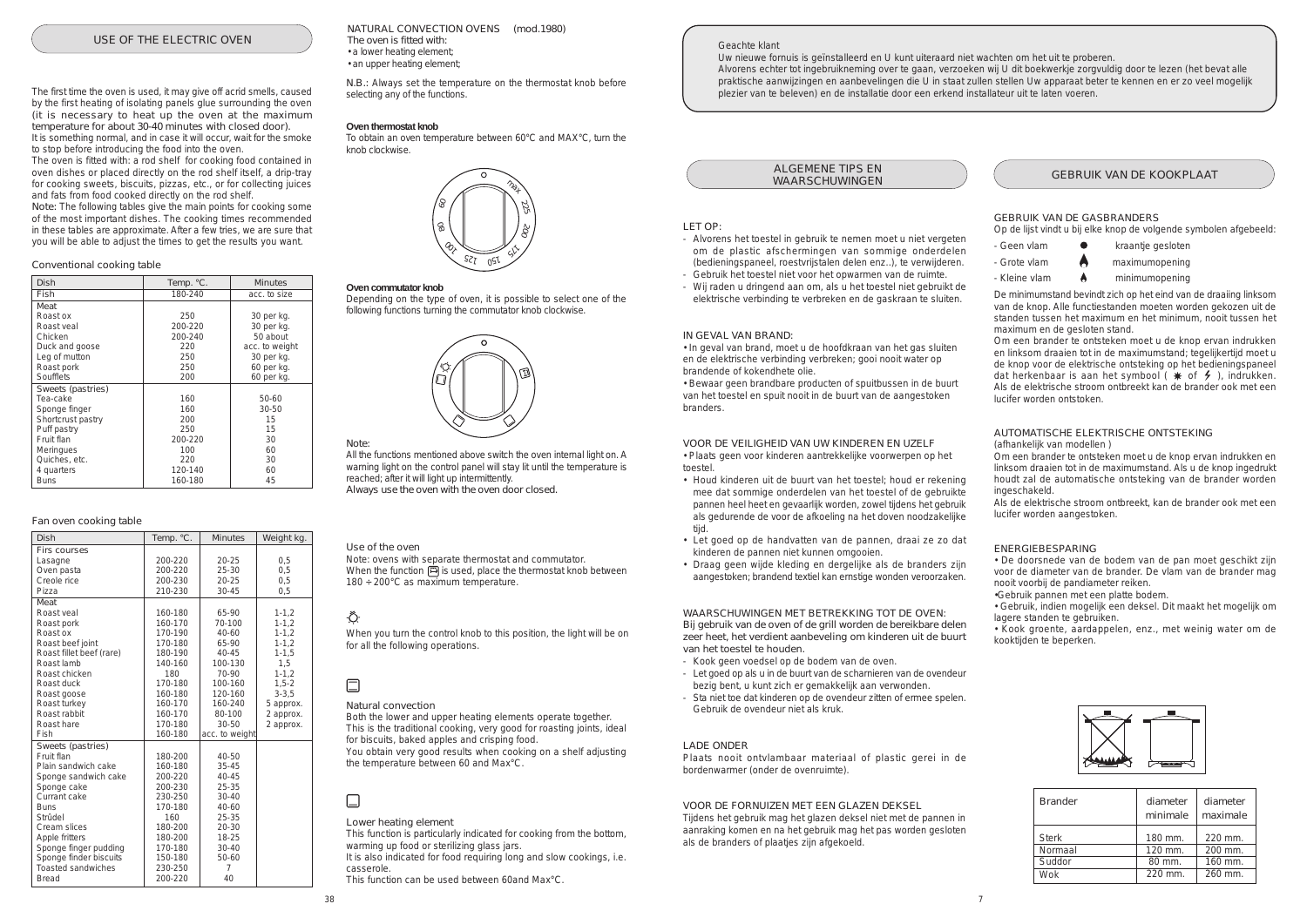## USE OF THE ELECTRIC OVEN

The first time the oven is used, it may give off acrid smells, caused by the first heating of isolating panels glue surrounding the oven (it is necessary to heat up the oven at the maximum temperature for about 30-40 minutes with closed door).
It is something normal, and in case it will occur, wait for the smoke to stop before introducing the food into the oven.
The oven is fitted with: a rod shelf for cooking food contained in oven dishes or placed directly on the rod shelf itself, a drip-tray for cooking sweets, biscuits, pizzas, etc., or for collecting juices and fats from food cooked directly on the rod shelf.
Note: The following tables give the main points for cooking some of the most important dishes. The cooking times recommended in these tables are approximate. After a few tries, we are sure that you will be able to adjust the times to get the results you want.

### Conventional cooking table

| Dish | Temp. °C. | Minutes |
|---|---|---|
| Fish | 180-240 | acc. to size |
| Meat | | |
| Roast ox | 250 | 30 per kg. |
| Roast veal | 200-220 | 30 per kg. |
| Chicken | 200-240 | 50 about |
| Duck and goose | 220 | acc. to weight |
| Leg of mutton | 250 | 30 per kg. |
| Roast pork | 250 | 60 per kg. |
| Soufflets | 200 | 60 per kg. |
| Sweets (pastries) | | |
| Tea-cake | 160 | 50-60 |
| Sponge finger | 160 | 30-50 |
| Shortcrust pastry | 200 | 15 |
| Puff pastry | 250 | 15 |
| Fruit flan | 200-220 | 30 |
| Meringues | 100 | 60 |
| Quiches, etc. | 220 | 30 |
| 4 quarters | 120-140 | 60 |
| Buns | 160-180 | 45 |

### Fan oven cooking table

| Dish | Temp. °C. | Minutes | Weight kg. |
|---|---|---|---|
| Firs courses | | | |
| Lasagne | 200-220 | 20-25 | 0,5 |
| Oven pasta | 200-220 | 25-30 | 0,5 |
| Creole rice | 200-230 | 20-25 | 0,5 |
| Pizza | 210-230 | 30-45 | 0,5 |
| Meat | | | |
| Roast veal | 160-180 | 65-90 | 1-1,2 |
| Roast pork | 160-170 | 70-100 | 1-1,2 |
| Roast ox | 170-190 | 40-60 | 1-1,2 |
| Roast beef joint | 170-180 | 65-90 | 1-1,2 |
| Roast fillet beef (rare) | 180-190 | 40-45 | 1-1,5 |
| Roast lamb | 140-160 | 100-130 | 1,5 |
| Roast chicken | 180 | 70-90 | 1-1,2 |
| Roast duck | 170-180 | 100-160 | 1,5-2 |
| Roast goose | 160-180 | 120-160 | 3-3,5 |
| Roast turkey | 160-170 | 160-240 | 5 approx. |
| Roast rabbit | 160-170 | 80-100 | 2 approx. |
| Roast hare | 170-180 | 30-50 | 2 approx. |
| Fish | 160-180 | acc. to weight | |
| Sweets (pastries) | | | |
| Fruit flan | 180-200 | 40-50 | |
| Plain sandwich cake | 160-180 | 35-45 | |
| Sponge sandwich cake | 200-220 | 40-45 | |
| Sponge cake | 200-230 | 25-35 | |
| Currant cake | 230-250 | 30-40 | |
| Buns | 170-180 | 40-60 | |
| Strüdel | 160 | 25-35 | |
| Cream slices | 180-200 | 20-30 | |
| Apple fritters | 180-200 | 18-25 | |
| Sponge finger pudding | 170-180 | 30-40 | |
| Sponge finder biscuits | 150-180 | 50-60 | |
| Toasted sandwiches | 230-250 | 7 | |
| Bread | 200-220 | 40 | |

NATURAL CONVECTION OVENS (mod.1980)
The oven is fitted with:
- a lower heating element;
- an upper heating element;

N.B.: Always set the temperature on the thermostat knob before selecting any of the functions.

**Oven thermostat knob**
To obtain an oven temperature between 60°C and MAX°C, turn the knob clockwise.

**Oven commutator knob**
Depending on the type of oven, it is possible to select one of the following functions turning the commutator knob clockwise.

Note:
All the functions mentioned above switch the oven internal light on. A warning light on the control panel will stay lit until the temperature is reached; after it will light up intermittently.
Always use the oven with the oven door closed.

Use of the oven
Note: ovens with separate thermostat and commutator.
When the function is used, place the thermostat knob between 180 ÷ 200°C as maximum temperature.

When you turn the control knob to this position, the light will be on for all the following operations.

Natural convection
Both the lower and upper heating elements operate together.
This is the traditional cooking, very good for roasting joints, ideal for biscuits, baked apples and crisping food.
You obtain very good results when cooking on a shelf adjusting the temperature between 60 and Max°C.

Lower heating element
This function is particularly indicated for cooking from the bottom, warming up food or sterilizing glass jars.
It is also indicated for food requiring long and slow cookings, i.e. casserole.
This function can be used between 60and Max°C.

Geachte klant
Uw nieuwe fornuis is geïnstalleerd en U kunt uiteraard niet wachten om het uit te proberen.
Alvorens echter tot ingebruikneming over te gaan, verzoeken wij U dit boekwerkje zorgvuldig door te lezen (het bevat alle praktische aanwijzingen en aanbevelingen die U in staat zullen stellen Uw apparaat beter te kennen en er zo veel mogelijk plezier van te beleven) en de installatie door een erkend installateur uit te laten voeren.

## ALGEMENE TIPS EN WAARSCHUWINGEN

LET OP:
- Alvorens het toestel in gebruik te nemen moet u niet vergeten om de plastic afschermingen van sommige onderdelen (bedieningspaneel, roestvrijstalen delen enz..), te verwijderen.
- Gebruik het toestel niet voor het opwarmen van de ruimte.
- Wij raden u dringend aan om, als u het toestel niet gebruikt de elektrische verbinding te verbreken en de gaskraan te sluiten.

IN GEVAL VAN BRAND:
- In geval van brand, moet u de hoofdkraan van het gas sluiten en de elektrische verbinding verbreken; gooi nooit water op brandende of kokendhete olie.
- Bewaar geen brandbare producten of spuitbussen in de buurt van het toestel en spuit nooit in de buurt van de aangestoken branders.

VOOR DE VEILIGHEID VAN UW KINDEREN EN UZELF
- Plaats geen voor kinderen aantrekkelijke voorwerpen op het toestel.
- Houd kinderen uit de buurt van het toestel; houd er rekening mee dat sommige onderdelen van het toestel of de gebruikte pannen heel heet en gevaarlijk worden, zowel tijdens het gebruik als gedurende de voor de afkoeling na het doven noodzakelijke tijd.
- Let goed op de handvatten van de pannen, draai ze zo dat kinderen de pannen niet kunnen omgooien.
- Draag geen wijde kleding en dergelijke als de branders zijn aangestoken; brandend textiel kan ernstige wonden veroorzaken.

WAARSCHUWINGEN MET BETREKKING TOT DE OVEN:
Bij gebruik van de oven of de grill worden de bereikbare delen zeer heet, het verdient aanbeveling om kinderen uit de buurt van het toestel te houden.
- Kook geen voedsel op de bodem van de oven.
- Let goed op als u in de buurt van de scharnieren van de ovendeur bezig bent, u kunt zich er gemakkelijk aan verwonden.
- Sta niet toe dat kinderen op de ovendeur zitten of ermee spelen. Gebruik de ovendeur niet als kruk.

LADE ONDER
Plaats nooit ontvlambaar materiaal of plastic gerei in de bordenwarmer (onder de ovenruimte).

VOOR DE FORNUIZEN MET EEN GLAZEN DEKSEL
Tijdens het gebruik mag het glazen deksel niet met de pannen in aanraking komen en na het gebruik mag het pas worden gesloten als de branders of plaatjes zijn afgekoeld.

## GEBRUIK VAN DE KOOKPLAAT

GEBRUIK VAN DE GASBRANDERS
Op de lijst vindt u bij elke knop de volgende symbolen afgebeeld:

- Geen vlam — kraantje gesloten
- Grote vlam — maximumopening
- Kleine vlam — minimumopening

De minimumstand bevindt zich op het eind van de draaiing linksom van de knop. Alle functiestanden moeten worden gekozen uit de standen tussen het maximum en het minimum, nooit tussen het maximum en de gesloten stand.
Om een brander te ontsteken moet u de knop ervan indrukken en linksom draaien tot in de maximumstand; tegelijkertijd moet u de knop voor de elektrische ontsteking op het bedieningspaneel dat herkenbaar is aan het symbool ( ✱ of ⚡ ), indrukken.
Als de elektrische stroom ontbreekt kan de brander ook met een lucifer worden ontstoken.

AUTOMATISCHE ELEKTRISCHE ONTSTEKING
(afhankelijk van modellen )
Om een brander te ontsteken moet u de knop ervan indrukken en linksom draaien tot in de maximumstand. Als u de knop ingedrukt houdt zal de automatische ontsteking van de brander worden ingeschakeld.
Als de elektrische stroom ontbreekt, kan de brander ook met een lucifer worden aangestoken.

ENERGIEBESPARING
- De doorsnede van de bodem van de pan moet geschikt zijn voor de diameter van de brander. De vlam van de brander mag nooit voorbij de pandiameter reiken.
- Gebruik pannen met een platte bodem.
- Gebruik, indien mogelijk een deksel. Dit maakt het mogelijk om lagere standen te gebruiken.
- Kook groente, aardappelen, enz., met weinig water om de kooktijden te beperken.

| Brander | diameter minimale | diameter maximale |
|---|---|---|
| Sterk | 180 mm. | 220 mm. |
| Normaal | 120 mm. | 200 mm. |
| Suddor | 80 mm. | 160 mm. |
| Wok | 220 mm. | 260 mm. |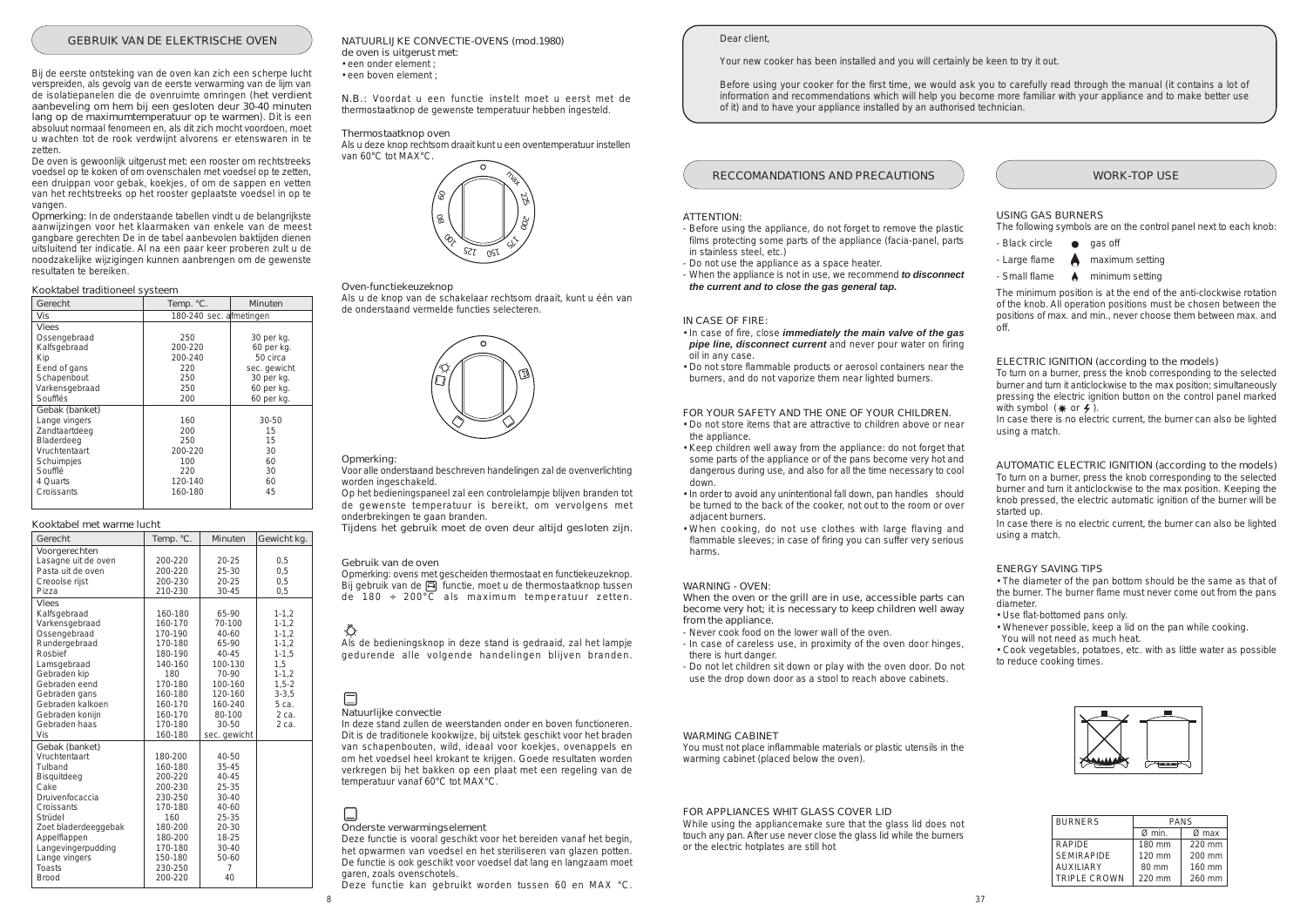## GEBRUIK VAN DE ELEKTRISCHE OVEN

Bij de eerste ontsteking van de oven kan zich een scherpe lucht verspreiden, als gevolg van de eerste verwarming van de lijm van de isolatiepanelen die de ovenruimte omringen (het verdient aanbeveling om hem bij een gesloten deur 30-40 minuten lang op de maximumtemperatuur op te warmen). Dit is een absoluut normaal fenomeen en, als dit zich mocht voordoen, moet u wachten tot de rook verdwijnt alvorens er etenswaren in te zetten.

De oven is gewoonlijk uitgerust met: een rooster om rechtstreeks voedsel op te koken of om ovenschalen met voedsel op te zetten, een druippan voor gebak, koekjes, of om de sappen en vetten van het rechtstreeks op het rooster geplaatste voedsel op te vangen.

Opmerking: In de onderstaande tabellen vindt u de belangrijkste aanwijzingen voor het klaarmaken van enkele van de meest gangbare gerechten De in de tabel aanbevolen baktijden dienen uitsluitend ter indicatie. Al na een paar keer proberen zult u de noodzakelijke wijzigingen kunnen aanbrengen om de gewenste resultaten te bereiken.

### Kooktabel traditioneel systeem

| Gerecht | Temp. °C. | Minuten |
|---|---|---|
| Vis | 180-240 sec. afmetingen | |
| **Vlees** | | |
| Ossengebraad | 250 | 30 per kg. |
| Kalfsgebraad | 200-220 | 60 per kg. |
| Kip | 200-240 | 50 circa |
| Eend of gans | 220 | sec. gewicht |
| Schapenbout | 250 | 30 per kg. |
| Varkensgebraad | 250 | 60 per kg. |
| Soufflés | 200 | 60 per kg. |
| **Gebak (banket)** | | |
| Lange vingers | 160 | 30-50 |
| Zandtaartdeeg | 200 | 15 |
| Bladerdeeg | 250 | 15 |
| Vruchtentaart | 200-220 | 30 |
| Schuimpjes | 100 | 60 |
| Soufflé | 220 | 30 |
| 4 Quarts | 120-140 | 60 |
| Croissants | 160-180 | 45 |

### Kooktabel met warme lucht

| Gerecht | Temp. °C. | Minuten | Gewicht kg. |
|---|---|---|---|
| **Voorgerechten** | | | |
| Lasagne uit de oven | 200-220 | 20-25 | 0,5 |
| Pasta uit de oven | 200-220 | 25-30 | 0,5 |
| Creoolse rijst | 200-230 | 20-25 | 0,5 |
| Pizza | 210-230 | 30-45 | 0,5 |
| **Vlees** | | | |
| Kalfsgebraad | 160-180 | 65-90 | 1-1,2 |
| Varkensgebraad | 160-170 | 70-100 | 1-1,2 |
| Ossengebraad | 170-190 | 40-60 | 1-1,2 |
| Rundergebraad | 170-180 | 65-90 | 1-1,2 |
| Rosbief | 180-190 | 40-45 | 1-1,5 |
| Lamsgebraad | 140-160 | 100-130 | 1,5 |
| Gebraden kip | 180 | 70-90 | 1-1,2 |
| Gebraden eend | 170-180 | 100-160 | 1,5-2 |
| Gebraden gans | 160-180 | 120-160 | 3-3,5 |
| Gebraden kalkoen | 160-170 | 160-240 | 5 ca. |
| Gebraden konijn | 160-170 | 80-100 | 2 ca. |
| Gebraden haas | 170-180 | 30-50 | 2 ca. |
| Vis | 160-180 | sec. gewicht | |
| **Gebak (banket)** | | | |
| Vruchtentaart | 180-200 | 40-50 | |
| Tulband | 160-180 | 35-45 | |
| Bisquitdeeg | 200-220 | 40-45 | |
| Cake | 200-230 | 25-35 | |
| Druivenfocaccia | 230-250 | 30-40 | |
| Croissants | 170-180 | 40-60 | |
| Strüdel | 160 | 25-35 | |
| Zoet bladerdeeggebak | 180-200 | 20-30 | |
| Appelflappen | 180-200 | 18-25 | |
| Langevingerpudding | 170-180 | 30-40 | |
| Lange vingers | 150-180 | 50-60 | |
| Toasts | 230-250 | 7 | |
| Brood | 200-220 | 40 | |

### NATUURLIJKE CONVECTIE-OVENS (mod.1980)

de oven is uitgerust met:
- een onder element ;
- een boven element ;

N.B.: Voordat u een functie instelt moet u eerst met de thermostaatknop de gewenste temperatuur hebben ingesteld.

### Thermostaatknop oven

Als u deze knop rechtsom draait kunt u een oventemperatuur instellen van 60°C tot MAX°C.

### Oven-functiekeuzeknop

Als u de knop van de schakelaar rechtsom draait, kunt u één van de onderstaand vermelde functies selecteren.

### Opmerking:

Voor alle onderstaand beschreven handelingen zal de ovenverlichting worden ingeschakeld.

Op het bedieningspaneel zal een controlelampje blijven branden tot de gewenste temperatuur is bereikt, om vervolgens met onderbrekingen te gaan branden.

Tijdens het gebruik moet de oven deur altijd gesloten zijn.

### Gebruik van de oven

Opmerking: ovens met gescheiden thermostaat en functiekeuzeknop. Bij gebruik van de functie, moet u de thermostaatknop tussen de 180 ÷ 200°C als maximum temperatuur zetten.

Als de bedieningsknop in deze stand is gedraaid, zal het lampje gedurende alle volgende handelingen blijven branden.

### Natuurlijke convectie

In deze stand zullen de weerstanden onder en boven functioneren. Dit is de traditionele kookwijze, bij uitstek geschikt voor het braden van schapenbouten, wild, ideaal voor koekjes, ovenappels en om het voedsel heel krokant te krijgen. Goede resultaten worden verkregen bij het bakken op een plaat met een regeling van de temperatuur vanaf 60°C tot MAX°C.

### Onderste verwarmingselement

Deze functie is vooral geschikt voor het bereiden vanaf het begin, het opwarmen van voedsel en het steriliseren van glazen potten. De functie is ook geschikt voor voedsel dat lang en langzaam moet garen, zoals ovenschotels.

Deze functie kan gebruikt worden tussen 60 en MAX °C.

Dear client,

Your new cooker has been installed and you will certainly be keen to try it out.

Before using your cooker for the first time, we would ask you to carefully read through the manual (it contains a lot of information and recommendations which will help you become more familiar with your appliance and to make better use of it) and to have your appliance installed by an authorised technician.

## RECCOMANDATIONS AND PRECAUTIONS

### ATTENTION:

- Before using the appliance, do not forget to remove the plastic films protecting some parts of the appliance (facia-panel, parts in stainless steel, etc.)
- Do not use the appliance as a space heater.
- When the appliance is not in use, we recommend ***to disconnect the current and to close the gas general tap.***

### IN CASE OF FIRE:

- In case of fire, close ***immediately the main valve of the gas pipe line, disconnect current*** and never pour water on firing oil in any case.
- Do not store flammable products or aerosol containers near the burners, and do not vaporize them near lighted burners.

### FOR YOUR SAFETY AND THE ONE OF YOUR CHILDREN.

- Do not store items that are attractive to children above or near the appliance.
- Keep children well away from the appliance: do not forget that some parts of the appliance or of the pans become very hot and dangerous during use, and also for all the time necessary to cool down.
- In order to avoid any unintentional fall down, pan handles should be turned to the back of the cooker, not out to the room or over adjacent burners.
- When cooking, do not use clothes with large flaving and flammable sleeves; in case of firing you can suffer very serious harms.

### WARNING - OVEN:

When the oven or the grill are in use, accessible parts can become very hot; it is necessary to keep children well away from the appliance.

- Never cook food on the lower wall of the oven.
- In case of careless use, in proximity of the oven door hinges, there is hurt danger.
- Do not let children sit down or play with the oven door. Do not use the drop down door as a stool to reach above cabinets.

### WARMING CABINET

You must not place inflammable materials or plastic utensils in the warming cabinet (placed below the oven).

### FOR APPLIANCES WHIT GLASS COVER LID

While using the appliancemake sure that the glass lid does not touch any pan. After use never close the glass lid while the burners or the electric hotplates are still hot

## WORK-TOP USE

### USING GAS BURNERS

The following symbols are on the control panel next to each knob:

- Black circle — gas off
- Large flame — maximum setting
- Small flame — minimum setting

The minimum position is at the end of the anti-clockwise rotation of the knob. All operation positions must be chosen between the positions of max. and min., never choose them between max. and off.

### ELECTRIC IGNITION (according to the models)

To turn on a burner, press the knob corresponding to the selected burner and turn it anticlockwise to the max position; simultaneously pressing the electric ignition button on the control panel marked with symbol ( ✷ or ⚡ ).

In case there is no electric current, the burner can also be lighted using a match.

### AUTOMATIC ELECTRIC IGNITION (according to the models)

To turn on a burner, press the knob corresponding to the selected burner and turn it anticlockwise to the max position. Keeping the knob pressed, the electric automatic ignition of the burner will be started up.

In case there is no electric current, the burner can also be lighted using a match.

### ENERGY SAVING TIPS

- The diameter of the pan bottom should be the same as that of the burner. The burner flame must never come out from the pans diameter.
- Use flat-bottomed pans only.
- Whenever possible, keep a lid on the pan while cooking. You will not need as much heat.
- Cook vegetables, potatoes, etc. with as little water as possible to reduce cooking times.

| BURNERS | PANS | |
|---|---|---|
| | Ø min. | Ø max |
| RAPIDE | 180 mm | 220 mm |
| SEMIRAPIDE | 120 mm | 200 mm |
| AUXILIARY | 80 mm | 160 mm |
| TRIPLE CROWN | 220 mm | 260 mm |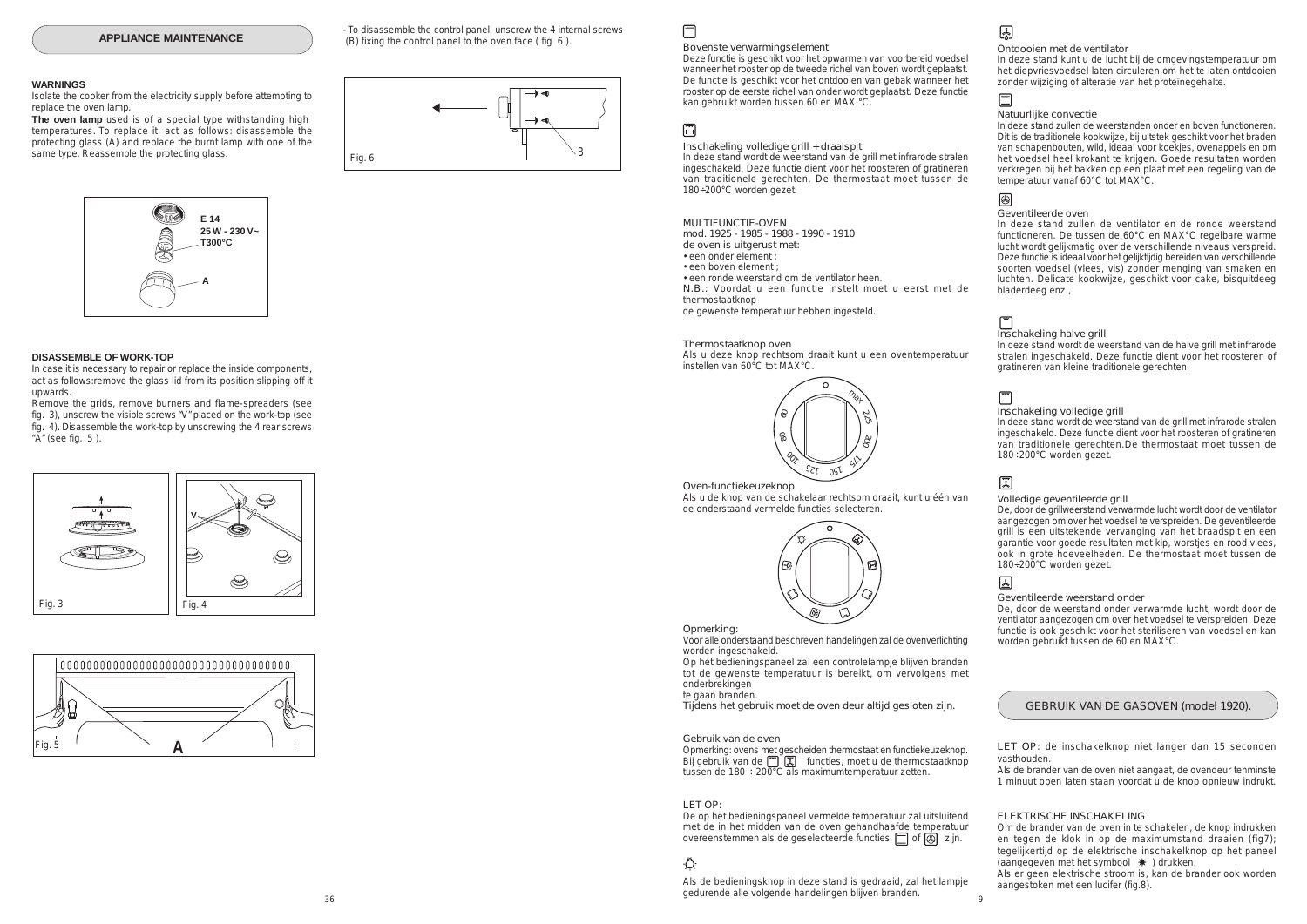## APPLIANCE MAINTENANCE

**WARNINGS**

Isolate the cooker from the electricity supply before attempting to replace the oven lamp.

**The oven lamp** used is of a special type withstanding high temperatures. To replace it, act as follows: disassemble the protecting glass (A) and replace the burnt lamp with one of the same type. Reassemble the protecting glass.

E 14
25 W - 230 V~
T300°C
A

**DISASSEMBLE OF WORK-TOP**

In case it is necessary to repair or replace the inside components, act as follows:remove the glass lid from its position slipping off it upwards.

Remove the grids, remove burners and flame-spreaders (see fig. 3), unscrew the visible screws "V" placed on the work-top (see fig. 4). Disassemble the work-top by unscrewing the 4 rear screws "A" (see fig. 5 ).

Fig. 3

Fig. 4

Fig. 5

- To disassemble the control panel, unscrew the 4 internal screws (B) fixing the control panel to the oven face ( fig 6 ).

Fig. 6

Bovenste verwarmingselement

Deze functie is geschikt voor het opwarmen van voorbereid voedsel wanneer het rooster op de tweede richel van boven wordt geplaatst. De functie is geschikt voor het ontdooien van gebak wanneer het rooster op de eerste richel van onder wordt geplaatst. Deze functie kan gebruikt worden tussen 60 en MAX °C.

Inschakeling volledige grill + draaispit

In deze stand wordt de weerstand van de grill met infrarode stralen ingeschakeld. Deze functie dient voor het roosteren of gratineren van traditionele gerechten. De thermostaat moet tussen de 180÷200°C worden gezet.

MULTIFUNCTIE-OVEN
mod. 1925 - 1985 - 1988 - 1990 - 1910
de oven is uitgerust met:

- een onder element ;
- een boven element ;
- een ronde weerstand om de ventilator heen.

N.B.: Voordat u een functie instelt moet u eerst met de thermostaatknop
de gewenste temperatuur hebben ingesteld.

Thermostaatknop oven

Als u deze knop rechtsom draait kunt u een oventemperatuur instellen van 60°C tot MAX°C.

Oven-functiekeuzeknop

Als u de knop van de schakelaar rechtsom draait, kunt u één van de onderstaand vermelde functies selecteren.

Opmerking:

Voor alle onderstaand beschreven handelingen zal de ovenverlichting worden ingeschakeld.

Op het bedieningspaneel zal een controlelampje blijven branden tot de gewenste temperatuur is bereikt, om vervolgens met onderbrekingen
te gaan branden.

Tijdens het gebruik moet de oven deur altijd gesloten zijn.

Gebruik van de oven

Opmerking: ovens met gescheiden thermostaat en functiekeuzeknop. Bij gebruik van de functies, moet u de thermostaatknop tussen de 180 ÷ 200°C als maximumtemperatuur zetten.

LET OP:

De op het bedieningspaneel vermelde temperatuur zal uitsluitend met de in het midden van de oven gehandhaafde temperatuur overeenstemmen als de geselecteerde functies of zijn.

Als de bedieningsknop in deze stand is gedraaid, zal het lampje gedurende alle volgende handelingen blijven branden.

Ontdooien met de ventilator

In deze stand kunt u de lucht bij de omgevingstemperatuur om het diepvriesvoedsel laten circuleren om het te laten ontdooien zonder wijziging of alteratie van het proteïnegehalte.

Natuurlijke convectie

In deze stand zullen de weerstanden onder en boven functioneren. Dit is de traditionele kookwijze, bij uitstek geschikt voor het braden van schapenbouten, wild, ideaal voor koekjes, ovenappels en om het voedsel heel krokant te krijgen. Goede resultaten worden verkregen bij het bakken op een plaat met een regeling van de temperatuur vanaf 60°C tot MAX°C.

Geventileerde oven

In deze stand zullen de ventilator en de ronde weerstand functioneren. De tussen de 60°C en MAX°C regelbare warme lucht wordt gelijkmatig over de verschillende niveaus verspreid. Deze functie is ideaal voor het gelijktijdig bereiden van verschillende soorten voedsel (vlees, vis) zonder menging van smaken en luchten. Delicate kookwijze, geschikt voor cake, bisquitdeeg bladerdeeg enz.,

Inschakeling halve grill

In deze stand wordt de weerstand van de halve grill met infrarode stralen ingeschakeld. Deze functie dient voor het roosteren of gratineren van kleine traditionele gerechten.

Inschakeling volledige grill

In deze stand wordt de weerstand van de grill met infrarode stralen ingeschakeld. Deze functie dient voor het roosteren of gratineren van traditionele gerechten.De thermostaat moet tussen de 180÷200°C worden gezet.

Volledige geventileerde grill

De, door de grillweerstand verwarmde lucht wordt door de ventilator aangezogen om het over het voedsel te verspreiden. De geventileerde grill is een uitstekende vervanging van het braadspit en een garantie voor goede resultaten met kip, worstjes en rood vlees, ook in grote hoeveelheden. De thermostaat moet tussen de 180÷200°C worden gezet.

Geventileerde weerstand onder

De, door de weerstand onder verwarmde lucht, wordt door de ventilator aangezogen om over het voedsel te verspreiden. Deze functie is ook geschikt voor het steriliseren van voedsel en kan worden gebruikt tussen de 60 en MAX°C.

## GEBRUIK VAN DE GASOVEN (model 1920).

LET OP: de inschakelknop niet langer dan 15 seconden vasthouden.

Als de brander van de oven niet aangaat, de ovendeur tenminste 1 minuut open laten staan voordat u de knop opnieuw indrukt.

ELEKTRISCHE INSCHAKELING

Om de brander van de oven in te schakelen, de knop indrukken en tegen de klok in op de maximumstand draaien (fig7); tegelijkertijd op de elektrische inschakelknop op het paneel (aangegeven met het symbool ✷ ) drukken.

Als er geen elektrische stroom is, kan de brander ook worden aangestoken met een lucifer (fig.8).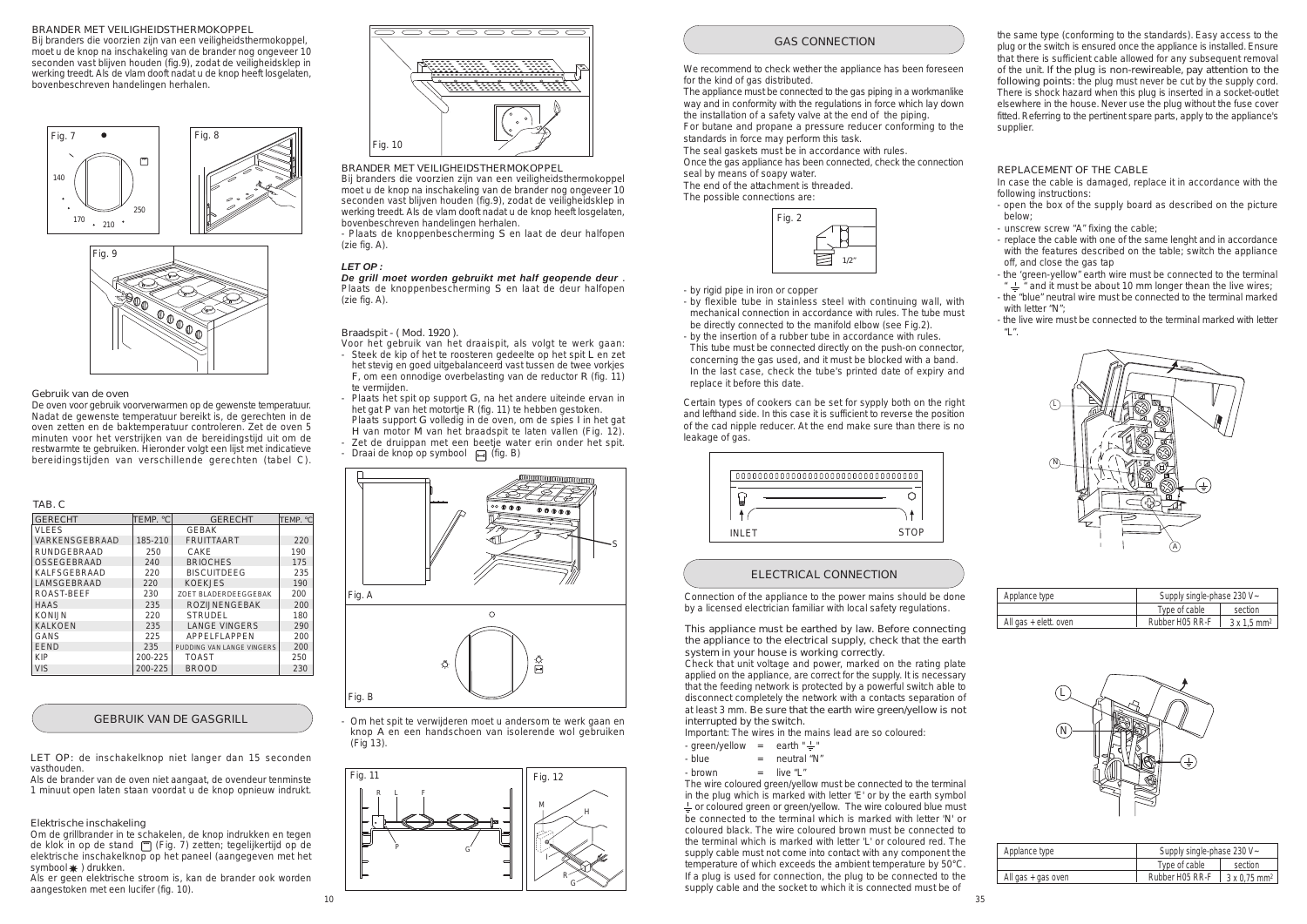## BRANDER MET VEILIGHEIDSTHERMOKOPPEL

Bij branders die voorzien zijn van een veiligheidsthermokoppel, moet u de knop na inschakeling van de brander nog ongeveer 10 seconden vast blijven houden (fig.9), zodat de veiligheidsklep in werking treedt. Als de vlam dooft nadat u de knop heeft losgelaten, bovenbeschreven handelingen herhalen.

Fig. 7

Fig. 8

Fig. 9

## Gebruik van de oven

De oven voor gebruik voorverwarmen op de gewenste temperatuur. Nadat de gewenste temperatuur bereikt is, de gerechten in de oven zetten en de baktemperatuur controleren. Zet de oven 5 minuten voor het verstrijken van de bereidingstijd uit om de restwarmte te gebruiken. Hieronder volgt een lijst met indicatieve bereidingstijden van verschillende gerechten (tabel C).

TAB. C

| GERECHT | TEMP. °C | GERECHT | TEMP. °C |
|---|---|---|---|
| VLEES | | GEBAK | |
| VARKENSGEBRAAD | 185-210 | FRUITTAART | 220 |
| RUNDGEBRAAD | 250 | CAKE | 190 |
| OSSEGEBRAAD | 240 | BRIOCHES | 175 |
| KALFSGEBRAAD | 220 | BISCUITDEEG | 235 |
| LAMSGEBRAAD | 220 | KOEKJES | 190 |
| ROAST-BEEF | 230 | ZOET BLADERDEEGGEBAK | 200 |
| HAAS | 235 | ROZIJNENGEBAK | 200 |
| KONIJN | 220 | STRUDEL | 180 |
| KALKOEN | 235 | LANGE VINGERS | 290 |
| GANS | 225 | APPELFLAPPEN | 200 |
| EEND | 235 | PUDDING VAN LANGE VINGERS | 200 |
| KIP | 200-225 | TOAST | 250 |
| VIS | 200-225 | BROOD | 230 |

## GEBRUIK VAN DE GASGRILL

LET OP: de inschakelknop niet langer dan 15 seconden vasthouden.

Als de brander van de oven niet aangaat, de ovendeur tenminste 1 minuut open laten staan voordat u de knop opnieuw indrukt.

### Elektrische inschakeling

Om de grillbrander in te schakelen, de knop indrukken en tegen de klok in op de stand (Fig. 7) zetten; tegelijkertijd op de elektrische inschakelknop op het paneel (aangegeven met het symbool ✱ ) drukken.

Als er geen elektrische stroom is, kan de brander ook worden aangestoken met een lucifer (fig. 10).

Fig. 10

## BRANDER MET VEILIGHEIDSTHERMOKOPPEL

Bij branders die voorzien zijn van een veiligheidsthermokoppel moet u de knop na inschakeling van de brander nog ongeveer 10 seconden vast blijven houden (fig.9), zodat de veiligheidsklep in werking treedt. Als de vlam dooft nadat u de knop heeft losgelaten, bovenbeschreven handelingen herhalen.

- Plaats de knoppenbescherming S en laat de deur halfopen (zie fig. A).

***LET OP :***

***De grill moet worden gebruikt met half geopende deur*** . Plaats de knoppenbescherming S en laat de deur halfopen (zie fig. A).

### Braadspit - ( Mod. 1920 ).

Voor het gebruik van het draaispit, als volgt te werk gaan:

- Steek de kip of het te roosteren gedeelte op het spit L en zet het stevig en goed uitgebalanceerd vast tussen de twee vorkjes F, om een onnodige overbelasting van de reductor R (fig. 11) te vermijden.
- Plaats het spit op support G, na het andere uiteinde ervan in het gat P van het motortje R (fig. 11) te hebben gestoken. Plaats support G volledig in de oven, om de spies I in het gat H van motor M van het braadspit te laten vallen (Fig. 12).
- Zet de druippan met een beetje water erin onder het spit.
- Draai de knop op symbool (fig. B)

Fig. A

Fig. B

- Om het spit te verwijderen moet u andersom te werk gaan en knop A en een handschoen van isolerende wol gebruiken (Fig 13).

Fig. 11

Fig. 12

## GAS CONNECTION

We recommend to check wether the appliance has been foreseen for the kind of gas distributed.

The appliance must be connected to the gas piping in a workmanlike way and in conformity with the regulations in force which lay down the installation of a safety valve at the end of the piping.

For butane and propane a pressure reducer conforming to the standards in force may perform this task.

The seal gaskets must be in accordance with rules.

Once the gas appliance has been connected, check the connection seal by means of soapy water.

The end of the attachment is threaded.

The possible connections are:

Fig. 2

- by rigid pipe in iron or copper
- by flexible tube in stainless steel with continuing wall, with mechanical connection in accordance with rules. The tube must be directly connected to the manifold elbow (see Fig.2).
- by the insertion of a rubber tube in accordance with rules. This tube must be connected directly on the push-on connector, concerning the gas used, and it must be blocked with a band. In the last case, check the tube's printed date of expiry and replace it before this date.

Certain types of cookers can be set for sypply both on the right and lefthand side. In this case it is sufficient to reverse the position of the cad nipple reducer. At the end make sure than there is no leakage of gas.

INLET STOP

## ELECTRICAL CONNECTION

Connection of the appliance to the power mains should be done by a licensed electrician familiar with local safety regulations.

This appliance must be earthed by law. Before connecting the appliance to the electrical supply, check that the earth system in your house is working correctly.

Check that unit voltage and power, marked on the rating plate applied on the appliance, are correct for the supply. It is necessary that the feeding network is protected by a powerful switch able to disconnect completely the network with a contacts separation of at least 3 mm. Be sure that the earth wire green/yellow is not interrupted by the switch.

Important: The wires in the mains lead are so coloured:

- green/yellow = earth "⏚"
- blue = neutral "N"
- brown = live "L"

The wire coloured green/yellow must be connected to the terminal in the plug which is marked with letter 'E' or by the earth symbol ⏚ or coloured green or green/yellow. The wire coloured blue must be connected to the terminal which is marked with letter 'N' or coloured black. The wire coloured brown must be connected to the terminal which is marked with letter 'L' or coloured red. The supply cable must not come into contact with any component the temperature of which exceeds the ambient temperature by 50°C. If a plug is used for connection, the plug to be connected to the supply cable and the socket to which it is connected must be of the same type (conforming to the standards). Easy access to the plug or the switch is ensured once the appliance is installed. Ensure that there is sufficient cable allowed for any subsequent removal of the unit. If the plug is non-rewireable, pay attention to the following points: the plug must never be cut by the supply cord. There is shock hazard when this plug is inserted in a socket-outlet elsewhere in the house. Never use the plug without the fuse cover fitted. Referring to the pertinent spare parts, apply to the appliance's supplier.

### REPLACEMENT OF THE CABLE

In case the cable is damaged, replace it in accordance with the following instructions:

- open the box of the supply board as described on the picture below;
- unscrew screw "A" fixing the cable;
- replace the cable with one of the same lenght and in accordance with the features described on the table; switch the appliance off, and close the gas tap
- the "green-yellow" earth wire must be connected to the terminal "⏚" and it must be about 10 mm longer thean the live wires;
- the "blue" neutral wire must be connected to the terminal marked with letter "N";
- the live wire must be connected to the terminal marked with letter "L".

| Applance type | Supply single-phase 230 V~ | |
|---|---|---|
| | Type of cable | section |
| All gas + elett. oven | Rubber H05 RR-F | 3 x 1,5 mm² |

| Applance type | Supply single-phase 230 V~ | |
|---|---|---|
| | Type of cable | section |
| All gas + gas oven | Rubber H05 RR-F | 3 x 0,75 mm² |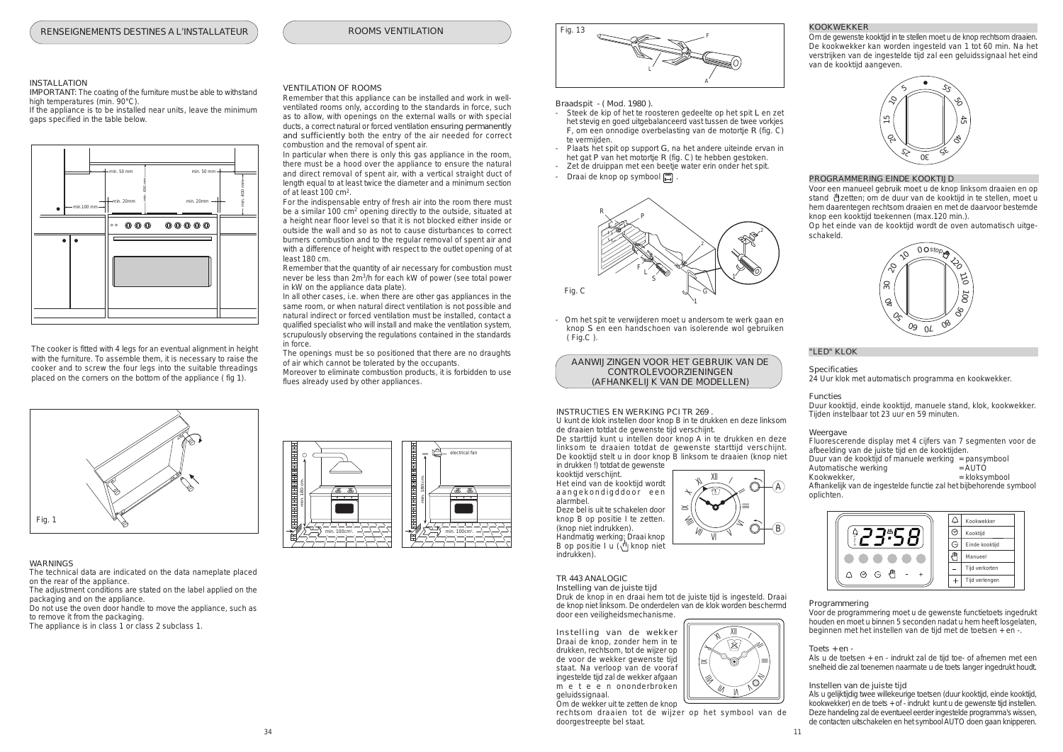## RENSEIGNEMENTS DESTINES A L'INSTALLATEUR

### INSTALLATION

IMPORTANT: The coating of the furniture must be able to withstand high temperatures (min. 90°C).

If the appliance is to be installed near units, leave the minimum gaps specified in the table below.

The cooker is fitted with 4 legs for an eventual alignment in height with the furniture. To assemble them, it is necessary to raise the cooker and to screw the four legs into the suitable threadings placed on the corners on the bottom of the appliance ( fig 1).

Fig. 1

### WARNINGS

The technical data are indicated on the data nameplate placed on the rear of the appliance.

The adjustment conditions are stated on the label applied on the packaging and on the appliance.

Do not use the oven door handle to move the appliance, such as to remove it from the packaging.

The appliance is in class 1 or class 2 subclass 1.

## ROOMS VENTILATION

### VENTILATION OF ROOMS

Remember that this appliance can be installed and work in well-ventilated rooms only, according to the standards in force, such as to allow, with openings on the external walls or with special ducts, a correct natural or forced ventilation ensuring permanently and sufficiently both the entry of the air needed for correct combustion and the removal of spent air.

In particular when there is only this gas appliance in the room, there must be a hood over the appliance to ensure the natural and direct removal of spent air, with a vertical straight duct of length equal to at least twice the diameter and a minimum section of at least 100 cm².

For the indispensable entry of fresh air into the room there must be a similar 100 cm² opening directly to the outside, situated at a height near floor level so that it is not blocked either inside or outside the wall and so as not to cause disturbances to correct burners combustion and to the regular removal of spent air and with a difference of height with respect to the outlet opening of at least 180 cm.

Remember that the quantity of air necessary for combustion must never be less than 2m³/h for each kW of power (see total power in kW on the appliance data plate).

In all other cases, i.e. when there are other gas appliances in the same room, or when natural direct ventilation is not possible and natural indirect or forced ventilation must be installed, contact a qualified specialist who will install and make the ventilation system, scrupulously observing the regulations contained in the standards in force.

The openings must be so positioned that there are no draughts of air which cannot be tolerated by the occupants.

Moreover to eliminate combustion products, it is forbidden to use flues already used by other appliances.

Fig. 13

### Braadspit - ( Mod. 1980 ).

- Steek de kip of het te roosteren gedeelte op het spit L en zet het stevig en goed uitgebalanceerd vast tussen de twee vorkjes F, om een onnodige overbelasting van de motortje R (fig. C) te vermijden.
- Plaats het spit op support G, na het andere uiteinde ervan in het gat P van het motortje R (fig. C) te hebben gestoken.
- Zet de druippan met een beetje water erin onder het spit.
- Draai de knop op symbool .

Fig. C

- Om het spit te verwijderen moet u andersom te werk gaan en knop S en een handschoen van isolerende wol gebruiken ( Fig.C ).

## AANWIJZINGEN VOOR HET GEBRUIK VAN DE CONTROLEVOORZIENINGEN (AFHANKELIJK VAN DE MODELLEN)

### INSTRUCTIES EN WERKING PCI TR 269 .

U kunt de klok instellen door knop B in te drukken en deze linksom de draaien totdat de gewenste tijd verschijnt.

De starttijd kunt u intellen door knop A in te drukken en deze linksom te draaien totdat de gewenste starttijd verschijnt. De kooktijd stelt u in door knop B linksom te draaien (knop niet in drukken !) totdat de gewenste kooktijd verschijnt.

Het eind van de kooktijd wordt aangekondigd door een alarmbel.

Deze bel is uit te schakelen door knop B op positie I te zetten. (knop niet indrukken).

Handmatig werking: Draai knop B op positie I u ( knop niet indrukken).

### TR 443 ANALOGIC

Instelling van de juiste tijd

Druk de knop in en draai hem tot de juiste tijd is ingesteld. Draai de knop niet linksom. De onderdelen van de klok worden beschermd door een veiligheidsmechanisme.

Instelling van de wekker

Draai de knop, zonder hem in te drukken, rechtsom, tot de wijzer op de voor de wekker gewenste tijd staat. Na verloop van de vooraf ingestelde tijd zal de wekker afgaan met een ononderbroken geluidssignaal.

Om de wekker uit te zetten de knop rechtsom draaien tot de wijzer op het symbool van de doorgestreepte bel staat.

### KOOKWEKKER

Om de gewenste kooktijd in te stellen moet u de knop rechtsom draaien. De kookwekker kan worden ingesteld van 1 tot 60 min. Na het verstrijken van de ingestelde tijd zal een geluidssignaal het eind van de kooktijd aangeven.

### PROGRAMMERING EINDE KOOKTIJD

Voor een manueel gebruik moet u de knop linksom draaien en op stand zetten; om de duur van de kooktijd in te stellen, moet u hem daarentegen rechtsom draaien en met de daarvoor bestemde knop een kooktijd toekennen (max.120 min.).

Op het einde van de kooktijd wordt de oven automatisch uitgeschakeld.

### "LED" KLOK

Specificaties

24 Uur klok met automatisch programma en kookwekker.

Functies

Duur kooktijd, einde kooktijd, manuele stand, klok, kookwekker. Tijden instelbaar tot 23 uur en 59 minuten.

Weergave

Fluorescerende display met 4 cijfers van 7 segmenten voor de afbeelding van de juiste tijd en de kooktijden.

Duur van de kooktijd of manuele werking = pansymbool
Automatische werking = AUTO
Kookwekker, = kloksymbool

Afhankelijk van de ingestelde functie zal het bijbehorende symbool oplichten.

| | |
|---|---|
| | Kookwekker |
| | Kooktijd |
| | Einde kooktijd |
| | Manueel |
| – | Tijd verkorten |
| + | Tijd verlengen |

Programmering

Voor de programmering moet u de gewenste functietoets ingedrukt houden en moet u binnen 5 seconden nadat u hem heeft losgelaten, beginnen met het instellen van de tijd met de toetsen + en -.

Toets + en -

Als u de toetsen + en - indrukt zal de tijd toe- of afnemen met een snelheid die zal toenemen naarmate u de toets langer ingedrukt houdt.

Instellen van de juiste tijd

Als u gelijktijdig twee willekeurige toetsen (duur kooktijd, einde kooktijd, kookwekker) en de toets + of - indrukt kunt u de gewenste tijd instellen. Deze handeling zal de eventueel eerder ingestelde programma's wissen, de contacten uitschakelen en het symbool AUTO doen gaan knipperen.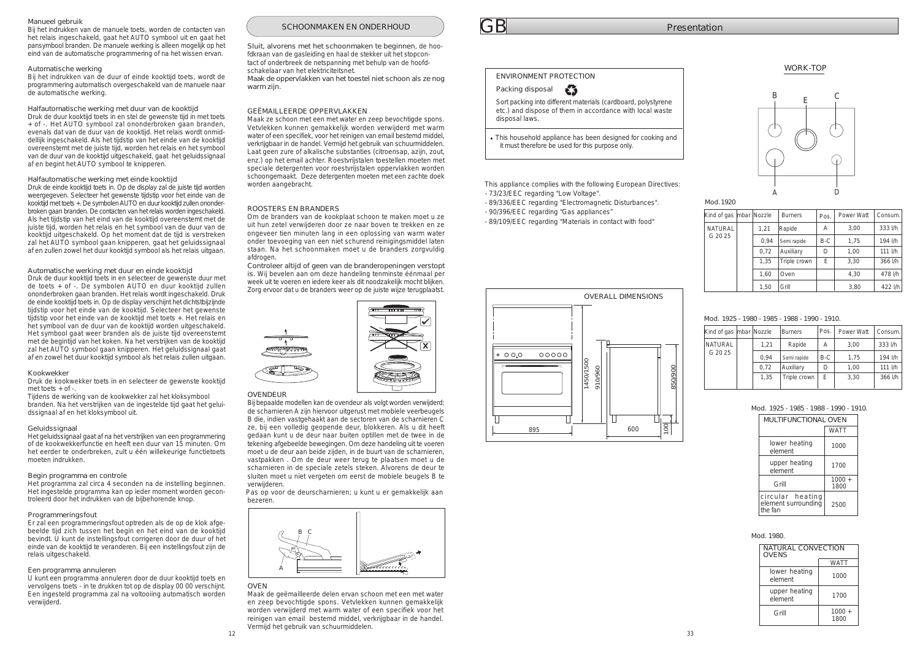### Manueel gebruik

Bij het indrukken van de manuele toets, worden de contacten van het relais ingeschakeld, gaat het AUTO symbool uit en gaat het pansymbool branden. De manuele werking is alleen mogelijk op het eind van de automatische programmering of na het wissen ervan.

### Automatische werking

Bij het indrukken van de duur of einde kooktijd toets, wordt de programmering automatisch overgeschakeld van de manuele naar de automatische werking.

### Halfautomatische werking met duur van de kooktijd

Druk de duur kooktijd toets in en stel de gewenste tijd in met toets + of -. Het AUTO symbool zal ononderbroken gaan branden, evenals dat van de duur van de kooktijd. Het relais wordt onmiddellijk ingeschakeld. Als het tijdstip van het einde van de kooktijd overeenstemt met de juiste tijd, worden het relais en het symbool van de duur van de kooktijd uitgeschakeld, gaat het geluidssignaal af en begint het AUTO symbool te knipperen.

### Halfautomatische werking met einde kooktijd

Druk de einde kooktijd toets in. Op de display zal de juiste tijd worden weergegeven. Selecteer het gewenste tijdstip voor het einde van de kooktijd met toets +. De symbolen AUTO en duur kooktijd zullen ononderbroken gaan branden. De contacten van het relais worden ingeschakeld. Als het tijdstip van het eind van de kooktijd overeenstemt met de juiste tijd, worden het relais en het symbool van de duur van de kooktijd uitgeschakeld. Op het moment dat de tijd is verstreken zal het AUTO symbool gaan knipperen, gaat het geluidssignaal af en zullen zowel het duur kooktijd symbool als het relais uitgaan.

### Automatische werking met duur en einde kooktijd

Druk de duur kooktijd toets in en selecteer de gewenste duur met de toets + of -. De symbolen AUTO en duur kooktijd zullen ononderbroken gaan branden. Het relais wordt ingeschakeld. Druk de einde kooktijd toets in. Op de display verschijnt het dichtstbijzijnde tijdstip voor het einde van de kooktijd. Selecteer het gewenste tijdstip voor het einde van de kooktijd met toets +. Het relais en het symbool van de duur van de kooktijd worden uitgeschakeld. Het symbool gaat weer branden als de juiste tijd overeenstemt met de begintijd van het koken. Na het verstrijken van de kooktijd zal het AUTO symbool gaan knipperen. Het geluidssignaal gaat af en zowel het duur kooktijd symbool als het relais zullen uitgaan.

### Kookwekker

Druk de kookwekker toets in en selecteer de gewenste kooktijd met toets + of -.

Tijdens de werking van de kookwekker zal het kloksymbool branden. Na het verstrijken van de ingestelde tijd gaat het geluidssignaal af en het kloksymbool uit.

### Geluidssignaal

Het geluidssignaal gaat af na het verstrijken van een programmering of de kookwekkerfunctie en heeft een duur van 15 minuten. Om het eerder te onderbreken, zult u één willekeurige functietoets moeten indrukken.

### Begin programma en controle

Het programma zal circa 4 seconden na de instelling beginnen. Het ingestelde programma kan op ieder moment worden gecontroleerd door het indrukken van de bijbehorende knop.

### Programmeringsfout

Er zal een programmeringsfout optreden als de op de klok afgebeelde tijd zich tussen het begin en het eind van de kooktijd bevindt. U kunt de instellingsfout corrigeren door de duur of het einde van de kooktijd te veranderen. Bij een instellingsfout zijn de relais uitgeschakeld.

### Een programma annuleren

U kunt een programma annuleren door de duur kooktijd toets en vervolgens toets - in te drukken tot op de display 00 00 verschijnt. Een ingesteld programma zal na voltooiing automatisch worden verwijderd.

## SCHOONMAKEN EN ONDERHOUD

Sluit, alvorens met het schoonmaken te beginnen, de hoofdkraan van de gasleiding en haal de stekker uit het stopcontact of onderbreek de netspanning met behulp van de hoofdschakelaar van het elektriciteitsnet.

Maak de oppervlakken van het toestel niet schoon als ze nog warm zijn.

### GEËMAILLEERDE OPPERVLAKKEN

Maak ze schoon met een met water en zeep bevochtigde spons. Vetvlekken kunnen gemakkelijk worden verwijderd met warm water of een specifiek, voor het reinigen van email bestemd middel, verkrijgbaar in de handel. Vermijd het gebruik van schuurmiddelen. Laat geen zure of alkalische substanties (citroensap, azijn, zout, enz.) op het email achter. Roestvrijstalen toestellen moeten met speciale detergenten voor roestvrijstalen oppervlakken worden schoongemaakt. Deze detergenten moeten met een zachte doek worden aangebracht.

### ROOSTERS EN BRANDERS

Om de branders van de kookplaat schoon te maken moet u ze uit hun zetel verwijderen door ze naar boven te trekken en ze ongeveer tien minuten lang in een oplossing van warm water onder toevoeging van een niet schurend reinigingsmiddel laten staan. Na het schoonmaken moet u de branders zorgvuldig afdrogen.

Controleer altijd of geen van de branderopeningen verstopt is. Wij bevelen aan om deze handeling tenminste éénmaal per week uit te voeren en iedere keer als dit noodzakelijk mocht blijken. Zorg ervoor dat u de branders weer op de juiste wijze terugplaatst.

### OVENDEUR

Bij bepaalde modellen kan de ovendeur als volgt worden verwijderd: de scharnieren A zijn hiervoor uitgerust met mobiele veerbeugels B die, indien vastgehaakt aan de sectoren van de scharnieren C ze, bij een volledig geopende deur, blokkeren. Als u dit heeft gedaan kunt u de deur naar buiten optillen met de twee in de tekening afgebeelde bewegingen. Om deze handeling uit te voeren moet u de deur aan beide zijden, in de buurt van de scharnieren, vastpakken. Om de deur weer terug te plaatsen moet u de scharnieren in de speciale zetels steken. Alvorens de deur te sluiten moet u niet vergeten om eerst de mobiele beugels B te verwijderen.

Pas op voor de deurscharnieren; u kunt u er gemakkelijk aan bezeren.

### OVEN

Maak de geëmailleerde delen ervan schoon met een met water en zeep bevochtigde spons. Vetvlekken kunnen gemakkelijk worden verwijderd met warm water of een specifiek voor het reinigen van email bestemd middel, verkrijgbaar in de handel. Vermijd het gebruik van schuurmiddelen.

# GB Presentation

### ENVIRONMENT PROTECTION

Packing disposal

Sort packing into different materials (cardboard, polystyrene etc.) and dispose of them in accordance with local waste disposal laws.

- This household appliance has been designed for cooking and it must therefore be used for this purpose only.

This appliance complies with the following European Directives:

- 73/23/EEC regarding "Low Voltage".
- 89/336/EEC regarding "Electromagnetic Disturbances".
- 90/396/EEC regarding "Gas appliances"
- 89/109/EEC regarding "Materials in contact with food"

OVERALL DIMENSIONS

895 · 600 · 1450/1500 · 910/960 · 850/900 · 100

WORK-TOP

B · E · C · A · D

Mod. 1920

| Kind of gas | mbar | Nozzle | Burners | Pos. | Power Watt | Consum. |
|---|---|---|---|---|---|---|
| NATURAL G 20 25 | | 1,21 | Rapide | A | 3,00 | 333 l/h |
| | | 0,94 | Semi rapide | B-C | 1,75 | 194 l/h |
| | | 0,72 | Auxiliary | D | 1,00 | 111 l/h |
| | | 1,35 | Triple crown | E | 3,30 | 366 l/h |
| | | 1,60 | Oven | | 4,30 | 478 l/h |
| | | 1,50 | Grill | | 3,80 | 422 l/h |

Mod. 1925 - 1980 - 1985 - 1988 - 1990 - 1910.

| Kind of gas | mbar | Nozzle | Burners | Pos. | Power Watt | Consum. |
|---|---|---|---|---|---|---|
| NATURAL G 20 25 | | 1,21 | Rapide | A | 3,00 | 333 l/h |
| | | 0,94 | Semi rapide | B-C | 1,75 | 194 l/h |
| | | 0,72 | Auxiliary | D | 1,00 | 111 l/h |
| | | 1,35 | Triple crown | E | 3,30 | 366 l/h |

Mod. 1925 - 1985 - 1988 - 1990 - 1910.

| MULTIFUNCTIONAL OVEN | WATT |
|---|---|
| lower heating element | 1000 |
| upper heating element | 1700 |
| Grill | 1000 + 1800 |
| circular heating element surrounding the fan | 2500 |

Mod. 1980.

| NATURAL CONVECTION OVENS | WATT |
|---|---|
| lower heating element | 1000 |
| upper heating element | 1700 |
| Grill | 1000 + 1800 |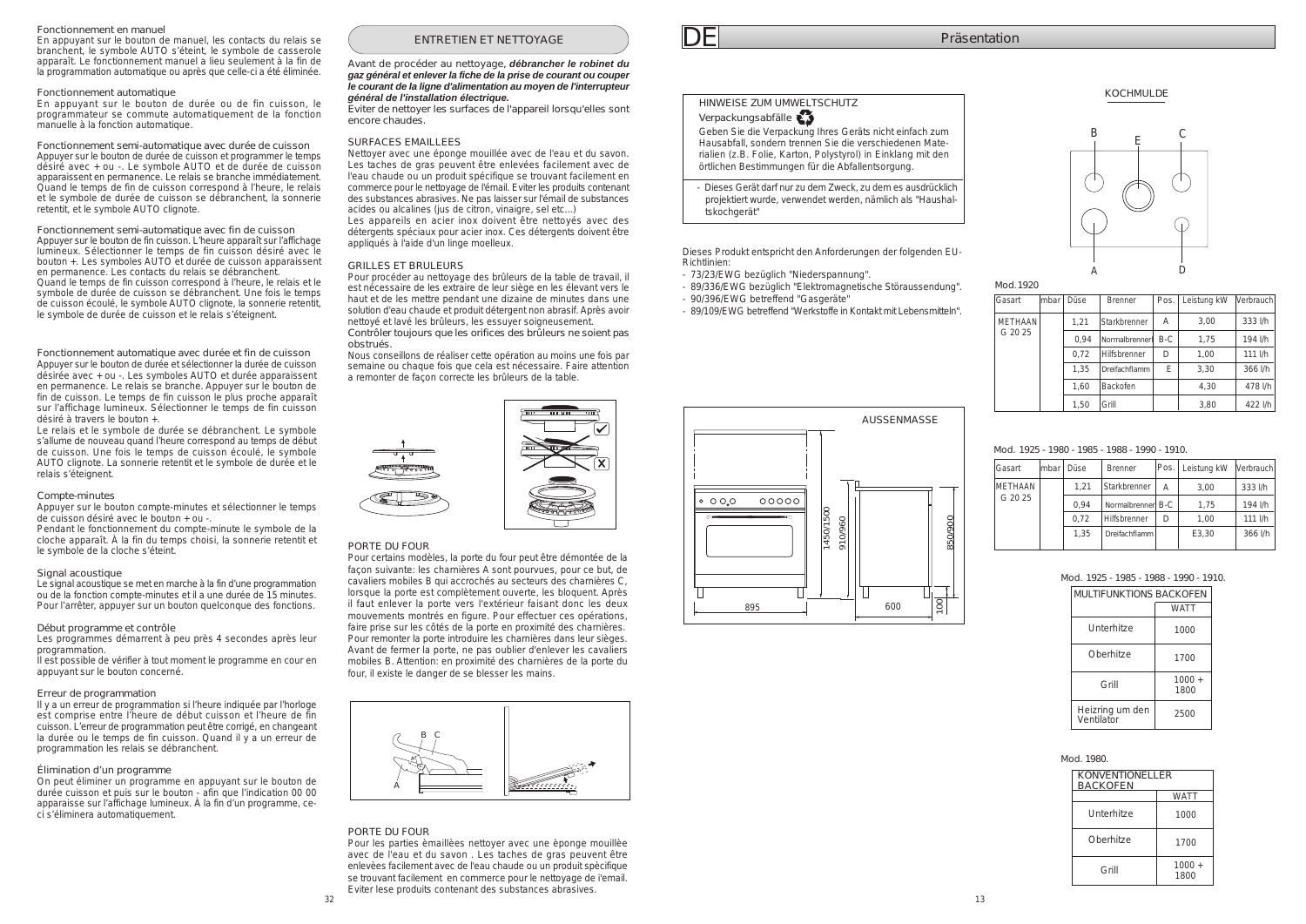Fonctionnement en manuel

En appuyant sur le bouton de manuel, les contacts du relais se branchent, le symbole AUTO s'éteint, le symbole de casserole apparaît. Le fonctionnement manuel a lieu seulement à la fin de la programmation automatique ou après que celle-ci a été éliminée.

Fonctionnement automatique

En appuyant sur le bouton de durée ou de fin cuisson, le programmateur se commute automatiquement de la fonction manuelle à la fonction automatique.

Fonctionnement semi-automatique avec durée de cuisson

Appuyer sur le bouton de durée de cuisson et programmer le temps désiré avec + ou -. Le symbole AUTO et de durée de cuisson apparaissent en permanence. Le relais se branche immédiatement. Quand le temps de fin de cuisson correspond à l'heure, le relais et le symbole de durée de cuisson se débranchent, la sonnerie retentit, et le symbole AUTO clignote.

Fonctionnement semi-automatique avec fin de cuisson

Appuyer sur le bouton de fin cuisson. L'heure apparaît sur l'affichage lumineux. Sélectionner le temps de fin cuisson désiré avec le bouton +. Les symboles AUTO et durée de cuisson apparaissent en permanence. Les contacts du relais se débranchent.
Quand le temps de fin cuisson correspond à l'heure, le relais et le symbole de durée de cuisson se débranchent. Une fois le temps de cuisson écoulé, le symbole AUTO clignote, la sonnerie retentit, le symbole de durée de cuisson et le relais s'éteignent.

Fonctionnement automatique avec durée et fin de cuisson

Appuyer sur le bouton de durée et sélectionner la durée de cuisson désirée avec + ou -. Les symboles AUTO et durée apparaissent en permanence. Le relais se branche. Appuyer sur le bouton de fin de cuisson. Le temps de fin cuisson le plus proche apparaît sur l'affichage lumineux. Sélectionner le temps de fin cuisson désiré à travers le bouton +.
Le relais et le symbole de durée se débranchent. Le symbole s'allume de nouveau quand l'heure correspond au temps de début de cuisson. Une fois le temps de cuisson écoulé, le symbole AUTO clignote. La sonnerie retentit et le symbole de durée et le relais s'éteignent.

Compte-minutes

Appuyer sur le bouton compte-minutes et sélectionner le temps de cuisson désiré avec le bouton + ou -.
Pendant le fonctionnement du compte-minute le symbole de la cloche apparaît. À la fin du temps choisi, la sonnerie retentit et le symbole de la cloche s'éteint.

Signal acoustique

Le signal acoustique se met en marche à la fin d'une programmation ou de la fonction compte-minutes et il a une durée de 15 minutes. Pour l'arrêter, appuyer sur un bouton quelconque des fonctions.

Début programme et contrôle

Les programmes démarrent à peu près 4 secondes après leur programmation.
Il est possible de vérifier à tout moment le programme en cour en appuyant sur le bouton concerné.

Erreur de programmation

Il y a un erreur de programmation si l'heure indiquée par l'horloge est comprise entre l'heure de début cuisson et l'heure de fin cuisson. L'erreur de programmation peut être corrigé, en changeant la durée ou le temps de fin cuisson. Quand il y a un erreur de programmation les relais se débranchent.

Élimination d'un programme

On peut éliminer un programme en appuyant sur le bouton de durée cuisson et puis sur le bouton - afin que l'indication 00 00 apparaisse sur l'affichage lumineux. À la fin d'un programme, ce-ci s'éliminera automatiquement.

## ENTRETIEN ET NETTOYAGE

Avant de procéder au nettoyage, ***débrancher le robinet du gaz général et enlever la fiche de la prise de courant ou couper le courant de la ligne d'alimentation au moyen de l'interrupteur général de l'installation électrique.***
Eviter de nettoyer les surfaces de l'appareil lorsqu'elles sont encore chaudes.

### SURFACES EMAILLEES

Nettoyer avec une éponge mouillée avec de l'eau et du savon. Les taches de gras peuvent être enlevées facilement avec de l'eau chaude ou un produit spécifique se trouvant facilement en commerce pour le nettoyage de l'émail. Eviter les produits contenant des substances abrasives. Ne pas laisser sur l'émail de substances acides ou alcalines (jus de citron, vinaigre, sel etc...)
Les appareils en acier inox doivent être nettoyés avec des détergents spéciaux pour acier inox. Ces détergents doivent être appliqués à l'aide d'un linge moelleux.

### GRILLES ET BRULEURS

Pour procéder au nettoyage des brûleurs de la table de travail, il est nécessaire de les extraire de leur siège en les élevant vers le haut et de les mettre pendant une dizaine de minutes dans une solution d'eau chaude et produit détergent non abrasif. Après avoir nettoyé et lavé les brûleurs, les essuyer soigneusement.
Contrôler toujours que les orifices des brûleurs ne soient pas obstrués.
Nous conseillons de réaliser cette opération au moins une fois par semaine ou chaque fois que cela est nécessaire. Faire attention a remonter de façon correcte les brûleurs de la table.

### PORTE DU FOUR

Pour certains modèles, la porte du four peut être démontée de la façon suivante: les charnières A sont pourvues, pour ce but, de cavaliers mobiles B qui accrochés au secteurs des charnières C, lorsque la porte est complètement ouverte, les bloquent. Après il faut enlever la porte vers l'extérieur faisant donc les deux mouvements montrés en figure. Pour effectuer ces opérations, faire prise sur les côtés de la porte en proximité des charnières.
Pour remonter la porte introduire les charnières dans leur sièges. Avant de fermer la porte, ne pas oublier d'enlever les cavaliers mobiles B. Attention: en proximité des charnières de la porte du four, il existe le danger de se blesser les mains.

### PORTE DU FOUR

Pour les parties èmaillèes nettoyer avec une èponge mouillèe avec de l'eau et du savon . Les taches de gras peuvent être enlevèes facilement avec de l'eau chaude ou un produit spècifique se trouvant facilement en commerce pour le nettoyage de l'email. Eviter lese produits contenant des substances abrasives.

# DE Präsentation

**HINWEISE ZUM UMWELTSCHUTZ**

Verpackungsabfälle

Geben Sie die Verpackung Ihres Geräts nicht einfach zum Hausabfall, sondern trennen Sie die verschiedenen Materialien (z.B. Folie, Karton, Polystyrol) in Einklang mit den örtlichen Bestimmungen für die Abfallentsorgung.

- Dieses Gerät darf nur zu dem Zweck, zu dem es ausdrücklich projektiert wurde, verwendet werden, nämlich als "Haushaltskochgerät"

Dieses Produkt entspricht den Anforderungen der folgenden EU-Richtlinien:
- 73/23/EWG bezüglich "Niederspannung".
- 89/336/EWG bezüglich "Elektromagnetische Störaussendung".
- 90/396/EWG betreffend "Gasgeräte"
- 89/109/EWG betreffend "Werkstoffe in Kontakt mit Lebensmitteln".

AUSSENMASSE

895 — 600 — 1450/1500 — 910/960 — 850/900 — 100

KOCHMULDE

B E C — A D

Mod.1920

| Gasart | mbar | Düse | Brenner | Pos. | Leistung kW | Verbrauch |
|---|---|---|---|---|---|---|
| METHAAN G 20 25 | | 1,21 | Starkbrenner | A | 3,00 | 333 l/h |
| | | 0,94 | Normalbrenner | B-C | 1,75 | 194 l/h |
| | | 0,72 | Hilfsbrenner | D | 1,00 | 111 l/h |
| | | 1,35 | Dreifachflamm | E | 3,30 | 366 l/h |
| | | 1,60 | Backofen | | 4,30 | 478 l/h |
| | | 1,50 | Grill | | 3,80 | 422 l/h |

Mod. 1925 - 1980 - 1985 - 1988 - 1990 - 1910.

| Gasart | mbar | Düse | Brenner | Pos. | Leistung kW | Verbrauch |
|---|---|---|---|---|---|---|
| METHAAN G 20 25 | | 1,21 | Starkbrenner | A | 3,00 | 333 l/h |
| | | 0,94 | Normalbrenner | B-C | 1,75 | 194 l/h |
| | | 0,72 | Hilfsbrenner | D | 1,00 | 111 l/h |
| | | 1,35 | Dreifachflamm | | E3,30 | 366 l/h |

Mod. 1925 - 1985 - 1988 - 1990 - 1910.

| MULTIFUNKTIONS BACKOFEN | WATT |
|---|---|
| Unterhitze | 1000 |
| Oberhitze | 1700 |
| Grill | 1000 + 1800 |
| Heizring um den Ventilator | 2500 |

Mod. 1980.

| KONVENTIONELLER BACKOFEN | WATT |
|---|---|
| Unterhitze | 1000 |
| Oberhitze | 1700 |
| Grill | 1000 + 1800 |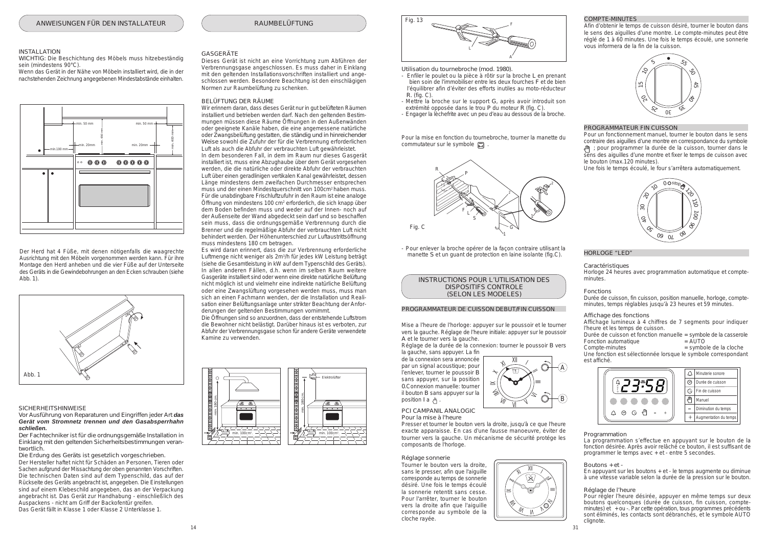## ANWEISUNGEN FÜR DEN INSTALLATEUR

INSTALLATION
WICHTIG: Die Beschichtung des Möbels muss hitzebeständig sein (mindestens 90°C).
Wenn das Gerät in der Nähe von Möbeln installiert wird, die in der nachstehenden Zeichnung angegebenen Mindestabstände einhalten.

Der Herd hat 4 Füße, mit denen nötigenfalls die waagrechte Ausrichtung mit den Möbeln vorgenommen werden kann. Für ihre Montage den Herd anheben und die vier Füße auf der Unterseite des Geräts in die Gewindebohrungen an den Ecken schrauben (siehe Abb. 1).

Abb. 1

SICHERHEITSHINWEISE
Vor Ausführung von Reparaturen und Eingriffen jeder Art ***das Gerät vom Stromnetz trennen und den Gasabsperrhahn schließen.***
Der Fachtechniker ist für die ordnungsgemäße Installation in Einklang mit den geltenden Sicherheitsbestimmungen verantwortlich.
Die Erdung des Geräts ist gesetzlich vorgeschrieben.
Der Hersteller haftet nicht für Schäden an Personen, Tieren oder Sachen aufgrund der Missachtung der oben genannten Vorschriften. Die technischen Daten sind auf dem Typenschild, das auf der Rückseite des Geräts angebracht ist, angegeben. Die Einstellungen sind auf einem Klebeschild angegeben, das an der Verpackung angebracht ist. Das Gerät zur Handhabung - einschließlich des Auspackens - nicht am Griff der Backofentür greifen.
Das Gerät fällt in Klasse 1 oder Klasse 2 Unterklasse 1.

## RAUMBELÜFTUNG

GASGERÄTE
Dieses Gerät ist nicht an eine Vorrichtung zum Abführen der Verbrennungsgase angeschlossen. Es muss daher in Einklang mit den geltenden Installationsvorschriften installiert und angeschlossen werden. Besondere Beachtung ist den einschlägigen Normen zur Raumbelüftung zu schenken.

BELÜFTUNG DER RÄUME
Wir erinnern daran, dass dieses Gerät nur in gut belüfteten Räumen installiert und betrieben werden darf. Nach den geltenden Bestimmungen müssen diese Räume Öffnungen in den Außenwänden oder geeignete Kanäle haben, die eine angemessene natürliche oder Zwangsbelüftung gestatten, die ständig und in hinreichender Weise sowohl die Zufuhr der für die Verbrennung erforderlichen Luft als auch die Abfuhr der verbrauchten Luft gewährleistet.
In dem besonderen Fall, in dem im Raum nur dieses Gasgerät installiert ist, muss eine Abzughaube über dem Gerät vorgesehen werden, die die natürliche oder direkte Abfuhr der verbrauchten Luft über einen geradlinigen vertikalen Kanal gewährleistet, dessen Länge mindestens dem zweifachen Durchmesser entsprechen muss und der einen Mindestquerschnitt von 100cm² haben muss. Für die unabdingbare Frischluftzufuhr in den Raum ist eine analoge Öffnung von mindestens 100 cm² erforderlich, die sich knapp über dem Boden befinden muss und weder auf der Innen- noch auf der Außenseite der Wand abgedeckt sein darf und so beschaffen sein muss, dass die ordnungsgemäße Verbrennung durch die Brenner und die regelmäßige Abfuhr der verbrauchten Luft nicht behindert werden. Der Höhenunterschied zur Luftaustrittsöffnung muss mindestens 180 cm betragen.
Es wird daran erinnert, dass die zur Verbrennung erforderliche Luftmenge nicht weniger als 2m³/h für jedes kW Leistung beträgt (siehe die Gesamtleistung in kW auf dem Typenschild des Geräts). In allen anderen Fällen, d.h. wenn im selben Raum weitere Gasgeräte installiert sind oder wenn eine direkte natürliche Belüftung nicht möglich ist und vielmehr eine indirekte natürliche Belüftung oder eine Zwangslüftung vorgesehen werden muss, muss man sich an einen Fachmann wenden, der die Installation und Realisation einer Belüftungsanlage unter strikter Beachtung der Anforderungen der geltenden Bestimmungen vornimmt.
Die Öffnungen sind so anzuordnen, dass der entstehende Luftstrom die Bewohner nicht belästigt. Darüber hinaus ist es verboten, zur Abfuhr der Verbrennungsgase schon für andere Geräte verwendete Kamine zu verwenden.

Fig. 13

Utilisation du tournebroche (mod. 1980).
- Enfiler le poulet ou la pièce à rôtir sur la broche L en prenant bien soin de l'immobiliser entre les deux fourches F et de bien l'équilibrer afin d'éviter des efforts inutiles au moto-réducteur R. (fig. C).
- Mettre la broche sur le support G, après avoir introduit son extrémité opposée dans le trou P du moteur R (fig. C).
- Engager la lèchefrite avec un peu d'eau au dessous de la broche.

Pour la mise en fonction du tournebroche, tourner la manette du commutateur sur le symbole.

Fig. C

- Pour enlever la broche opérer de la façon contraire utilisant la manette S et un guant de protection en laine isolante (fig.C).

## INSTRUCTIONS POUR L'UTILISATION DES DISPOSITIFS CONTROLE (SELON LES MODELES)

### PROGRAMMATEUR DE CUISSON DEBUT/FIN CUISSON

Mise a l'heure de l'horloge: appuyer sur le poussoir et le tourner vers la gauche. Réglage de l'heure initiale: appuyer sur le poussoir A et le tourner vers la gauche.
Réglage de la durée de la connexion: tourner le poussoir B vers la gauche, sans appuyer. La fin de la connexion sera annoncée par un signal acoustique; pour l'enlever, tourner le poussoir B sans appuyer, sur la position 0.Connexion manuelle: tourner il bouton B sans appuyer sur la position I a.

PCI CAMPANIL ANALOGIC
Pour la mise à l'heure
Presser et tourner le bouton vers la droite, jusqu'à ce que l'heure exacte apparaisse. En cas d'une fausse manoeuvre, éviter de tourner vers la gauche. Un mécanisme de sécurité protége les composants de l'horloge.

Réglage sonnerie
Tourner le bouton vers la droite, sans le presser, afin que l'aiguille corresponde au temps de sonnerie désiré. Une fois le temps écoulé la sonnerie retentit sans cesse. Pour l'arrêter, tourner le bouton vers la droite afin que l'aiguille corresponde au symbole de la cloche rayée.

### COMPTE-MINUTES
Afin d'obtenir le temps de cuisson désiré, tourner le bouton dans le sens des aiguilles d'une montre. Le compte-minutes peut être réglé de 1 à 60 minutes. Une fois le temps écoulé, une sonnerie vous informera de la fin de la cuisson.

### PROGRAMMATEUR FIN CUISSON
Pour un fonctionnement manuel, tourner le bouton dans le sens contraire des aiguilles d'une montre en correspondance du symbole ; pour programmer la durée de la cuisson, tourner dans le sens des aiguilles d'une montre et fixer le temps de cuisson avec le bouton (max.120 minutes).
Une fois le temps écoulé, le four s'arrêtera automatiquement.

### HORLOGE "LED"

Caractéristiques
Horloge 24 heures avec programmation automatique et compte-minutes.

Fonctions
Durée de cuisson, fin cuisson, position manuelle, horloge, compte-minutes, temps réglables jusqu'à 23 heures et 59 minutes.

Affichage des fonctions
Affichage lumineux à 4 chiffres de 7 segments pour indiquer l'heure et les temps de cuisson.
Durée de cuisson et fonction manuelle = symbole de la casserole
Fonction automatique = AUTO
Compte-minutes = symbole de la cloche
Une fonction est sélectionnée lorsque le symbole correspondant est affiché.

| | |
|---|---|
| Minuterie sonore | |
| Durée de cuisson | |
| Fin de cuisson | |
| Manuel | |
| − | Diminution du temps |
| + | Augmentation du temps |

Programmation
La programmation s'effectue en appuyant sur le bouton de la fonction désirée. Après avoir relâché ce bouton, il est suffisant de programmer le temps avec + et - entre 5 secondes.

Boutons + et -
En appuyant sur les boutons + et - le temps augmente ou diminue à une vitesse variable selon la durée de la pression sur le bouton.

Réglage de l'heure
Pour régler l'heure désirée, appuyer en même temps sur deux boutons quelconques (durée de cuisson, fin cuisson, compte-minutes) et + ou -. Par cette opération, tous programmes précédents sont éliminés, les contacts sont débranchés, et le symbole AUTO clignote.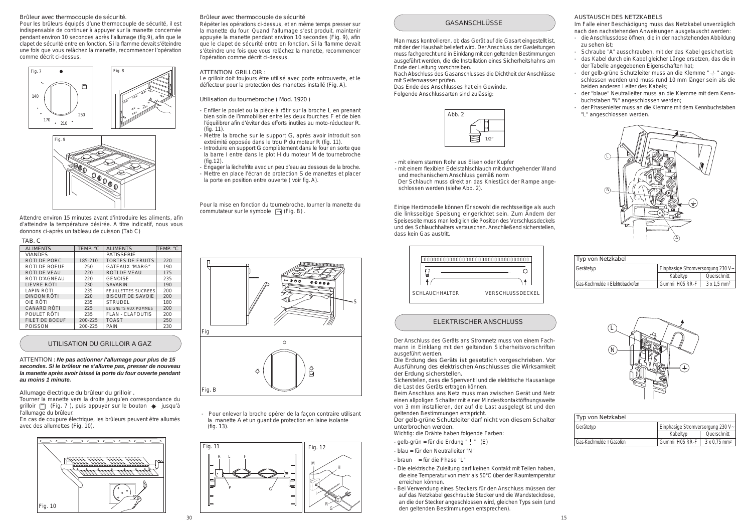Brûleur avec thermocouple de sécurité.

Pour les brûleurs équipés d'une thermocouple de sécurité, il est indispensable de continuer à appuyer sur la manette concernée pendant environ 10 secondes après l'allumage (fig.9), afin que le clapet de sécurité entre en fonction. Si la flamme devait s'éteindre une fois que vous relâchez la manette, recommencer l'opération comme décrit ci-dessus.

Fig. 7

Fig. 8

Fig. 9

Attendre environ 15 minutes avant d'introduire les aliments, afin d'atteindre la température désirée. A titre indicatif, nous vous donnons ci-après un tableau de cuisson (Tab C)

TAB. C

| ALIMENTS | TEMP. °C | ALIMENTS | TEMP. °C |
|---|---|---|---|
| VIANDES | | PATISSERIE | |
| RÔTI DE PORC | 185-210 | TORTES DE FRUITS | 220 |
| RÔTI DE BOEUF | 250 | GATEAUX "MARG" | 190 |
| RÔTI DE VEAU | 220 | ROTI DE VEAU | 175 |
| RÔTI D'AGNEAU | 220 | GENOISE | 235 |
| LIEVRE RÔTI | 230 | SAVARIN | 190 |
| LAPIN RÔTI | 235 | FEUILLETTES SUCREES | 200 |
| DINDON RÔTI | 220 | BISCUIT DE SAVOIE | 200 |
| OIE RÔTI | 235 | STRUDEL | 180 |
| CANARD RÔTI | 225 | BEIGNETS AUX POMMES | 200 |
| POULET RÔTI | 235 | FLAN - CLAFOUTIS | 200 |
| FILET DE BOEUF | 200-225 | TOAST | 250 |
| POISSON | 200-225 | PAIN | 230 |

## UTILISATION DU GRILLOIR A GAZ

ATTENTION : ***Ne pas actionner l'allumage pour plus de 15 secondes. Si le brûleur ne s'allume pas, presser de nouveau la manette après avoir laissé la porte du four ouverte pendant au moins 1 minute.***

Allumage électrique du brûleur du grilloir .

Tourner la manette vers la droite jusqu'en correspondance du grilloir (Fig. 7 ), puis appuyer sur le bouton jusqu'à l'allumage du brûleur.

En cas de coupure électrique, les brûleurs peuvent être allumés avec des allumettes (Fig. 10).

Fig. 10

Brûleur avec thermocouple de sécurité

Répéter les opérations ci-dessus, et en même temps presser sur la manette du four. Quand l'allumage s'est produit, maintenir appuyée la manette pendant environ 10 secondes (Fig. 9), afin que le clapet de sécurité entre en fonction. Si la flamme devait s'éteindre une fois que vous relâchez la manette, recommencer l'opération comme décrit ci-dessus.

ATTENTION GRILLOIR :

Le grilloir doit toujours être utilisé avec porte entrouverte, et le déflecteur pour la protection des manettes installé (Fig. A).

Utilisation du tournebroche ( Mod. 1920 )

- Enfiler le poulet ou la pièce à rôtir sur la broche L en prenant bien soin de l'immobiliser entre les deux fourches F et de bien l'équilibrer afin d'éviter des efforts inutiles au moto-réducteur R. (fig. 11).
- Mettre la broche sur le support G, après avoir introduit son extrémité opposée dans le trou P du moteur R (fig. 11).
- Introduire en support G complètement dans le four en sorte que la barre I entre dans le plot H du moteur M de tournebroche (fig.12).
- Engager la lèchefrite avec un peu d'eau au dessous de la broche.
- Mettre en place l'écran de protection S de manettes et placer la porte en position entre ouverte ( voir fig. A).

Pour la mise en fonction du tournebroche, tourner la manette du commutateur sur le symbole (Fig. B) .

Fig

Fig. B

- Pour enlever la broche opérer de la façon contraire utilisant la manette A et un guant de protection en laine isolante (fig. 13).

Fig. 11

Fig. 12

## GASANSCHLÜSSE

Man muss kontrollieren, ob das Gerät auf die Gasart eingestellt ist, mit der der Haushalt beliefert wird. Der Anschluss der Gasleitungen muss fachgerecht und in Einklang mit den geltenden Bestimmungen ausgeführt werden, die die Installation eines Sicherheitshahns am Ende der Leitung vorschreiben.

Nach Abschluss des Gasanschlusses die Dichtheit der Anschlüsse mit Seifenwasser prüfen.

Das Ende des Anschlusses hat ein Gewinde.

Folgende Anschlussarten sind zulässig:

Abb. 2

- mit einem starren Rohr aus Eisen oder Kupfer
- mit einem flexiblen Edelstahlschlauch mit durchgehender Wand und mechanischem Anschluss gemäß norm
  Der Schlauch muss direkt an das Kniestück der Rampe angeschlossen werden (siehe Abb. 2).

Einige Herdmodelle können für sowohl die rechtsseitige als auch die linksseitige Speisung eingerichtet sein. Zum Ändern der Speiseseite muss man lediglich die Position des Verschlussdeckels und des Schlauchhalters vertauschen. Anschließend sicherstellen, dass kein Gas austritt.

SCHLAUCHHALTER VERSCHLUSSDECKEL

## ELEKTRISCHER ANSCHLUSS

Der Anschluss des Geräts ans Stromnetz muss von einem Fachmann in Einklang mit den geltenden Sicherheitsvorschriften ausgeführt werden.

Die Erdung des Geräts ist gesetzlich vorgeschrieben. Vor Ausführung des elektrischen Anschlusses die Wirksamkeit der Erdung sicherstellen.

Sicherstellen, dass die Sperrventil und die elektrische Hausanlage die Last des Geräts ertragen können.

Beim Anschluss ans Netz muss man zwischen Gerät und Netz einen allpoligen Schalter mit einer Mindestkontaktöffnungsweite von 3 mm installieren, der auf die Last ausgelegt ist und den geltenden Bestimmungen entspricht.

Der gelb-grüne Schutzleiter darf nicht von diesem Schalter unterbrochen werden.

Wichtig: die Drähte haben folgende Farben:

- gelb-grün = für die Erdung "⏚" (E)
- blau = für den Neutralleiter "N"
- braun = für die Phase "L"
- Die elektrische Zuleitung darf keinen Kontakt mit Teilen haben, die eine Temperatur von mehr als 50°C über der Raumtemperatur erreichen können.
- Bei Verwendung eines Steckers für den Anschluss müssen der auf das Netzkabel geschraubte Stecker und die Wandsteckdose, an die der Stecker angeschlossen wird, gleichen Typs sein (und den geltenden Bestimmungen entsprechen).

AUSTAUSCH DES NETZKABELS

Im Falle einer Beschädigung muss das Netzkabel unverzüglich nach den nachstehenden Anweisungen ausgetauscht werden:

- die Anschlussdose öffnen, die in der nachstehenden Abbildung zu sehen ist;
- Schraube "A" ausschrauben, mit der das Kabel gesichert ist;
- das Kabel durch ein Kabel gleicher Länge ersetzen, die in der Tabelle angegebenen Eigenschaften hat;
- der gelb-grüne Schutzleiter muss an die Klemme "⏚" angeschlossen werden und muss rund 10 mm länger sein als die beiden anderen Leiter des Kabels;
- der "blaue" Neutralleiter muss an die Klemme mit dem Kennbuchstaben "N" angeschlossen werden;
- der Phasenleiter muss an die Klemme mit dem Kennbuchstaben "L" angeschlossen werden.

| Typ von Netzkabel | | |
|---|---|---|
| Gerätetyp | Einphasige Stromversorgung 230 V~ | |
| | Kabeltyp | Querschnitt |
| Gas-Kochmulde + Elektrobackofen | Gummi H05 RR-F | 3 x 1,5 mm² |

| Typ von Netzkabel | | |
|---|---|---|
| Gerätetyp | Einphasige Stromversorgung 230 V~ | |
| | Kabeltyp | Querschnitt |
| Gas-Kochmulde + Gasofen | Gummi H05 RR-F | 3 x 0,75 mm² |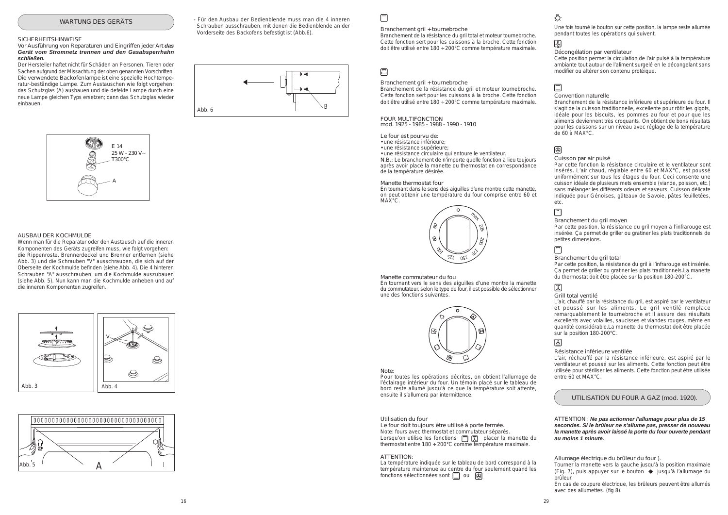## WARTUNG DES GERÄTS

### SICHERHEITSHINWEISE

Vor Ausführung von Reparaturen und Eingriffen jeder Art ***das Gerät vom Stromnetz trennen und den Gasabsperrhahn schließen.***

Der Hersteller haftet nicht für Schäden an Personen, Tieren oder Sachen aufgrund der Missachtung der oben genannten Vorschriften. Die verwendete Backofenlampe ist eine spezielle Hochtemperatur-beständige Lampe. Zum Austauschen wie folgt vorgehen: das Schutzglas (A) ausbauen und die defekte Lampe durch eine neue Lampe gleichen Typs ersetzen; dann das Schutzglas wieder einbauen.

E 14
25 W - 230 V~
T300°C

A

### AUSBAU DER KOCHMULDE

Wenn man für die Reparatur oder den Austausch auf die inneren Komponenten des Geräts zugreifen muss, wie folgt vorgehen: die Rippenroste, Brennerdeckel und Brenner entfernen (siehe Abb. 3) und die Schrauben "V" ausschrauben, die sich auf der Oberseite der Kochmulde befinden (siehe Abb. 4). Die 4 hinteren Schrauben "A" ausschrauben, um die Kochmulde auszubauen (siehe Abb. 5). Nun kann man die Kochmulde anheben und auf die inneren Komponenten zugreifen.

Abb. 3

Abb. 4

Abb. 5

- Für den Ausbau der Bedienblende muss man die 4 inneren Schrauben ausschrauben, mit denen die Bedienblende an der Vorderseite des Backofens befestigt ist (Abb.6).

Abb. 6

Branchement gril + tournebroche
Branchement de la résistance du gril total et moteur tournebroche. Cette fonction sert pour les cuissons à la broche. Cette fonction doit être utilisé entre 180 ÷ 200°C comme température maximale.

Branchement gril + tournebroche
Branchement de la résistance du gril et moteur tournebroche. Cette fonction sert pour les cuissons à la broche. Cette fonction doit être utilisé entre 180 ÷ 200°C comme température maximale.

### FOUR MULTIFONCTION
mod. 1925 - 1985 - 1988 - 1990 - 1910

Le four est pourvu de:
- une résistance inférieure;
- une résistance supérieure;
- une résistance circulaire qui entoure le ventilateur.

N.B.: Le branchement de n'importe quelle fonction a lieu toujours après avoir placé la manette du thermostat en correspondance de la température désirée.

Manette thermostat four
En tournant dans le sens des aiguilles d'une montre cette manette, on peut obtenir une température du four comprise entre 60 et MAX°C.

Manette commutateur du fou
En tournant vers le sens des aiguilles d'une montre la manette du commutateur, selon le type de four, il est possible de sélectionner une des fonctions suivantes.

Note:
Pour toutes les opérations décrites, on obtient l'allumage de l'éclairage intérieur du four. Un témoin placé sur le tableau de bord reste allumé jusqu'à ce que la température soit attente, ensuite il s'allumera par intermittence.

Utilisation du four
Le four doit toujours être utilisé à porte fermée.
Note: fours avec thermostat et commutateur séparés.
Lorsqu'on utilise les fonctions placer la manette du thermostat entre 180 ÷ 200°C comme température maximale.

ATTENTION:
La température indiquée sur le tableau de bord correspond à la température maintenue au centre du four seulement quand les fonctions sélectionnées sont ou

Une fois tourné le bouton sur cette position, la lampe reste allumée pendant toutes les opérations qui suivent.

Décongélation par ventilateur
Cette position permet la circulation de l'air pulsé à la température ambiante tout autour de l'aliment surgelé en le décongelant sans modifier ou altérer son contenu protéique.

Convention naturelle
Branchement de la résistance inférieure et supérieure du four. Il s'agit de la cuisson traditionnelle, excellente pour rôtir les gigots, idéale pour les biscuits, les pommes au four et pour que les aliments deviennent très croquants. On obtient de bons résultats pour les cuissons sur un niveau avec réglage de la température de 60 à MAX°C.

Cuisson par air pulsé
Par cette fonction la résistance circulaire et le ventilateur sont insérés. L'air chaud, réglable entre 60 et MAX°C, est poussé uniformément sur tous les étages du four. Ceci consente une cuisson idéale de plusieurs mets ensemble (viande, poisson, etc.) sans mélanger les différents odeurs et saveurs. Cuisson délicate indiquée pour Génoises, gâteaux de Savoie, pâtes feuilletées, etc.

Branchement du gril moyen
Par cette position, la résistance du gril moyen à l'infrarouge est insérée. Ça permet de griller ou gratiner les plats traditionnels de petites dimensions.

Branchement du gril total
Par cette position, la résistance du gril à l'infrarouge est insérée. Ça permet de griller ou gratiner les plats traditionnels.La manette du thermostat doit être placée sur la position 180-200°C.

Grill total ventilé
L'air, chauffé par la résistance du gril, est aspiré par le ventilateur et poussé sur les aliments. Le gril ventilé remplace remarquablement le tournebroche et il assure des résultats excellents avec volailles, saucisses et viandes rouges, même en quantité considérable.La manette du thermostat doit être placée sur la position 180-200°C.

Résistance inférieure ventilée
L'air, réchauffé par la résistance inférieure, est aspiré par le ventilateur et poussé sur les aliments. Cette fonction peut être utilisée pour stériliser les aliments. Cette fonction peut être utilisée entre 60 et MAX°C.

## UTILISATION DU FOUR A GAZ (mod. 1920).

ATTENTION : ***Ne pas actionner l'allumage pour plus de 15 secondes. Si le brûleur ne s'allume pas, presser de nouveau la manette après avoir laissé la porte du four ouverte pendant au moins 1 minute.***

Allumage électrique du brûleur du four ).
Tourner la manette vers la gauche jusqu'à la position maximale (Fig. 7), puis appuyer sur le bouton ✷ jusqu'à l'allumage du brûleur.
En cas de coupure électrique, les brûleurs peuvent être allumés avec des allumettes. (fig 8).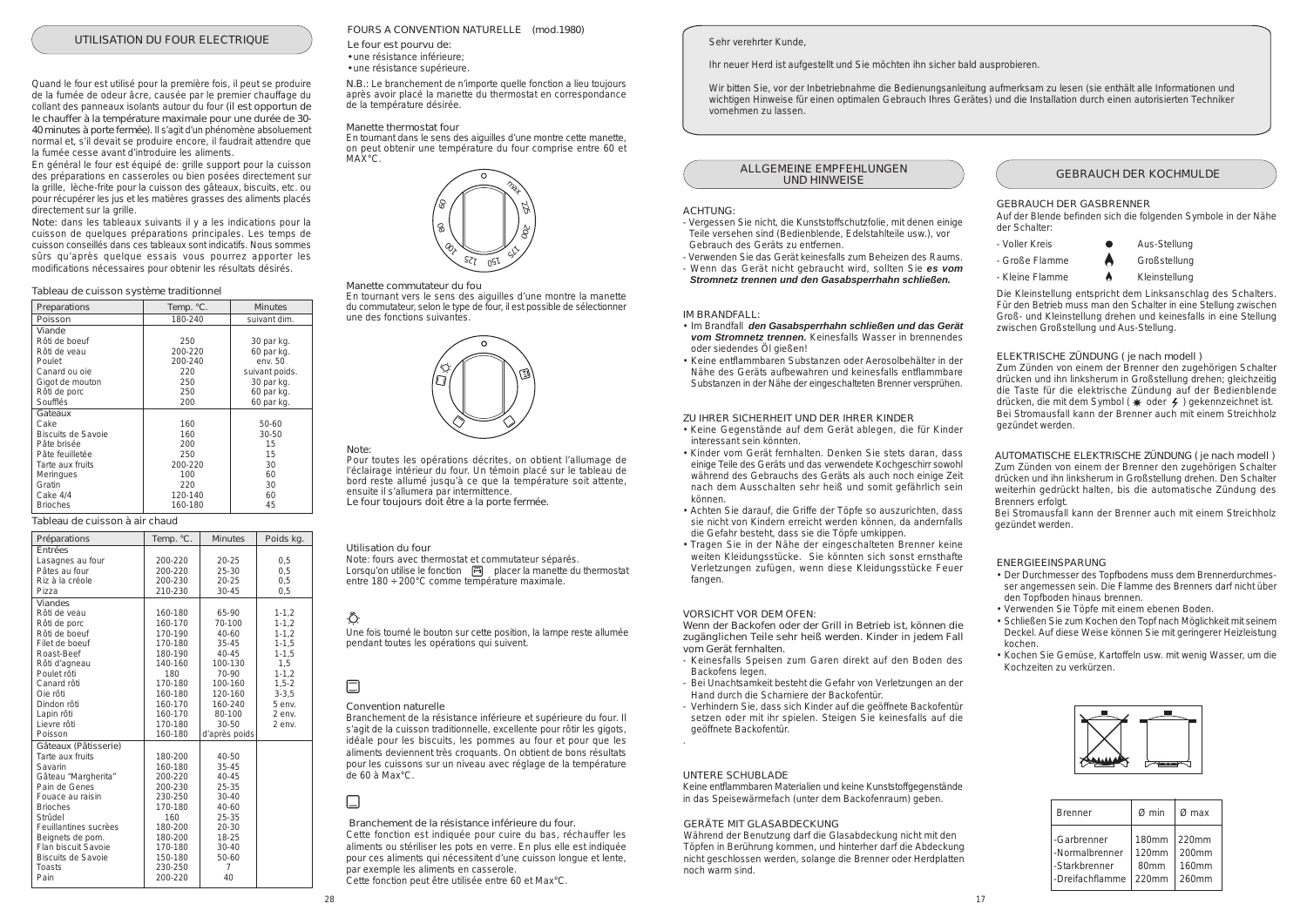## UTILISATION DU FOUR ELECTRIQUE

Quand le four est utilisé pour la première fois, il peut se produire de la fumée de odeur âcre, causée par le premier chauffage du collant des panneaux isolants autour du four (il est opportun de le chauffer à la température maximale pour une durée de 30-40 minutes à porte fermée). Il s'agit d'un phénomène absolument normal et, s'il devait se produire encore, il faudrait attendre que la fumée cesse avant d'introduire les aliments.

En général le four est équipé de: grille support pour la cuisson des préparations en casseroles ou bien posées directement sur la grille, lèche-frite pour la cuisson des gâteaux, biscuits, etc. ou pour récupérer les jus et les matières grasses des aliments placés directement sur la grille.

Note: dans les tableaux suivants il y a les indications pour la cuisson de quelques préparations principales. Les temps de cuisson conseillés dans ces tableaux sont indicatifs. Nous sommes sûrs qu'après quelque essais vous pourrez apporter les modifications nécessaires pour obtenir les résultats désirés.

Tableau de cuisson système traditionnel

| Preparations | Temp. °C. | Minutes |
|---|---|---|
| Poisson | 180-240 | suivant dim. |
| **Viande** | | |
| Rôti de boeuf | 250 | 30 par kg. |
| Rôti de veau | 200-220 | 60 par kg. |
| Poulet | 200-240 | env. 50 |
| Canard ou oie | 220 | suivant poids. |
| Gigot de mouton | 250 | 30 par kg. |
| Rôti de porc | 250 | 60 par kg. |
| Soufflés | 200 | 60 par kg. |
| **Gateaux** | | |
| Cake | 160 | 50-60 |
| Biscuits de Savoie | 160 | 30-50 |
| Pâte brisée | 200 | 15 |
| Pâte feuilletée | 250 | 15 |
| Tarte aux fruits | 200-220 | 30 |
| Meringues | 100 | 60 |
| Gratin | 220 | 30 |
| Cake 4/4 | 120-140 | 60 |
| Brioches | 160-180 | 45 |

Tableau de cuisson à air chaud

| Préparations | Temp. °C. | Minutes | Poids kg. |
|---|---|---|---|
| **Entrées** | | | |
| Lasagnes au four | 200-220 | 20-25 | 0,5 |
| Pâtes au four | 200-220 | 25-30 | 0,5 |
| Riz à la créole | 200-230 | 20-25 | 0,5 |
| Pizza | 210-230 | 30-45 | 0,5 |
| **Viandes** | | | |
| Rôti de veau | 160-180 | 65-90 | 1-1,2 |
| Rôti de porc | 160-170 | 70-100 | 1-1,2 |
| Rôti de boeuf | 170-190 | 40-60 | 1-1,2 |
| Filet de boeuf | 170-180 | 35-45 | 1-1,5 |
| Roast-Beef | 180-190 | 40-45 | 1-1,5 |
| Rôti d'agneau | 140-160 | 100-130 | 1,5 |
| Poulet rôti | 180 | 70-90 | 1-1,2 |
| Canard rôti | 170-180 | 100-160 | 1,5-2 |
| Oie rôti | 160-180 | 120-160 | 3-3,5 |
| Dindon rôti | 160-170 | 160-240 | 5 env. |
| Lapin rôti | 160-170 | 80-100 | 2 env. |
| Lievre rôti | 170-180 | 30-50 | 2 env. |
| Poisson | 160-180 | d'après poids | |
| **Gâteaux (Pâtisserie)** | | | |
| Tarte aux fruits | 180-200 | 40-50 | |
| Savarin | 160-180 | 35-45 | |
| Gâteau "Margherita" | 200-220 | 40-45 | |
| Pain de Genes | 200-230 | 25-35 | |
| Fouace au raisin | 230-250 | 30-40 | |
| Brioches | 170-180 | 40-60 | |
| Strüdel | 160 | 25-35 | |
| Feuillantines sucrées | 180-200 | 20-30 | |
| Beignets de pom. | 180-200 | 18-25 | |
| Flan biscuit Savoie | 170-180 | 30-40 | |
| Biscuits de Savoie | 150-180 | 50-60 | |
| Toasts | 230-250 | 7 | |
| Pain | 200-220 | 40 | |

## FOURS A CONVENTION NATURELLE (mod.1980)

Le four est pourvu de:
- une résistance inférieure;
- une résistance supérieure.

N.B.: Le branchement de n'importe quelle fonction a lieu toujours après avoir placé la manette du thermostat en correspondance de la température désirée.

### Manette thermostat four

En tournant dans le sens des aiguilles d'une montre cette manette, on peut obtenir une température du four comprise entre 60 et MAX°C.

### Manette commutateur du fou

En tournant vers le sens des aiguilles d'une montre la manette du commutateur, selon le type de four, il est possible de sélectionner une des fonctions suivantes.

Note:
Pour toutes les opérations décrites, on obtient l'allumage de l'éclairage intérieur du four. Un témoin placé sur le tableau de bord reste allumé jusqu'à ce que la température soit attente, ensuite il s'allumera par intermittence.
Le four toujours doit être a la porte fermée.

### Utilisation du four

Note: fours avec thermostat et commutateur séparés.
Lorsqu'on utilise le fonction placer la manette du thermostat entre 180 ÷ 200°C comme température maximale.

Une fois tourné le bouton sur cette position, la lampe reste allumée pendant toutes les opérations qui suivent.

### Convention naturelle

Branchement de la résistance inférieure et supérieure du four. Il s'agit de la cuisson traditionnelle, excellente pour rôtir les gigots, idéale pour les biscuits, les pommes au four et pour que les aliments deviennent très croquants. On obtient de bons résultats pour les cuissons sur un niveau avec réglage de la température de 60 à Max°C.

### Branchement de la résistance inférieure du four.

Cette fonction est indiquée pour cuire du bas, réchauffer les aliments ou stériliser les pots en verre. En plus elle est indiquée pour ces aliments qui nécessitent d'une cuisson longue et lente, par exemple les aliments en casserole.
Cette fonction peut être utilisée entre 60 et Max°C.

Sehr verehrter Kunde,

Ihr neuer Herd ist aufgestellt und Sie möchten ihn sicher bald ausprobieren.

Wir bitten Sie, vor der Inbetriebnahme die Bedienungsanleitung aufmerksam zu lesen (sie enthält alle Informationen und wichtigen Hinweise für einen optimalen Gebrauch Ihres Gerätes) und die Installation durch einen autorisierten Techniker vornehmen zu lassen.

## ALLGEMEINE EMPFEHLUNGEN UND HINWEISE

### ACHTUNG:

- Vergessen Sie nicht, die Kunststoffschutzfolie, mit denen einige Teile versehen sind (Bedienblende, Edelstahlteile usw.), vor Gebrauch des Geräts zu entfernen.
- Verwenden Sie das Gerät keinesfalls zum Beheizen des Raums.
- Wenn das Gerät nicht gebraucht wird, sollten Sie ***es vom Stromnetz trennen und den Gasabsperrhahn schließen.***

### IM BRANDFALL:

- Im Brandfall ***den Gasabsperrhahn schließen und das Gerät vom Stromnetz trennen.*** Keinesfalls Wasser in brennendes oder siedendes Öl gießen!
- Keine entflammbaren Substanzen oder Aerosolbehälter in der Nähe des Geräts aufbewahren und keinesfalls entflammbare Substanzen in der Nähe der eingeschalteten Brenner versprühen.

### ZU IHRER SICHERHEIT UND DER IHRER KINDER

- Keine Gegenstände auf dem Gerät ablegen, die für Kinder interessant sein könnten.
- Kinder vom Gerät fernhalten. Denken Sie stets daran, dass einige Teile des Geräts und das verwendete Kochgeschirr sowohl während des Gebrauchs des Geräts als auch noch einige Zeit nach dem Ausschalten sehr heiß und somit gefährlich sein können.
- Achten Sie darauf, die Griffe der Töpfe so auszurichten, dass sie nicht von Kindern erreicht werden können, da andernfalls die Gefahr besteht, dass sie die Töpfe umkippen.
- Tragen Sie in der Nähe der eingeschalteten Brenner keine weiten Kleidungsstücke. Sie könnten sich sonst ernsthafte Verletzungen zufügen, wenn diese Kleidungsstücke Feuer fangen.

### VORSICHT VOR DEM OFEN:

Wenn der Backofen oder der Grill in Betrieb ist, können die zugänglichen Teile sehr heiß werden. Kinder in jedem Fall vom Gerät fernhalten.

- Keinesfalls Speisen zum Garen direkt auf den Boden des Backofens legen.
- Bei Unachtsamkeit besteht die Gefahr von Verletzungen an der Hand durch die Scharniere der Backofentür.
- Verhindern Sie, dass sich Kinder auf die geöffnete Backofentür setzen oder mit ihr spielen. Steigen Sie keinesfalls auf die geöffnete Backofentür.

### UNTERE SCHUBLADE

Keine entflammbaren Materialien und keine Kunststoffgegenstände in das Speisewärmefach (unter dem Backofenraum) geben.

### GERÄTE MIT GLASABDECKUNG

Während der Benutzung darf die Glasabdeckung nicht mit den Töpfen in Berührung kommen, und hinterher darf die Abdeckung nicht geschlossen werden, solange die Brenner oder Herdplatten noch warm sind.

## GEBRAUCH DER KOCHMULDE

### GEBRAUCH DER GASBRENNER

Auf der Blende befinden sich die folgenden Symbole in der Nähe der Schalter:

- Voller Kreis — Aus-Stellung
- Große Flamme — Großstellung
- Kleine Flamme — Kleinstellung

Die Kleinstellung entspricht dem Linksanschlag des Schalters. Für den Betrieb muss man den Schalter in eine Stellung zwischen Groß- und Kleinstellung drehen und keinesfalls in eine Stellung zwischen Großstellung und Aus-Stellung.

### ELEKTRISCHE ZÜNDUNG ( je nach modell )

Zum Zünden von einem der Brenner den zugehörigen Schalter drücken und ihn linksherum in Großstellung drehen; gleichzeitig die Taste für die elektrische Zündung auf der Bedienblende drücken, die mit dem Symbol ( ✱ oder ϟ ) gekennzeichnet ist.
Bei Stromausfall kann der Brenner auch mit einem Streichholz gezündet werden.

### AUTOMATISCHE ELEKTRISCHE ZÜNDUNG ( je nach modell )

Zum Zünden von einem der Brenner den zugehörigen Schalter drücken und ihn linksherum in Großstellung drehen. Den Schalter weiterhin gedrückt halten, bis die automatische Zündung des Brenners erfolgt.
Bei Stromausfall kann der Brenner auch mit einem Streichholz gezündet werden.

### ENERGIEEINSPARUNG

- Der Durchmesser des Topfbodens muss dem Brennerdurchmesser angemessen sein. Die Flamme des Brenners darf nicht über den Topfboden hinaus brennen.
- Verwenden Sie Töpfe mit einem ebenen Boden.
- Schließen Sie zum Kochen den Topf nach Möglichkeit mit seinem Deckel. Auf diese Weise können Sie mit geringerer Heizleistung kochen.
- Kochen Sie Gemüse, Kartoffeln usw. mit wenig Wasser, um die Kochzeiten zu verkürzen.

| Brenner | Ø min | Ø max |
|---|---|---|
| -Garbrenner | 180mm | 220mm |
| -Normalbrenner | 120mm | 200mm |
| -Starkbrenner | 80mm | 160mm |
| -Dreifachflamme | 220mm | 260mm |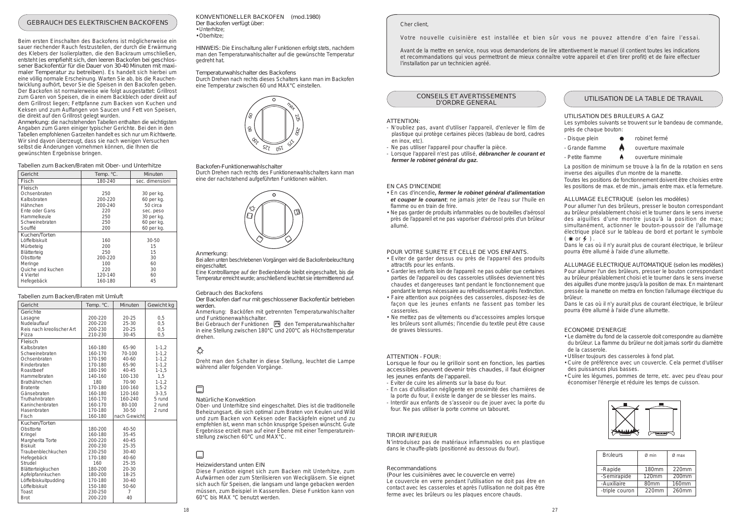## GEBRAUCH DES ELEKTRISCHEN BACKOFENS

Beim ersten Einschalten des Backofens ist möglicherweise ein sauer riechender Rauch festzustellen, der durch die Erwärmung des Klebers der Isolierplatten, die den Backraum umschließen, entsteht (es empfiehlt sich, den leeren Backofen bei geschlossener Backofentür für die Dauer von 30-40 Minuten mit maximaler Temperatur zu betreiben). Es handelt sich hierbei um eine völlig normale Erscheinung. Warten Sie ab, bis die Rauchentwicklung aufhört, bevor Sie die Speisen in den Backofen geben. Der Backofen ist normalerweise wie folgt ausgestattet: Grillrost zum Garen von Speisen, die in einem Backblech oder direkt auf dem Grillrost liegen; Fettpfanne zum Backen von Kuchen und Keksen und zum Auffangen von Saucen und Fett von Speisen, die direkt auf den Grillrost gelegt wurden.

Anmerkung: die nachstehenden Tabellen enthalten die wichtigsten Angaben zum Garen einiger typischer Gerichte. Bei den in den Tabellen empfohlenen Garzeiten handelt es sich nur um Richtwerte. Wir sind davon überzeugt, dass sie nach wenigen Versuchen selbst die Änderungen vornehmen können, die Ihnen die gewünschten Ergebnisse bringen.

Tabellen zum Backen/Braten mit Ober- und Unterhitze

| Gericht | Temp. °C. | Minuten |
|---|---|---|
| Fisch | 180-240 | sec. dimensioni |
| **Fleisch** | | |
| Ochsenbraten | 250 | 30 per kg. |
| Kalbsbraten | 200-220 | 60 per kg. |
| Hähnchen | 200-240 | 50 circa |
| Ente oder Gans | 220 | sec. peso |
| Hammelkeule | 250 | 30 per kg. |
| Schweinebraten | 250 | 60 per kg. |
| Soufflé | 200 | 60 per kg. |
| **Kuchen/Torten** | | |
| Löffelbiskuit | 160 | 30-50 |
| Mürbeteig | 200 | 15 |
| Blätterteig | 250 | 15 |
| Obsttorte | 200-220 | 30 |
| Meringe | 100 | 60 |
| Quiche und kuchen | 220 | 30 |
| 4 Viertel | 120-140 | 60 |
| Hefegebäck | 160-180 | 45 |

Tabellen zum Backen/Braten mit Umluft

| Gericht | Temp. °C. | Minuten | Gewicht kg |
|---|---|---|---|
| **Gerichte** | | | |
| Lasagne | 200-220 | 20-25 | 0,5 |
| Nudelauflauf | 200-220 | 25-30 | 0,5 |
| Reis nach kreolischer Art | 200-230 | 20-25 | 0,5 |
| Pizza | 210-230 | 30-45 | 0,5 |
| **Fleisch** | | | |
| Kalbsbraten | 160-180 | 65-90 | 1-1,2 |
| Schweinebraten | 160-170 | 70-100 | 1-1,2 |
| Ochsenbraten | 170-190 | 40-60 | 1-1,2 |
| Rinderbraten | 170-180 | 65-90 | 1-1,2 |
| Roastbeef | 180-190 | 40-45 | 1-1,5 |
| Hammelbraten | 140-160 | 100-130 | 1,5 |
| Brathähnchen | 180 | 70-90 | 1-1,2 |
| Bratente | 170-180 | 100-160 | 1,5-2 |
| Gänsebraten | 160-180 | 120-160 | 3-3,5 |
| Truthahnbraten | 160-170 | 160-240 | 5 rund |
| Kaninchenbraten | 160-170 | 80-100 | 2 rund |
| Hasenbraten | 170-180 | 30-50 | 2 rund |
| Fisch | 160-180 | nach Gewicht | |
| **Kuchen/Torten** | | | |
| Obsttorte | 180-200 | 40-50 | |
| Kringel | 160-180 | 35-45 | |
| Margherita Torte | 200-220 | 40-45 | |
| Biskuit | 200-230 | 25-35 | |
| Traubenblechkuchen | 230-250 | 30-40 | |
| Hefegebäck | 170-180 | 40-60 | |
| Strudel | 160 | 25-35 | |
| Blätterteigkuchen | 180-200 | 20-30 | |
| Apfelpfannkuchen | 180-200 | 18-25 | |
| Löffelbiskuitpudding | 170-180 | 30-40 | |
| Löffelbiskuit | 150-180 | 50-60 | |
| Toast | 230-250 | 7 | |
| Brot | 200-220 | 40 | |

KONVENTIONELLER BACKOFEN (mod.1980)

Der Backofen verfügt über:
- Unterhitze;
- Oberhitze;

HINWEIS: Die Einschaltung aller Funktionen erfolgt stets, nachdem man den Temperaturwahlschalter auf die gewünschte Temperatur gedreht hat.

Temperaturwahlschalter des Backofens

Durch Drehen nach rechts dieses Schalters kann man im Backofen eine Temperatur zwischen 60 und MAX°C einstellen.

Backofen-Funktionenwahlschalter

Durch Drehen nach rechts des Funktionenwahlschalters kann man eine der nachstehend aufgeführten Funktionen wählen.

Anmerkung:

Bei allen unten beschriebenen Vorgängen wird die Backofenbeleuchtung eingeschaltet.

Eine Kontrolllampe auf der Bedienblende bleibt eingeschaltet, bis die Temperatur erreicht wurde; anschließend leuchtet sie intermittierend auf.

Gebrauch des Backofens

Der Backofen darf nur mit geschlossener Backofentür betrieben werden.

Anmerkung: Backöfen mit getrennten Temperaturwahlschalter und Funktionenwahlschalter.

Bei Gebrauch der Funktionen den Temperaturwahlschalter in eine Stellung zwischen 180°C und 200°C als Höchsttemperatur drehen.

Dreht man den Schalter in diese Stellung, leuchtet die Lampe während aller folgenden Vorgänge.

Natürliche Konvektion

Ober- und Unterhitze sind eingeschaltet. Dies ist die traditionelle Beheizungsart, die sich optimal zum Braten von Keulen und Wild und zum Backen von Keksen oder Backäpfeln eignet und zu empfehlen ist, wenn man schön knusprige Speisen wünscht. Gute Ergebnisse erzielt man auf einer Ebene mit einer Temperatureinstellung zwischen 60°C und MAX°C.

Heizwiderstand unten EIN

Diese Funktion eignet sich zum Backen mit Unterhitze, zum Aufwärmen oder zum Sterilisieren von Weckgläsern. Sie eignet sich auch für Speisen, die langsam und lange gebacken werden müssen, zum Beispiel in Kasserollen. Diese Funktion kann von 60°C bis MAX °C benutzt werden.

Cher client,

Votre nouvelle cuisinière est installée et bien sûr vous ne pouvez attendre d'en faire l'essai.

Avant de la mettre en service, nous vous demanderions de lire attentivement le manuel (il contient toutes les indications et recommandations qui vous permettront de mieux connaître votre appareil et d'en tirer profit) et de faire effectuer l'installation par un technicien agréé.

## CONSEILS ET AVERTISSEMENTS D'ORDRE GENERAL

ATTENTION:
- N'oubliez pas, avant d'utiliser l'appareil, d'enlever le film de plastique qui protège certaines pièces (tableau de bord, cadres en inox, etc).
- Ne pas utiliser l'appareil pour chauffer la pièce.
- Lorsque l'appareil n'est pas utilisé, ***débrancher le courant et fermer le robinet général du gaz.***

EN CAS D'INCENDIE
- En cas d'incendie, ***fermer le robinet général d'alimentation et couper le courant***; ne jamais jeter de l'eau sur l'huile en flamme ou en train de frire.
- Ne pas garder de produits infammables ou de bouteilles d'aérosol près de l'appareil et ne pas vaporiser d'aérosol près d'un brûleur allumé.

POUR VOTRE SURETE ET CELLE DE VOS ENFANTS.
- Eviter de garder dessus ou près de l'appareil des produits attractifs pour les enfants.
- Garder les enfants loin de l'appareil: ne pas oublier que certaines parties de l'appareil ou des casseroles utilisées deviennent très chaudes et dangereuses tant pendant le fonctionnement que pendant le temps nécessaire au refroidissement après l'extinction.
- Faire attention aux poignées des casseroles, disposez-les de façon que les jeunes enfants ne fassent pas tomber les casseroles.
- Ne mettez pas de vêtements ou d'accessoires amples lorsque les brûleurs sont allumés; l'incendie du textile peut être cause de graves blessures.

ATTENTION - FOUR:

Lorsque le four ou le grilloir sont en fonction, les parties accessibles peuvent devenir très chaudes, il faut éloigner les jeunes enfants de l'appareil.
- Eviter de cuire les aliments sur la base du four.
- En cas d'utilisation négligente en proximité des charnières de la porte du four, il existe le danger de se blesser les mains.
- Interdir aux enfants de s'asseoir ou de jouer avec la porte du four. Ne pas utiliser la porte comme un tabouret.

TIROIR INFERIEUR

N'introduisez pas de matériaux inflammables ou en plastique dans le chauffe-plats (positionné au dessous du four).

Recommandations

(Pour les cuisinières avec le couvercle en verre)

Le couvercle en verre pendant l'utilisation ne doit pas être en contact avec les casseroles et après l'utilisation ne doit pas être ferme avec les brûleurs ou les plaques encore chauds.

## UTILISATION DE LA TABLE DE TRAVAIL

UTILISATION DES BRULEURS A GAZ

Les symboles suivants se trouvent sur le bandeau de commande, près de chaque bouton:

- Disque plein — robinet fermé
- Grande flamme — ouverture maximale
- Petite flamme — ouverture minimale

La position de minimum se trouve à la fin de la rotation en sens inverse des aiguilles d'un montre de la manette.

Toutes les positions de fonctionnement doivent être choisies entre les positions de max. et de min., jamais entre max. et la fermeture.

ALLUMAGE ELECTRIQUE (selon les modèles)

Pour allumer l'un des brûleurs, presser le bouton correspondant au brûleur préalablement choisi et le tourner dans le sens inverse des aiguilles d'une montre jusqu'à la position de max; simultanément, actionner le bouton-poussoir de l'allumage électrique placé sur le tableau de bord et portant le symbole ( ✱ or ⚡ ).

Dans le cas où il n'y aurait plus de courant électrique, le brûleur pourra être allumé à l'aide d'une allumette.

ALLUMAGE ELECTRIQUE AUTOMATIQUE (selon les modèles)

Pour allumer l'un des brûleurs, presser le bouton correspondant au brûleur préalablement choisi et le tourner dans le sens inverse des aiguilles d'une montre jusqu'à la position de max. En maintenant pressée la manette on mettra en fonction l'allumage électrique du brûleur.

Dans le cas où il n'y aurait plus de courant électrique, le brûleur pourra être allumé à l'aide d'une allumette.

ECONOMIE D'ENERGIE
- Le diamètre du fond de la casserole doit correspondre au diamètre du brûleur. La flamme du brûleur ne doit jamais sortir du diamètre de la casserole.
- Utiliser toujours des casseroles à fond plat.
- Cuire de préférence avec un couvercle. Cela permet d'utiliser des puissances plus basses.
- Cuire les légumes, pommes de terre, etc. avec peu d'eau pour économiser l'énergie et réduire les temps de cuisson.

| Brûleurs | Ø min | Ø max |
|---|---|---|
| -Rapide | 180mm | 220mm |
| -Semirapide | 120mm | 200mm |
| -Auxiliaire | 80mm | 160mm |
| -triple couron | 220mm | 260mm |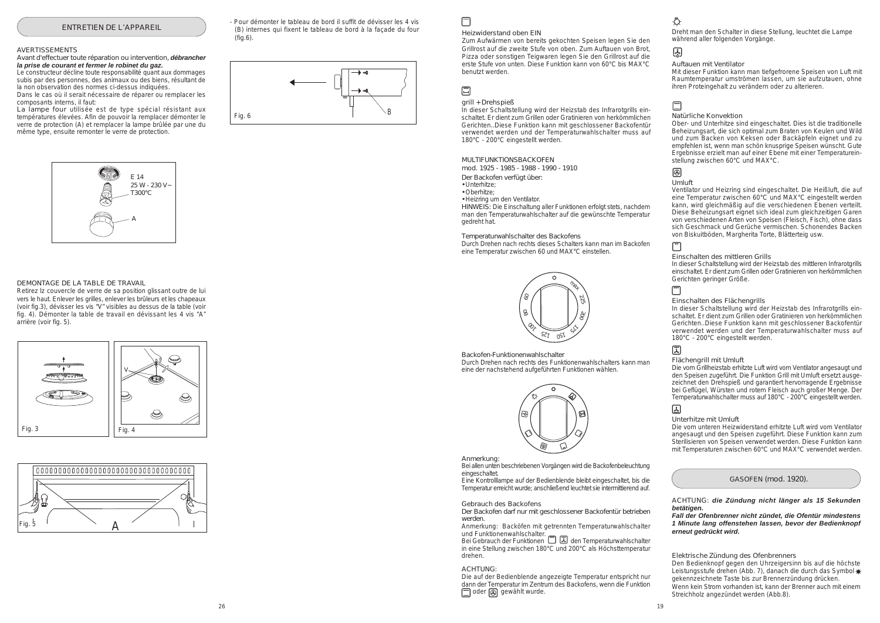## ENTRETIEN DE L'APPAREIL

### AVERTISSEMENTS

Avant d'effectuer toute réparation ou intervention, ***débrancher la prise de courant et fermer le robinet du gaz.***

Le constructeur décline toute responsabilité quant aux dommages subis par des personnes, des animaux ou des biens, résultant de la non observation des normes ci-dessus indiquées.

Dans le cas où il serait nécessaire de réparer ou remplacer les composants interns, il faut:

La lampe four utilisée est de type spécial résistant aux températures élevées. Afin de pouvoir la remplacer démonter le verre de protection (A) et remplacer la lampe brûlée par une du même type, ensuite remonter le verre de protection.

E 14
25 W - 230 V~
T300°C
A

### DEMONTAGE DE LA TABLE DE TRAVAIL

Retirez lz couvercle de verre de sa position glissant outre de lui vers le haut. Enlever les grilles, enlever les brûleurs et les chapeaux (voir fig.3), dévissez les vis "V" visibles au dessus de la table (voir fig. 4). Démonter la table de travail en dévissant les 4 vis "A" arrière (voir fig. 5).

Fig. 3

Fig. 4

Fig. 5

- Pour démonter le tableau de bord il suffit de dévisser les 4 vis (B) internes qui fixent le tableau de bord à la façade du four (fig.6).

Fig. 6

---

**Heizwiderstand oben EIN**

Zum Aufwärmen von bereits gekochten Speisen legen Sie den Grillrost auf die zweite Stufe von oben. Zum Auftauen von Brot, Pizza oder sonstigen Teigwaren legen Sie den Grillrost auf die erste Stufe von unten. Diese Funktion kann von 60°C bis MAX°C benutzt werden.

**grill + Drehspieß**

In dieser Schaltstellung wird der Heizstab des Infrarotgrills eingeschaltet. Er dient zum Grillen oder Gratinieren von herkömmlichen Gerichten..Diese Funktion kann mit geschlossener Backofentür verwendet werden und der Temperaturwahlschalter muss auf 180°C - 200°C eingestellt werden.

### MULTIFUNKTIONSBACKOFEN
mod. 1925 - 1985 - 1988 - 1990 - 1910

Der Backofen verfügt über:

- Unterhitze;
- Oberhitze;
- Heizring um den Ventilator.

HINWEIS: Die Einschaltung aller Funktionen erfolgt stets, nachdem man den Temperaturwahlschalter auf die gewünschte Temperatur gedreht hat.

**Temperaturwahlschalter des Backofens**

Durch Drehen nach rechts dieses Schalters kann man im Backofen eine Temperatur zwischen 60 und MAX°C einstellen.

**Backofen-Funktionenwahlschalter**

Durch Drehen nach rechts des Funktionenwahlschalters kann man eine der nachstehend aufgeführten Funktionen wählen.

**Anmerkung:**

Bei allen unten beschriebenen Vorgängen wird die Backofenbeleuchtung eingeschaltet.

Eine Kontrolllampe auf der Bedienblende bleibt eingeschaltet, bis die Temperatur erreicht wurde; anschließend leuchtet sie intermittierend auf.

**Gebrauch des Backofens**

Der Backofen darf nur mit geschlossener Backofentür betrieben werden.

Anmerkung: Backöfen mit getrennten Temperaturwahlschalter und Funktionenwahlschalter.

Bei Gebrauch der Funktionen den Temperaturwahlschalter in eine Stellung zwischen 180°C und 200°C als Höchsttemperatur drehen.

**ACHTUNG:**

Die auf der Bedienblende angezeigte Temperatur entspricht nur dann der Temperatur im Zentrum des Backofens, wenn die Funktion oder gewählt wurde.

Dreht man den Schalter in diese Stellung, leuchtet die Lampe während aller folgenden Vorgänge.

**Auftauen mit Ventilator**

Mit dieser Funktion kann man tiefgefrorene Speisen von Luft mit Raumtemperatur umströmen lassen, um sie aufzutauen, ohne ihren Proteingehalt zu verändern oder zu alterieren.

**Natürliche Konvektion**

Ober- und Unterhitze sind eingeschaltet. Dies ist die traditionelle Beheizungsart, die sich optimal zum Braten von Keulen und Wild und zum Backen von Keksen oder Backäpfeln eignet und zu empfehlen ist, wenn man schön knusprige Speisen wünscht. Gute Ergebnisse erzielt man auf einer Ebene mit einer Temperatureinstellung zwischen 60°C und MAX°C.

**Umluft**

Ventilator und Heizring sind eingeschaltet. Die Heißluft, die auf eine Temperatur zwischen 60°C und MAX°C eingestellt werden kann, wird gleichmäßig auf die verschiedenen Ebenen verteilt. Diese Beheizungsart eignet sich ideal zum gleichzeitigen Garen von verschiedenen Arten von Speisen (Fleisch, Fisch), ohne dass sich Geschmack und Gerüche vermischen. Schonendes Backen von Biskuitböden, Margherita Torte, Blätterteig usw.

**Einschalten des mittleren Grills**

In dieser Schaltstellung wird der Heizstab des mittleren Infrarotgrills eingeschaltet. Er dient zum Grillen oder Gratinieren von herkömmlichen Gerichten geringer Größe.

**Einschalten des Flächengrills**

In dieser Schaltstellung wird der Heizstab des Infrarotgrills eingeschaltet. Er dient zum Grillen oder Gratinieren von herkömmlichen Gerichten..Diese Funktion kann mit geschlossener Backofentür verwendet werden und der Temperaturwahlschalter muss auf 180°C - 200°C eingestellt werden.

**Flächengrill mit Umluft**

Die vom Grillheizstab erhitzte Luft wird vom Ventilator angesaugt und den Speisen zugeführt. Die Funktion Grill mit Umluft ersetzt ausgezeichnet den Drehspieß und garantiert hervorragende Ergebnisse bei Geflügel, Würsten und rotem Fleisch auch großer Menge. Der Temperaturwahlschalter muss auf 180°C - 200°C eingestellt werden.

**Unterhitze mit Umluft**

Die vom unteren Heizwiderstand erhitzte Luft wird vom Ventilator angesaugt und den Speisen zugeführt. Diese Funktion kann zum Sterilisieren von Speisen verwendet werden. Diese Funktion kann mit Temperaturen zwischen 60°C und MAX°C verwendet werden.

## GASOFEN (mod. 1920).

ACHTUNG: ***die Zündung nicht länger als 15 Sekunden betätigen.***

***Fall der Ofenbrenner nicht zündet, die Ofentür mindestens 1 Minute lang offenstehen lassen, bevor der Bedienknopf erneut gedrückt wird.***

**Elektrische Zündung des Ofenbrenners**

Den Bedienknopf gegen den Uhrzeigersinn bis auf die höchste Leistungsstufe drehen (Abb. 7), danach die durch das Symbol ✱ gekennzeichnete Taste bis zur Brennerzündung drücken.

Wenn kein Strom vorhanden ist, kann der Brenner auch mit einem Streichholz angezündet werden (Abb.8).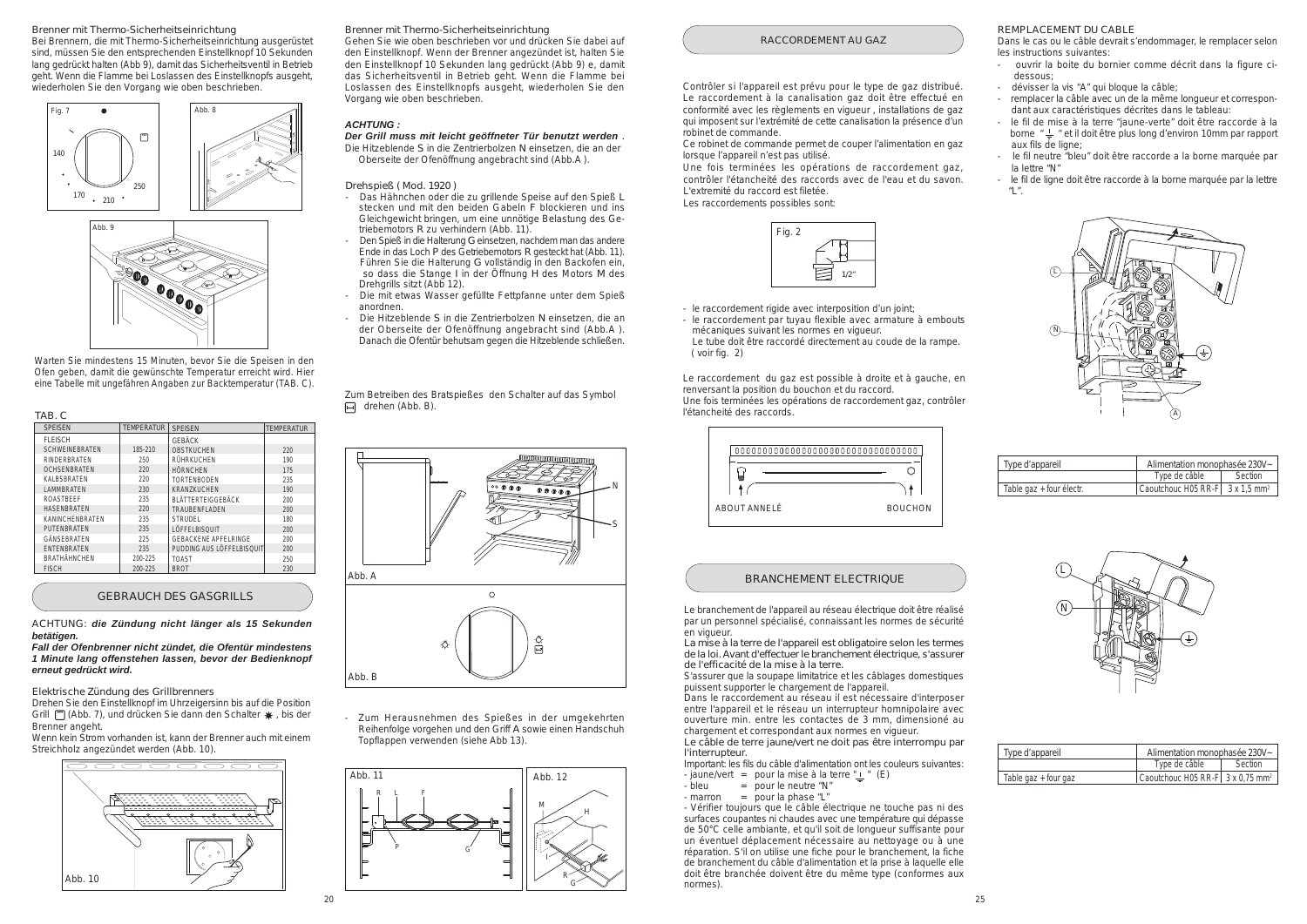Brenner mit Thermo-Sicherheitseinrichtung

Bei Brennern, die mit Thermo-Sicherheitseinrichtung ausgerüstet sind, müssen Sie den entsprechenden Einstellknopf 10 Sekunden lang gedrückt halten (Abb 9), damit das Sicherheitsventil in Betrieb geht. Wenn die Flamme bei Loslassen des Einstellknopfs ausgeht, wiederholen Sie den Vorgang wie oben beschrieben.

Fig. 7

Abb. 8

Abb. 9

Warten Sie mindestens 15 Minuten, bevor Sie die Speisen in den Ofen geben, damit die gewünschte Temperatur erreicht wird. Hier eine Tabelle mit ungefähren Angaben zur Backtemperatur (TAB. C).

TAB. C

| SPEISEN | TEMPERATUR | SPEISEN | TEMPERATUR |
|---|---|---|---|
| FLEISCH | | GEBÄCK | |
| SCHWEINEBRATEN | 185-210 | OBSTKUCHEN | 220 |
| RINDERBRATEN | 250 | RÜHRKUCHEN | 190 |
| OCHSENBRATEN | 220 | HÖRNCHEN | 175 |
| KALBSBRATEN | 220 | TORTENBODEN | 235 |
| LAMMBRATEN | 230 | KRANZKUCHEN | 190 |
| ROASTBEEF | 235 | BLÄTTERTEIGGEBÄCK | 200 |
| HASENBRATEN | 220 | TRAUBENFLADEN | 200 |
| KANINCHENBRATEN | 235 | STRUDEL | 180 |
| PUTENBRATEN | 235 | LÖFFELBISQUIT | 200 |
| GÄNSEBRATEN | 225 | GEBACKENE APFELRINGE | 200 |
| ENTENBRATEN | 235 | PUDDING AUS LÖFFELBISQUIT | 200 |
| BRATHÄHNCHEN | 200-225 | TOAST | 250 |
| FISCH | 200-225 | BROT | 230 |

## GEBRAUCH DES GASGRILLS

ACHTUNG: ***die Zündung nicht länger als 15 Sekunden betätigen.***

***Fall der Ofenbrenner nicht zündet, die Ofentür mindestens 1 Minute lang offenstehen lassen, bevor der Bedienknopf erneut gedrückt wird.***

Elektrische Zündung des Grillbrenners

Drehen Sie den Einstellknopf im Uhrzeigersinn bis auf die Position Grill (Abb. 7), und drücken Sie dann den Schalter ✱, bis der Brenner angeht.

Wenn kein Strom vorhanden ist, kann der Brenner auch mit einem Streichholz angezündet werden (Abb. 10).

Abb. 10

Brenner mit Thermo-Sicherheitseinrichtung

Gehen Sie wie oben beschrieben vor und drücken Sie dabei auf den Einstellknopf. Wenn der Brenner angezündet ist, halten Sie den Einstellknopf 10 Sekunden lang gedrückt (Abb 9) e, damit das Sicherheitsventil in Betrieb geht. Wenn die Flamme bei Loslassen des Einstellknopfs ausgeht, wiederholen Sie den Vorgang wie oben beschrieben.

***ACHTUNG :***

***Der Grill muss mit leicht geöffneter Tür benutzt werden*** .

Die Hitzeblende S in die Zentrierbolzen N einsetzen, die an der Oberseite der Ofenöffnung angebracht sind (Abb.A ).

Drehspieß ( Mod. 1920 )

- Das Hähnchen oder die zu grillende Speise auf den Spieß L stecken und mit den beiden Gabeln F blockieren und ins Gleichgewicht bringen, um eine unnötige Belastung des Getriebemotors R zu verhindern (Abb. 11).
- Den Spieß in die Halterung G einsetzen, nachdem man das andere Ende in das Loch P des Getriebemotors R gesteckt hat (Abb. 11). Führen Sie die Halterung G vollständig in den Backofen ein, so dass die Stange I in der Öffnung H des Motors M des Drehgrills sitzt (Abb. 12).
- Die mit etwas Wasser gefüllte Fettpfanne unter dem Spieß anordnen.
- Die Hitzeblende S in die Zentrierbolzen N einsetzen, die an der Oberseite der Ofenöffnung angebracht sind (Abb.A ). Danach die Ofentür behutsam gegen die Hitzeblende schließen.

Zum Betreiben des Bratspießes den Schalter auf das Symbol drehen (Abb. B).

Abb. A

Abb. B

- Zum Herausnehmen des Spießes in der umgekehrten Reihenfolge vorgehen und den Griff A sowie einen Handschuh Topflappen verwenden (siehe Abb 13).

Abb. 11

Abb. 12

## RACCORDEMENT AU GAZ

Contrôler si l'appareil est prévu pour le type de gaz distribué. Le raccordement à la canalisation gaz doit être effectué en conformité avec les règlements en vigueur , installations de gaz qui imposent sur l'extrémité de cette canalisation la présence d'un robinet de commande.

Ce robinet de commande permet de couper l'alimentation en gaz lorsque l'appareil n'est pas utilisé.

Une fois terminées les opérations de raccordement gaz, contrôler l'étanchéité des raccords avec de l'eau et du savon. L'extremité du raccord est filetée.

Les raccordements possibles sont:

Fig. 2

- le raccordement rigide avec interposition d'un joint;
- le raccordement par tuyau flexible avec armature à embouts mécaniques suivant les normes en vigueur.
  Le tube doit être raccordé directement au coude de la rampe. ( voir fig. 2)

Le raccordement du gaz est possible à droite et à gauche, en renversant la position du bouchon et du raccord.

Une fois terminées les opérations de raccordement gaz, contrôler l'étanchéité des raccords.

ABOUT ANNELÉ — BOUCHON

## BRANCHEMENT ELECTRIQUE

Le branchement de l'appareil au réseau électrique doit être réalisé par un personnel spécialisé, connaissant les normes de sécurité en vigueur.

La mise à la terre de l'appareil est obligatoire selon les termes de la loi. Avant d'effectuer le branchement électrique, s'assurer de l'efficacité de la mise à la terre.

S'assurer que la soupape limitatrice et les câblages domestiques puissent supporter le chargement de l'appareil.

Dans le raccordement au réseau il est nécessaire d'interposer entre l'appareil et le réseau un interrupteur homnipolaire avec ouverture min. entre les contactes de 3 mm, dimensioné au chargement et correspondant aux normes en vigueur.

Le câble de terre jaune/vert ne doit pas être interrompu par l'interrupteur.

Important: les fils du câble d'alimentation ont les couleurs suivantes:

- jaune/vert = pour la mise à la terre "⏚" (E)
- bleu = pour le neutre "N"
- marron = pour la phase "L"

- Vérifier toujours que le câble électrique ne touche pas ni des surfaces coupantes ni chaudes avec une température qui dépasse de 50°C celle ambiante, et qu'il soit de longueur suffisante pour un éventuel déplacement nécessaire au nettoyage ou à une réparation. S'il on utilise une fiche pour le branchement, la fiche de branchement du câble d'alimentation et la prise à laquelle elle doit être branchée doivent être du même type (conformes aux normes).

REMPLACEMENT DU CABLE

Dans le cas ou le câble devrait s'endommager, le remplacer selon les instructions suivantes:

- ouvrir la boite du bornier comme décrit dans la figure ci-dessous;
- dévisser la vis "A" qui bloque la câble;
- remplacer la câble avec un de la même longueur et correspondant aux caractéristiques décrites dans le tableau:
- le fil de mise à la terre "jaune-verte" doit être raccorde à la borne "⏚" et il doit être plus long d'environ 10mm par rapport aux fils de ligne;
- le fil neutre "bleu" doit être raccorde a la borne marquée par la lettre "N"
- le fil de ligne doit être raccorde à la borne marquée par la lettre "L".

| Type d'appareil | Alimentation monophasée 230V~ | |
|---|---|---|
| | Type de câble | Section |
| Table gaz + four électr. | Caoutchouc H05 RR-F | 3 x 1,5 mm² |

| Type d'appareil | Alimentation monophasée 230V~ | |
|---|---|---|
| | Type de câble | Section |
| Table gaz + four gaz | Caoutchouc H05 RR-F | 3 x 0,75 mm² |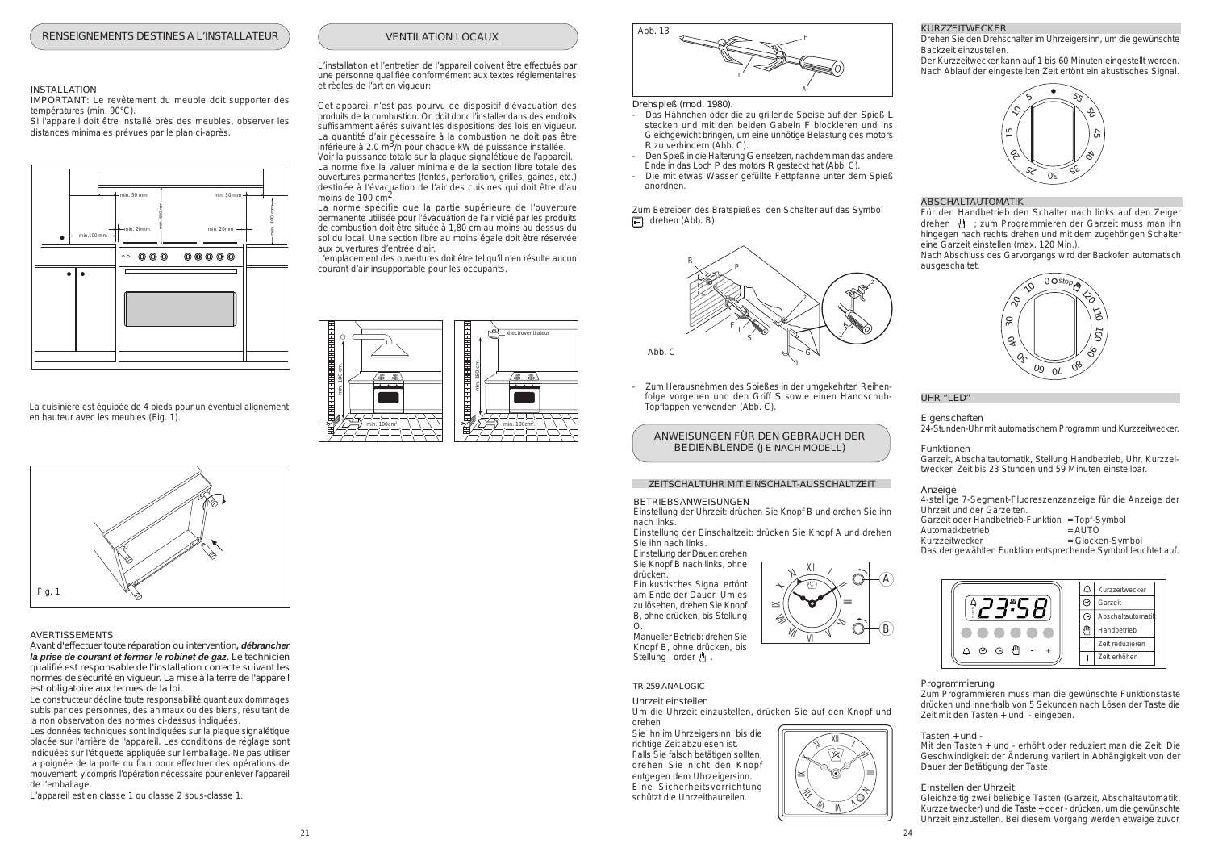## RENSEIGNEMENTS DESTINES A L'INSTALLATEUR

### INSTALLATION

IMPORTANT: Le revêtement du meuble doit supporter des températures (min. 90°C).

Si l'appareil doit être installé près des meubles, observer les distances minimales prévues par le plan ci-après.

La cuisinière est équipée de 4 pieds pour un éventuel alignement en hauteur avec les meubles (Fig. 1).

Fig. 1

### AVERTISSEMENTS

Avant d'effectuer toute réparation ou intervention***, débrancher la prise de courant et fermer le robinet de gaz***. Le technicien qualifié est responsable de l'installation correcte suivant les normes de sécurité en vigueur. La mise à la terre de l'appareil est obligatoire aux termes de la loi.

Le constructeur décline toute responsabilité quant aux dommages subis par des personnes, des animaux ou des biens, résultant de la non observation des normes ci-dessus indiquées.

Les données techniques sont indiquées sur la plaque signalétique placée sur l'arrière de l'appareil. Les conditions de réglage sont indiquées sur l'étiquette appliquée sur l'emballage. Ne pas utiliser la poignée de la porte du four pour effectuer des opérations de mouvement, y compris l'opération nécessaire pour enlever l'appareil de l'emballage.

L'appareil est en classe 1 ou classe 2 sous-classe 1.

## VENTILATION LOCAUX

L'installation et l'entretien de l'appareil doivent être effectués par une personne qualifiée conformément aux textes réglementaires et règles de l'art en vigueur:

Cet appareil n'est pas pourvu de dispositif d'évacuation des produits de la combustion. On doit donc l'installer dans des endroits suffisamment aérés suivant les dispositions des lois en vigueur. La quantité d'air nécessaire à la combustion ne doit pas être inférieure à 2.0 $m^3$/h pour chaque kW de puissance installée.

Voir la puissance totale sur la plaque signalétique de l'appareil.

La norme fixe la valuer minimale de la section libre totale des ouvertures permanentes (fentes, perforation, grilles, gaines, etc.) destinée à l'évacuation de l'air des cuisines qui doit être d'au moins de 100 $cm^2$.

La norme spécifie que la partie supérieure de l'ouverture permanente utilisée pour l'évacuation de l'air vicié par les produits de combustion doit être située à 1,80 cm au moins au dessus du sol du local. Une section libre au moins égale doit être réservée aux ouvertures d'entrée d'air.

L'emplacement des ouvertures doit être tel qu'il n'en résulte aucun courant d'air insupportable pour les occupants.

Abb. 13

Drehspieß (mod. 1980).

- Das Hähnchen oder die zu grillende Speise auf den Spieß L stecken und mit den beiden Gabeln F blockieren und ins Gleichgewicht bringen, um eine unnötige Belastung des motors R zu verhindern (Abb. C).
- Den Spieß in die Halterung G einsetzen, nachdem man das andere Ende in das Loch P des motors R gesteckt hat (Abb. C).
- Die mit etwas Wasser gefüllte Fettpfanne unter dem Spieß anordnen.

Zum Betreiben des Bratspießes den Schalter auf das Symbol drehen (Abb. B).

Abb. C

- Zum Herausnehmen des Spießes in der umgekehrten Reihenfolge vorgehen und den Griff S sowie einen Handschuh-Topflappen verwenden (Abb. C).

## ANWEISUNGEN FÜR DEN GEBRAUCH DER BEDIENBLENDE (JE NACH MODELL)

### ZEITSCHALTUHR MIT EINSCHALT-AUSSCHALTZEIT

BETRIEBSANWEISUNGEN

Einstellung der Uhrzeit: drüchen Sie Knopf B und drehen Sie ihn nach links.

Einstellung der Einschaltzeit: drücken Sie Knopf A und drehen Sie ihn nach links.

Einstellung der Dauer: drehen Sie Knopf B nach links, ohne drücken.

Ein kustisches Signal ertönt am Ende der Dauer. Um es zu lösehen, drehen Sie Knopf B, ohne drücken, bis Stellung O.

Manueller Betrieb: drehen Sie Knopf B, ohne drücken, bis Stellung I order .

### TR 259 ANALOGIC

Uhrzeit einstellen

Um die Uhrzeit einzustellen, drücken Sie auf den Knopf und drehen Sie ihn im Uhrzeigersinn, bis die richtige Zeit abzulesen ist.

Falls Sie falsch betätigen sollten, drehen Sie den Knopf entgegen dem Uhrzeigersinn. Eine Sicherheitsvorrichtung schützt die Uhrzeitbauteilen.

### KURZZEITWECKER

Drehen Sie den Drehschalter im Uhrzeigersinn, um die gewünschte Backzeit einzustellen.

Der Kurzzeitwecker kann auf 1 bis 60 Minuten eingestellt werden. Nach Ablauf der eingestellten Zeit ertönt ein akustisches Signal.

### ABSCHALTAUTOMATIK

Für den Handbetrieb den Schalter nach links auf den Zeiger drehen ; zum Programmieren der Garzeit muss man ihn hingegen nach rechts drehen und mit dem zugehörigen Schalter eine Garzeit einstellen (max. 120 Min.).

Nach Abschluss des Garvorgangs wird der Backofen automatisch ausgeschaltet.

### UHR "LED"

Eigenschaften

24-Stunden-Uhr mit automatischem Programm und Kurzzeitwecker.

Funktionen

Garzeit, Abschaltautomatik, Stellung Handbetrieb, Uhr, Kurzzeitwecker, Zeit bis 23 Stunden und 59 Minuten einstellbar.

Anzeige

4-stellige 7-Segment-Fluoreszenzanzeige für die Anzeige der Uhrzeit und der Garzeiten.

Garzeit oder Handbetrieb-Funktion = Topf-Symbol
Automatikbetrieb = AUTO
Kurzzeitwecker = Glocken-Symbol

Das der gewählten Funktion entsprechende Symbol leuchtet auf.

| | |
|---|---|
| 🔔 | Kurzzeitwecker |
| | Garzeit |
| | Abschaltautomatik |
| | Handbetrieb |
| - | Zeit reduzieren |
| + | Zeit erhöhen |

Programmierung

Zum Programmieren muss man die gewünschte Funktionstaste drücken und innerhalb von 5 Sekunden nach Lösen der Taste die Zeit mit den Tasten + und - eingeben.

Tasten + und -

Mit den Tasten + und - erhöht oder reduziert man die Zeit. Die Geschwindigkeit der Änderung variiert in Abhängigkeit von der Dauer der Betätigung der Taste.

Einstellen der Uhrzeit

Gleichzeitig zwei beliebige Tasten (Garzeit, Abschaltautomatik, Kurzzeitwecker) und die Taste + oder - drücken, um die gewünschte Uhrzeit einzustellen. Bei diesem Vorgang werden etwaige zuvor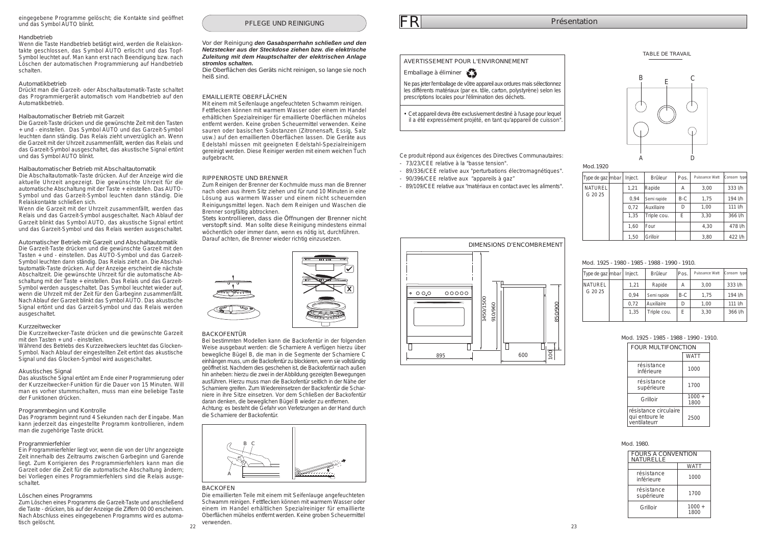eingegebene Programme gelöscht; die Kontakte sind geöffnet und das Symbol AUTO blinkt.

### Handbetrieb

Wenn die Taste Handbetrieb betätigt wird, werden die Relaiskontakte geschlossen, das Symbol AUTO erlischt und das Topf-Symbol leuchtet auf. Man kann erst nach Beendigung bzw. nach Löschen der automatischen Programmierung auf Handbetrieb schalten.

### Automatikbetrieb

Drückt man die Garzeit- oder Abschaltautomatik-Taste schaltet das Programmiergerät automatisch vom Handbetrieb auf den Automatikbetrieb.

### Halbautomatischer Betrieb mit Garzeit

Die Garzeit-Taste drücken und die gewünschte Zeit mit den Tasten + und - einstellen. Das Symbol AUTO und das Garzeit-Symbol leuchten dann ständig. Das Relais zieht unverzüglich an. Wenn die Garzeit mit der Uhrzeit zusammenfällt, werden das Relais und das Garzeit-Symbol ausgeschaltet, das akustische Signal ertönt und das Symbol AUTO blinkt.

### Halbautomatischer Betrieb mit Abschaltautomatik

Die Abschaltautomatik-Taste drücken. Auf der Anzeige wird die aktuelle Uhrzeit angezeigt. Die gewünschte Uhrzeit für die automatische Abschaltung mit der Taste + einstellen. Das AUTO-Symbol und das Garzeit-Symbol leuchten dann ständig. Die Relaiskontakte schließen sich.

Wenn die Garzeit mit der Uhrzeit zusammenfällt, werden das Relais und das Garzeit-Symbol ausgeschaltet. Nach Ablauf der Garzeit blinkt das Symbol AUTO, das akustische Signal ertönt und das Garzeit-Symbol und das Relais werden ausgeschaltet.

### Automatischer Betrieb mit Garzeit und Abschaltautomatik

Die Garzeit-Taste drücken und die gewünschte Garzeit mit den Tasten + und - einstellen. Das AUTO-Symbol und das Garzeit-Symbol leuchten dann ständig. Das Relais zieht an. Die Abschaltautomatik-Taste drücken. Auf der Anzeige erscheint die nächste Abschaltzeit. Die gewünschte Uhrzeit für die automatische Abschaltung mit der Taste + einstellen. Das Relais und das Garzeit-Symbol werden ausgeschaltet. Das Symbol leuchtet wieder auf, wenn die Uhrzeit mit der Zeit für den Garbeginn zusammenfällt. Nach Ablauf der Garzeit blinkt das Symbol AUTO. Das akustische Signal ertönt und das Garzeit-Symbol und das Relais werden ausgeschaltet.

### Kurzzeitwecker

Die Kurzzeitwecker-Taste drücken und die gewünschte Garzeit mit den Tasten + und - einstellen.

Während des Betriebs des Kurzzeitweckers leuchtet das Glocken-Symbol. Nach Ablauf der eingestellten Zeit ertönt das akustische Signal und das Glocken-Symbol wird ausgeschaltet.

### Akustisches Signal

Das akustische Signal ertönt am Ende einer Programmierung oder der Kurzzeitwecker-Funktion für die Dauer von 15 Minuten. Will man es vorher stummschalten, muss man eine beliebige Taste der Funktionen drücken.

### Programmbeginn und Kontrolle

Das Programm beginnt rund 4 Sekunden nach der Eingabe. Man kann jederzeit das eingestellte Programm kontrollieren, indem man die zugehörige Taste drückt.

### Programmierfehler

Ein Programmierfehler liegt vor, wenn die von der Uhr angezeigte Zeit innerhalb des Zeitraums zwischen Garbeginn und Garende liegt. Zum Korrigieren des Programmierfehlers kann man die Garzeit oder die Zeit für die automatische Abschaltung ändern; bei Vorliegen eines Programmierfehlers sind die Relais ausgeschaltet.

### Löschen eines Programms

Zum Löschen eines Programms die Garzeit-Taste und anschließend die Taste - drücken, bis auf der Anzeige die Ziffern 00 00 erscheinen. Nach Abschluss eines eingegebenen Programms wird es automatisch gelöscht.

## PFLEGE UND REINIGUNG

Vor der Reinigung ***den Gasabsperrhahn schließen und den Netzstecker aus der Steckdose ziehen bzw. die elektrische Zuleitung mit dem Hauptschalter der elektrischen Anlage stromlos schalten.***

Die Oberflächen des Geräts nicht reinigen, so lange sie noch heiß sind.

### EMAILLIERTE OBERFLÄCHEN

Mit einem mit Seifenlauge angefeuchteten Schwamm reinigen. Fettflecken können mit warmem Wasser oder einem im Handel erhältlichen Spezialreiniger für emaillierte Oberflächen mühelos entfernt werden. Keine groben Scheuermittel verwenden. Keine sauren oder basischen Substanzen (Zitronensaft, Essig, Salz usw.) auf den emaillierten Oberflächen lassen. Die Geräte aus Edelstahl müssen mit geeigneten Edelstahl-Spezialreinigern gereinigt werden. Diese Reiniger werden mit einem weichen Tuch aufgebracht.

### RIPPENROSTE UND BRENNER

Zum Reinigen der Brenner der Kochmulde muss man die Brenner nach oben aus ihrem Sitz ziehen und für rund 10 Minuten in eine Lösung aus warmem Wasser und einem nicht scheuernden Reinigungsmittel legen. Nach dem Reinigen und Waschen die Brenner sorgfältig abtrocknen.

Stets kontrollieren, dass die Öffnungen der Brenner nicht verstopft sind. Man sollte diese Reinigung mindestens einmal wöchentlich oder immer dann, wenn es nötig ist, durchführen. Darauf achten, die Brenner wieder richtig einzusetzen.

### BACKOFENTÜR

Bei bestimmten Modellen kann die Backofentür in der folgenden Weise ausgebaut werden: die Scharniere A verfügen hierzu über bewegliche Bügel B, die man in die Segmente der Scharniere C einhängen muss, um die Backofentür zu blockieren, wenn sie vollständig geöffnet ist. Nachdem dies geschehen ist, die Backofentür nach außen hin anheben: hierzu die zwei in der Abbildung gezeigten Bewegungen ausführen. Hierzu muss man die Backofentür seitlich in der Nähe der Scharniere greifen. Zum Wiedereinsetzen der Backofentür die Scharniere in ihre Sitze einsetzen. Vor dem Schließen der Backofentür daran denken, die beweglichen Bügel B wieder zu entfernen.

Achtung: es besteht die Gefahr von Verletzungen an der Hand durch die Scharniere der Backofentür.

B C

A

### BACKOFEN

Die emaillierten Teile mit einem mit Seifenlauge angefeuchteten Schwamm reinigen. Fettflecken können mit warmem Wasser oder einem im Handel erhältlichen Spezialreiniger für emaillierte Oberflächen mühelos entfernt werden. Keine groben Scheuermittel verwenden.

# FR Présentation

### AVERTISSEMENT POUR L'ENVIRONNEMENT

Emballage à éliminer

Ne pas jeter l'emballage de vôtre appareil aux ordures mais sélectionnez les différents matériaux (par ex. tôle, carton, polystyrène) selon les prescriptions locales pour l'élimination des déchets.

- Cet appareil devra être exclusivement destiné à l'usage pour lequel il a été expressément projeté, en tant qu'appareil de cuisson".

Ce produit répond aux éxigences des Directives Communautaires:

- 73/23/CEE relative à la "basse tension".
- 89/336/CEE relative aux "perturbations électromagnétiques".
- 90/396/CEE relative aux "appareils à gaz"
- 89/109/CEE relative aux "matériaux en contact avec les aliments".

DIMENSIONS D'ENCOMBREMENT

1450/1500

910/960

850/900

895

600

100

TABLE DE TRAVAIL

B E C

A D

Mod.1920

| Type de gaz | mbar | Inject. | Brûleur | Pos. | Puissance Watt | Consom type |
|---|---|---|---|---|---|---|
| NATUREL G 20 25 | | 1,21 | Rapide | A | 3,00 | 333 l/h |
| | | 0,94 | Semi rapide | B-C | 1,75 | 194 l/h |
| | | 0,72 | Auxiliaire | D | 1,00 | 111 l/h |
| | | 1,35 | Triple cou. | E | 3,30 | 366 l/h |
| | | 1,60 | Four | | 4,30 | 478 l/h |
| | | 1,50 | Grilloir | | 3,80 | 422 l/h |

Mod. 1925 - 1980 - 1985 - 1988 - 1990 - 1910.

| Type de gaz | mbar | Inject. | Brûleur | Pos. | Puissance Watt | Consom type |
|---|---|---|---|---|---|---|
| NATUREL G 20 25 | | 1,21 | Rapide | A | 3,00 | 333 l/h |
| | | 0,94 | Semi rapide | B-C | 1,75 | 194 l/h |
| | | 0,72 | Auxiliaire | D | 1,00 | 111 l/h |
| | | 1,35 | Triple cou. | E | 3,30 | 366 l/h |

Mod. 1925 - 1985 - 1988 - 1990 - 1910.

| FOUR MULTIFONCTION | WATT |
|---|---|
| résistance inférieure | 1000 |
| résistance supérieure | 1700 |
| Grilloir | 1000 + 1800 |
| résistance circulaire qui entoure le ventilateurr | 2500 |

Mod. 1980.

| FOURS A CONVENTION NATURELLE | WATT |
|---|---|
| résistance inférieure | 1000 |
| résistance supérieure | 1700 |
| Grilloir | 1000 + 1800 |